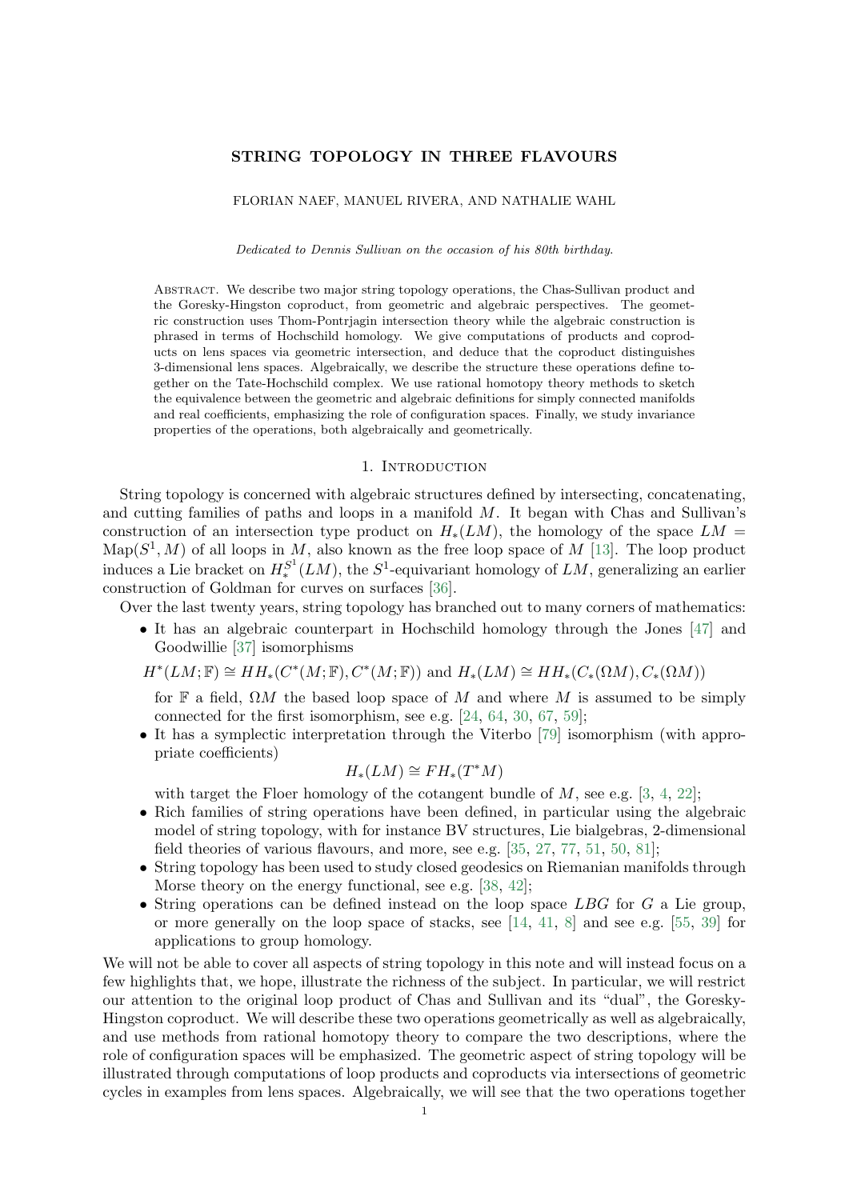# STRING TOPOLOGY IN THREE FLAVOURS

FLORIAN NAEF, MANUEL RIVERA, AND NATHALIE WAHL

*Dedicated to Dennis Sullivan on the occasion of his 80th birthday.*

Abstract. We describe two major string topology operations, the Chas-Sullivan product and the Goresky-Hingston coproduct, from geometric and algebraic perspectives. The geometric construction uses Thom-Pontrjagin intersection theory while the algebraic construction is phrased in terms of Hochschild homology. We give computations of products and coproducts on lens spaces via geometric intersection, and deduce that the coproduct distinguishes 3-dimensional lens spaces. Algebraically, we describe the structure these operations define together on the Tate-Hochschild complex. We use rational homotopy theory methods to sketch the equivalence between the geometric and algebraic definitions for simply connected manifolds and real coefficients, emphasizing the role of configuration spaces. Finally, we study invariance properties of the operations, both algebraically and geometrically.

## 1. Introduction

String topology is concerned with algebraic structures defined by intersecting, concatenating, and cutting families of paths and loops in a manifold $M$. It began with Chas and Sullivan's construction of an intersection type product on $H_*(LM)$, the homology of the space $LM = \mathrm{Map}(S^1, M)$ of all loops in $M$, also known as the free loop space of $M$ [13]. The loop product induces a Lie bracket on $H_*^{S^1}(LM)$, the $S^1$-equivariant homology of $LM$, generalizing an earlier construction of Goldman for curves on surfaces [36].

Over the last twenty years, string topology has branched out to many corners of mathematics:

- It has an algebraic counterpart in Hochschild homology through the Jones [47] and Goodwillie [37] isomorphisms
  $$H^*(LM; \mathbb{F}) \cong HH_*(C^*(M; \mathbb{F}), C^*(M; \mathbb{F})) \text{ and } H_*(LM) \cong HH_*(C_*(\Omega M), C_*(\Omega M))$$
  for $\mathbb{F}$ a field, $\Omega M$ the based loop space of $M$ and where $M$ is assumed to be simply connected for the first isomorphism, see e.g. [24, 64, 30, 67, 59];
- It has a symplectic interpretation through the Viterbo [79] isomorphism (with appropriate coefficients)
  $$H_*(LM) \cong FH_*(T^*M)$$
  with target the Floer homology of the cotangent bundle of $M$, see e.g. [3, 4, 22];
- Rich families of string operations have been defined, in particular using the algebraic model of string topology, with for instance BV structures, Lie bialgebras, 2-dimensional field theories of various flavours, and more, see e.g. [35, 27, 77, 51, 50, 81];
- String topology has been used to study closed geodesics on Riemanian manifolds through Morse theory on the energy functional, see e.g. [38, 42];
- String operations can be defined instead on the loop space $LBG$ for $G$ a Lie group, or more generally on the loop space of stacks, see [14, 41, 8] and see e.g. [55, 39] for applications to group homology.

We will not be able to cover all aspects of string topology in this note and will instead focus on a few highlights that, we hope, illustrate the richness of the subject. In particular, we will restrict our attention to the original loop product of Chas and Sullivan and its "dual", the Goresky-Hingston coproduct. We will describe these two operations geometrically as well as algebraically, and use methods from rational homotopy theory to compare the two descriptions, where the role of configuration spaces will be emphasized. The geometric aspect of string topology will be illustrated through computations of loop products and coproducts via intersections of geometric cycles in examples from lens spaces. Algebraically, we will see that the two operations together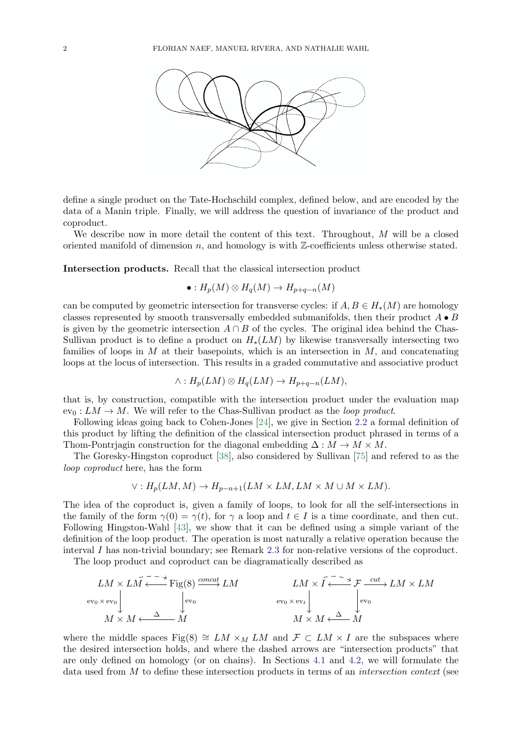define a single product on the Tate-Hochschild complex, defined below, and are encoded by the data of a Manin triple. Finally, we will address the question of invariance of the product and coproduct.

We describe now in more detail the content of this text. Throughout, $M$ will be a closed oriented manifold of dimension $n$, and homology is with $\mathbb{Z}$-coefficients unless otherwise stated.

**Intersection products.** Recall that the classical intersection product

$$\bullet : H_p(M) \otimes H_q(M) \to H_{p+q-n}(M)$$

can be computed by geometric intersection for transverse cycles: if $A, B \in H_*(M)$ are homology classes represented by smooth transversally embedded submanifolds, then their product $A \bullet B$ is given by the geometric intersection $A \cap B$ of the cycles. The original idea behind the Chas-Sullivan product is to define a product on $H_*(LM)$ by likewise transversally intersecting two families of loops in $M$ at their basepoints, which is an intersection in $M$, and concatenating loops at the locus of intersection. This results in a graded commutative and associative product

$$\wedge : H_p(LM) \otimes H_q(LM) \to H_{p+q-n}(LM),$$

that is, by construction, compatible with the intersection product under the evaluation map $\mathrm{ev}_0 : LM \to M$. We will refer to the Chas-Sullivan product as the *loop product*.

Following ideas going back to Cohen-Jones [24], we give in Section 2.2 a formal definition of this product by lifting the definition of the classical intersection product phrased in terms of a Thom-Pontrjagin construction for the diagonal embedding $\Delta : M \to M \times M$.

The Goresky-Hingston coproduct [38], also considered by Sullivan [75] and refered to as the *loop coproduct* here, has the form

$$\vee : H_p(LM, M) \to H_{p-n+1}(LM \times LM, LM \times M \cup M \times LM).$$

The idea of the coproduct is, given a family of loops, to look for all the self-intersections in the family of the form $\gamma(0) = \gamma(t)$, for $\gamma$ a loop and $t \in I$ is a time coordinate, and then cut. Following Hingston-Wahl [43], we show that it can be defined using a simple variant of the definition of the loop product. The operation is most naturally a relative operation because the interval $I$ has non-trivial boundary; see Remark 2.3 for non-relative versions of the coproduct.

The loop product and coproduct can be diagramatically described as

$$\begin{array}{ccccc} LM \times LM & \dashleftarrow\!\!\!\dashrightarrow & \mathrm{Fig}(8) & \xrightarrow{concat} & LM \\ \downarrow{\scriptstyle \mathrm{ev}_0 \times \mathrm{ev}_0} & & \downarrow{\scriptstyle \mathrm{ev}_0} & & \\ M \times M & \xleftarrow{\Delta} & M & & \end{array} \qquad \begin{array}{ccccc} LM \times I & \dashleftarrow\!\!\!\dashrightarrow & \mathcal{F} & \xrightarrow{cut} & LM \times LM \\ \downarrow{\scriptstyle \mathrm{ev}_0 \times \mathrm{ev}_t} & & \downarrow{\scriptstyle \mathrm{ev}_0} & & \\ M \times M & \xleftarrow{\Delta} & M & & \end{array}$$

where the middle spaces $\mathrm{Fig}(8) \cong LM \times_M LM$ and $\mathcal{F} \subset LM \times I$ are the subspaces where the desired intersection holds, and where the dashed arrows are "intersection products" that are only defined on homology (or on chains). In Sections 4.1 and 4.2, we will formulate the data used from $M$ to define these intersection products in terms of an *intersection context* (see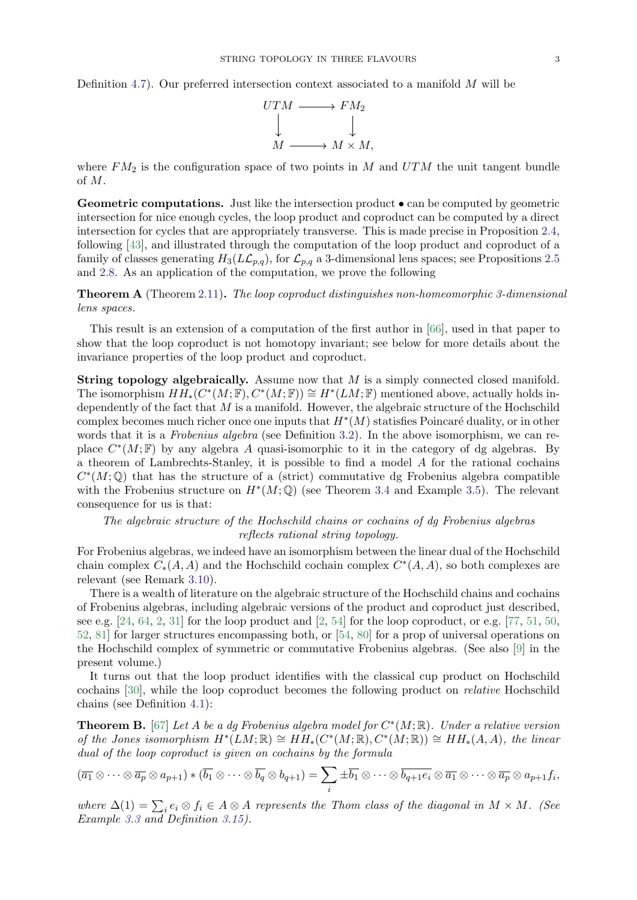Definition 4.7). Our preferred intersection context associated to a manifold $M$ will be

$$\begin{array}{ccc} UTM & \longrightarrow & FM_2 \\ \big\downarrow & & \big\downarrow \\ M & \longrightarrow & M \times M, \end{array}$$

where $FM_2$ is the configuration space of two points in $M$ and $UTM$ the unit tangent bundle of $M$.

**Geometric computations.** Just like the intersection product $\bullet$ can be computed by geometric intersection for nice enough cycles, the loop product and coproduct can be computed by a direct intersection for cycles that are appropriately transverse. This is made precise in Proposition 2.4, following [43], and illustrated through the computation of the loop product and coproduct of a family of classes generating $H_3(L\mathcal{L}_{p,q})$, for $\mathcal{L}_{p,q}$ a 3-dimensional lens spaces; see Propositions 2.5 and 2.8. As an application of the computation, we prove the following

**Theorem A** (Theorem 2.11)**.** *The loop coproduct distinguishes non-homeomorphic 3-dimensional lens spaces.*

This result is an extension of a computation of the first author in [66], used in that paper to show that the loop coproduct is not homotopy invariant; see below for more details about the invariance properties of the loop product and coproduct.

**String topology algebraically.** Assume now that $M$ is a simply connected closed manifold. The isomorphism $HH_*(C^*(M;\mathbb{F}), C^*(M;\mathbb{F})) \cong H^*(LM;\mathbb{F})$ mentioned above, actually holds independently of the fact that $M$ is a manifold. However, the algebraic structure of the Hochschild complex becomes much richer once one inputs that $H^*(M)$ statisfies Poincaré duality, or in other words that it is a *Frobenius algebra* (see Definition 3.2). In the above isomorphism, we can replace $C^*(M;\mathbb{F})$ by any algebra $A$ quasi-isomorphic to it in the category of dg algebras. By a theorem of Lambrechts-Stanley, it is possible to find a model $A$ for the rational cochains $C^*(M;\mathbb{Q})$ that has the structure of a (strict) commutative dg Frobenius algebra compatible with the Frobenius structure on $H^*(M;\mathbb{Q})$ (see Theorem 3.4 and Example 3.5). The relevant consequence for us is that:

*The algebraic structure of the Hochschild chains or cochains of dg Frobenius algebras reflects rational string topology.*

For Frobenius algebras, we indeed have an isomorphism between the linear dual of the Hochschild chain complex $C_*(A,A)$ and the Hochschild cochain complex $C^*(A,A)$, so both complexes are relevant (see Remark 3.10).

There is a wealth of literature on the algebraic structure of the Hochschild chains and cochains of Frobenius algebras, including algebraic versions of the product and coproduct just described, see e.g. [24, 64, 2, 31] for the loop product and [2, 54] for the loop coproduct, or e.g. [77, 51, 50, 52, 81] for larger structures encompassing both, or [54, 80] for a prop of universal operations on the Hochschild complex of symmetric or commutative Frobenius algebras. (See also [9] in the present volume.)

It turns out that the loop product identifies with the classical cup product on Hochschild cochains [30], while the loop coproduct becomes the following product on *relative* Hochschild chains (see Definition 4.1):

**Theorem B.** [67] *Let $A$ be a dg Frobenius algebra model for $C^*(M;\mathbb{R})$. Under a relative version of the Jones isomorphism $H^*(LM;\mathbb{R}) \cong HH_*(C^*(M;\mathbb{R}), C^*(M;\mathbb{R})) \cong HH_*(A,A)$, the linear dual of the loop coproduct is given on cochains by the formula*

$$(\overline{a_1}\otimes\cdots\otimes\overline{a_p}\otimes a_{p+1}) * (\overline{b_1}\otimes\cdots\otimes\overline{b_q}\otimes b_{q+1}) = \sum_i \pm\overline{b_1}\otimes\cdots\otimes\overline{b_{q+1}e_i}\otimes\overline{a_1}\otimes\cdots\otimes\overline{a_p}\otimes a_{p+1}f_i,$$

*where $\Delta(1) = \sum_i e_i \otimes f_i \in A \otimes A$ represents the Thom class of the diagonal in $M \times M$. (See Example 3.3 and Definition 3.15).*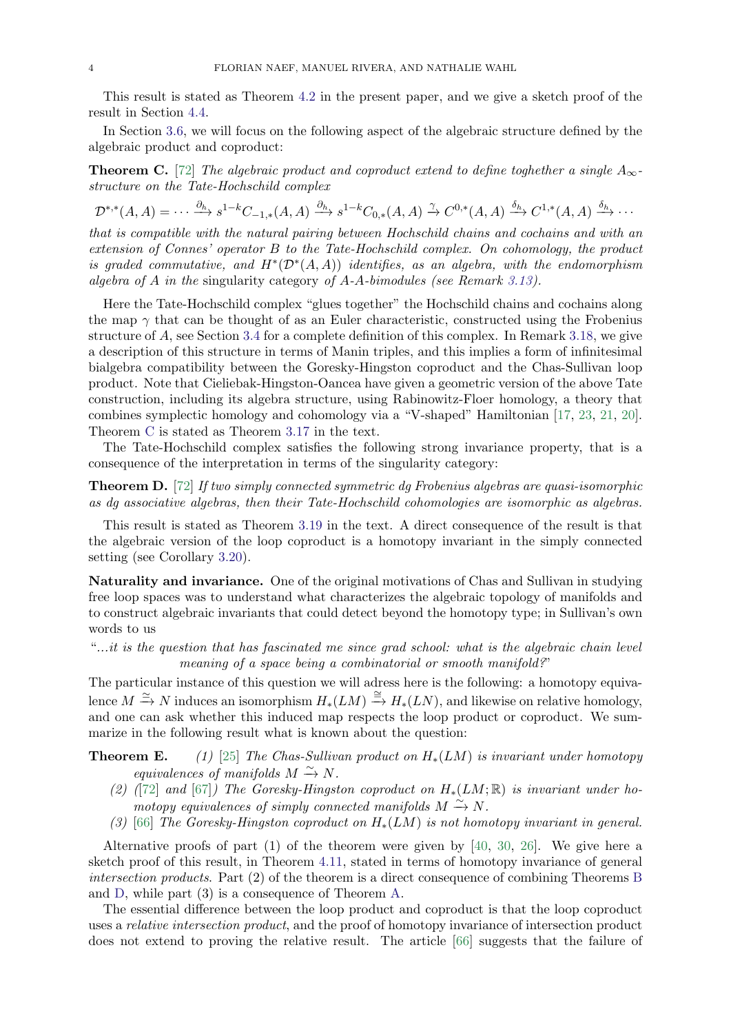This result is stated as Theorem 4.2 in the present paper, and we give a sketch proof of the result in Section 4.4.

In Section 3.6, we will focus on the following aspect of the algebraic structure defined by the algebraic product and coproduct:

**Theorem C.** [72] *The algebraic product and coproduct extend to define toghether a single $A_\infty$-structure on the Tate-Hochschild complex*

$$\mathcal{D}^{*,*}(A,A) = \cdots \xrightarrow{\partial_h} s^{1-k}C_{-1,*}(A,A) \xrightarrow{\partial_h} s^{1-k}C_{0,*}(A,A) \xrightarrow{\gamma} C^{0,*}(A,A) \xrightarrow{\delta_h} C^{1,*}(A,A) \xrightarrow{\delta_h} \cdots$$

*that is compatible with the natural pairing between Hochschild chains and cochains and with an extension of Connes' operator $B$ to the Tate-Hochschild complex. On cohomology, the product is graded commutative, and $H^*(\mathcal{D}^*(A,A))$ identifies, as an algebra, with the endomorphism algebra of $A$ in the* singularity category *of $A$-$A$-bimodules (see Remark 3.13).*

Here the Tate-Hochschild complex "glues together" the Hochschild chains and cochains along the map $\gamma$ that can be thought of as an Euler characteristic, constructed using the Frobenius structure of $A$, see Section 3.4 for a complete definition of this complex. In Remark 3.18, we give a description of this structure in terms of Manin triples, and this implies a form of infinitesimal bialgebra compatibility between the Goresky-Hingston coproduct and the Chas-Sullivan loop product. Note that Cieliebak-Hingston-Oancea have given a geometric version of the above Tate construction, including its algebra structure, using Rabinowitz-Floer homology, a theory that combines symplectic homology and cohomology via a "V-shaped" Hamiltonian [17, 23, 21, 20]. Theorem C is stated as Theorem 3.17 in the text.

The Tate-Hochschild complex satisfies the following strong invariance property, that is a consequence of the interpretation in terms of the singularity category:

**Theorem D.** [72] *If two simply connected symmetric dg Frobenius algebras are quasi-isomorphic as dg associative algebras, then their Tate-Hochschild cohomologies are isomorphic as algebras.*

This result is stated as Theorem 3.19 in the text. A direct consequence of the result is that the algebraic version of the loop coproduct is a homotopy invariant in the simply connected setting (see Corollary 3.20).

**Naturality and invariance.** One of the original motivations of Chas and Sullivan in studying free loop spaces was to understand what characterizes the algebraic topology of manifolds and to construct algebraic invariants that could detect beyond the homotopy type; in Sullivan's own words to us

"*...it is the question that has fascinated me since grad school: what is the algebraic chain level meaning of a space being a combinatorial or smooth manifold?*"

The particular instance of this question we will adress here is the following: a homotopy equivalence $M \xrightarrow{\simeq} N$ induces an isomorphism $H_*(LM) \xrightarrow{\cong} H_*(LN)$, and likewise on relative homology, and one can ask whether this induced map respects the loop product or coproduct. We summarize in the following result what is known about the question:

**Theorem E.** *(1)* [25] *The Chas-Sullivan product on $H_*(LM)$ is invariant under homotopy equivalences of manifolds $M \xrightarrow{\sim} N$.*

*(2)* ([72] *and* [67]) *The Goresky-Hingston coproduct on $H_*(LM;\mathbb{R})$ is invariant under homotopy equivalences of simply connected manifolds $M \xrightarrow{\sim} N$.*

*(3)* [66] *The Goresky-Hingston coproduct on $H_*(LM)$ is not homotopy invariant in general.*

Alternative proofs of part (1) of the theorem were given by [40, 30, 26]. We give here a sketch proof of this result, in Theorem 4.11, stated in terms of homotopy invariance of general *intersection products*. Part (2) of the theorem is a direct consequence of combining Theorems B and D, while part (3) is a consequence of Theorem A.

The essential difference between the loop product and coproduct is that the loop coproduct uses a *relative intersection product*, and the proof of homotopy invariance of intersection product does not extend to proving the relative result. The article [66] suggests that the failure of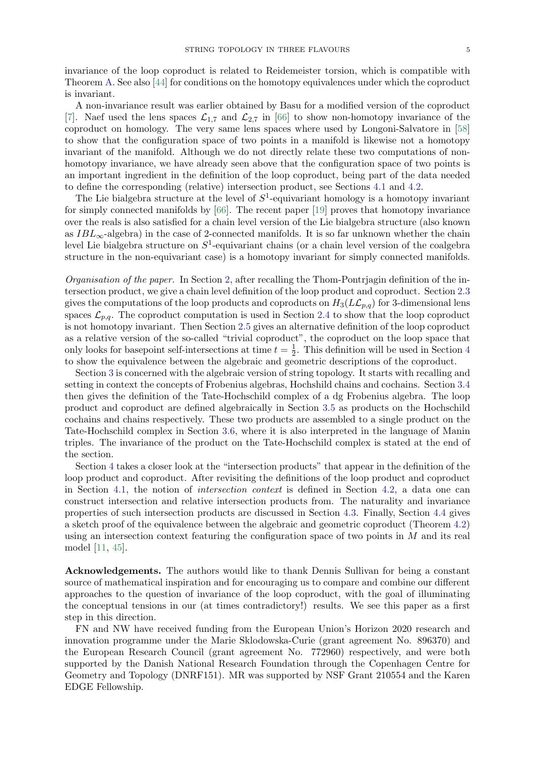invariance of the loop coproduct is related to Reidemeister torsion, which is compatible with Theorem A. See also [44] for conditions on the homotopy equivalences under which the coproduct is invariant.

A non-invariance result was earlier obtained by Basu for a modified version of the coproduct [7]. Naef used the lens spaces $\mathcal{L}_{1,7}$ and $\mathcal{L}_{2,7}$ in [66] to show non-homotopy invariance of the coproduct on homology. The very same lens spaces where used by Longoni-Salvatore in [58] to show that the configuration space of two points in a manifold is likewise not a homotopy invariant of the manifold. Although we do not directly relate these two computations of non-homotopy invariance, we have already seen above that the configuration space of two points is an important ingredient in the definition of the loop coproduct, being part of the data needed to define the corresponding (relative) intersection product, see Sections 4.1 and 4.2.

The Lie bialgebra structure at the level of $S^1$-equivariant homology is a homotopy invariant for simply connected manifolds by [66]. The recent paper [19] proves that homotopy invariance over the reals is also satisfied for a chain level version of the Lie bialgebra structure (also known as $IBL_\infty$-algebra) in the case of 2-connected manifolds. It is so far unknown whether the chain level Lie bialgebra structure on $S^1$-equivariant chains (or a chain level version of the coalgebra structure in the non-equivariant case) is a homotopy invariant for simply connected manifolds.

*Organisation of the paper.* In Section 2, after recalling the Thom-Pontrjagin definition of the intersection product, we give a chain level definition of the loop product and coproduct. Section 2.3 gives the computations of the loop products and coproducts on $H_3(L\mathcal{L}_{p,q})$ for 3-dimensional lens spaces $\mathcal{L}_{p,q}$. The coproduct computation is used in Section 2.4 to show that the loop coproduct is not homotopy invariant. Then Section 2.5 gives an alternative definition of the loop coproduct as a relative version of the so-called "trivial coproduct", the coproduct on the loop space that only looks for basepoint self-intersections at time $t = \frac{1}{2}$. This definition will be used in Section 4 to show the equivalence between the algebraic and geometric descriptions of the coproduct.

Section 3 is concerned with the algebraic version of string topology. It starts with recalling and setting in context the concepts of Frobenius algebras, Hochshild chains and cochains. Section 3.4 then gives the definition of the Tate-Hochschild complex of a dg Frobenius algebra. The loop product and coproduct are defined algebraically in Section 3.5 as products on the Hochschild cochains and chains respectively. These two products are assembled to a single product on the Tate-Hochschild complex in Section 3.6, where it is also interpreted in the language of Manin triples. The invariance of the product on the Tate-Hochschild complex is stated at the end of the section.

Section 4 takes a closer look at the "intersection products" that appear in the definition of the loop product and coproduct. After revisiting the definitions of the loop product and coproduct in Section 4.1, the notion of *intersection context* is defined in Section 4.2, a data one can construct intersection and relative intersection products from. The naturality and invariance properties of such intersection products are discussed in Section 4.3. Finally, Section 4.4 gives a sketch proof of the equivalence between the algebraic and geometric coproduct (Theorem 4.2) using an intersection context featuring the configuration space of two points in $M$ and its real model [11, 45].

**Acknowledgements.** The authors would like to thank Dennis Sullivan for being a constant source of mathematical inspiration and for encouraging us to compare and combine our different approaches to the question of invariance of the loop coproduct, with the goal of illuminating the conceptual tensions in our (at times contradictory!) results. We see this paper as a first step in this direction.

FN and NW have received funding from the European Union's Horizon 2020 research and innovation programme under the Marie Sklodowska-Curie (grant agreement No. 896370) and the European Research Council (grant agreement No. 772960) respectively, and were both supported by the Danish National Research Foundation through the Copenhagen Centre for Geometry and Topology (DNRF151). MR was supported by NSF Grant 210554 and the Karen EDGE Fellowship.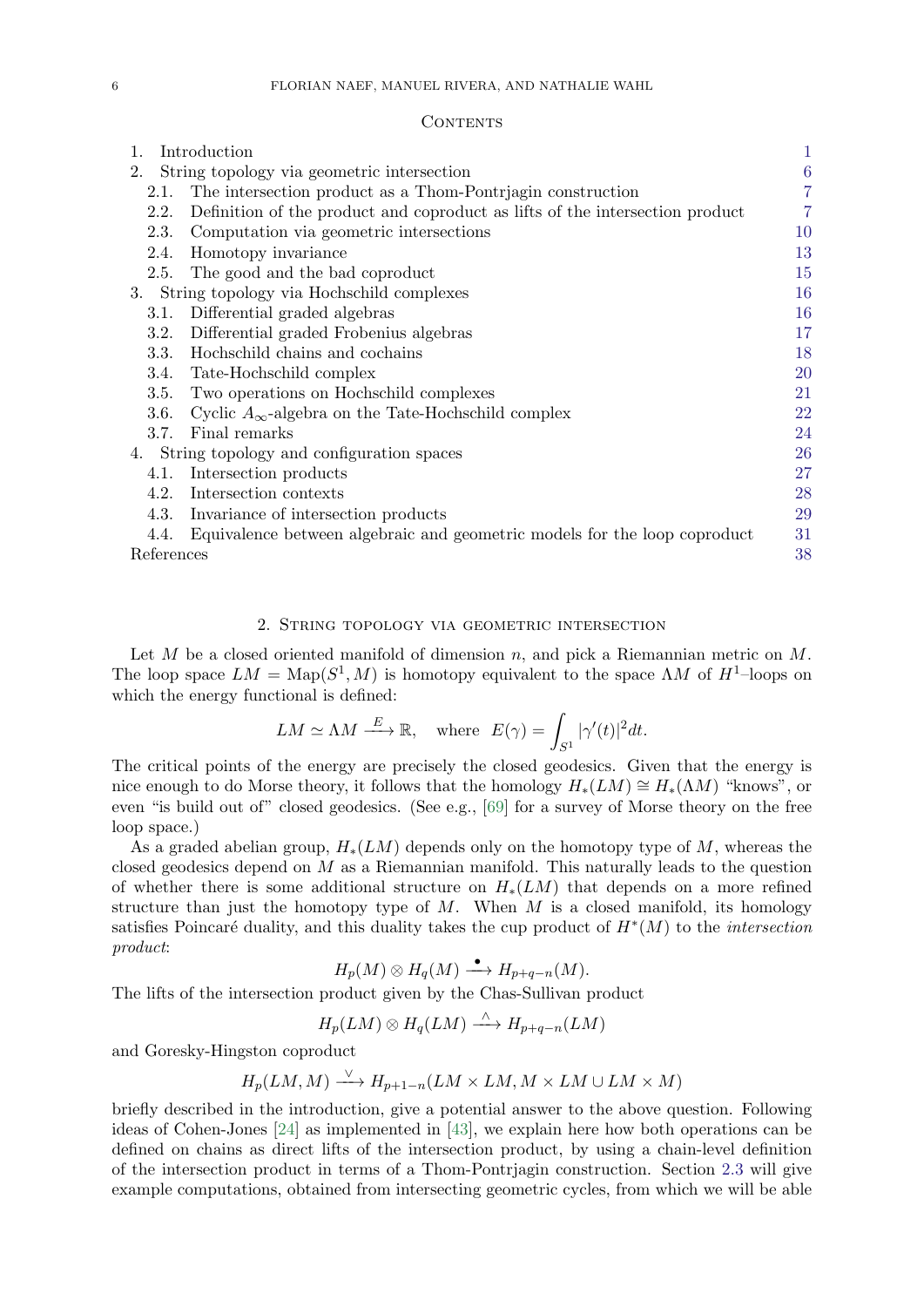## Contents

| | |
|---|---|
| 1. Introduction | 1 |
| 2. String topology via geometric intersection | 6 |
| 2.1. The intersection product as a Thom-Pontrjagin construction | 7 |
| 2.2. Definition of the product and coproduct as lifts of the intersection product | 7 |
| 2.3. Computation via geometric intersections | 10 |
| 2.4. Homotopy invariance | 13 |
| 2.5. The good and the bad coproduct | 15 |
| 3. String topology via Hochschild complexes | 16 |
| 3.1. Differential graded algebras | 16 |
| 3.2. Differential graded Frobenius algebras | 17 |
| 3.3. Hochschild chains and cochains | 18 |
| 3.4. Tate-Hochschild complex | 20 |
| 3.5. Two operations on Hochschild complexes | 21 |
| 3.6. Cyclic $A_\infty$-algebra on the Tate-Hochschild complex | 22 |
| 3.7. Final remarks | 24 |
| 4. String topology and configuration spaces | 26 |
| 4.1. Intersection products | 27 |
| 4.2. Intersection contexts | 28 |
| 4.3. Invariance of intersection products | 29 |
| 4.4. Equivalence between algebraic and geometric models for the loop coproduct | 31 |
| References | 38 |

## 2. String topology via geometric intersection

Let $M$ be a closed oriented manifold of dimension $n$, and pick a Riemannian metric on $M$. The loop space $LM = \mathrm{Map}(S^1, M)$ is homotopy equivalent to the space $\Lambda M$ of $H^1$–loops on which the energy functional is defined:

$$LM \simeq \Lambda M \xrightarrow{E} \mathbb{R}, \quad \text{where } \; E(\gamma) = \int_{S^1} |\gamma'(t)|^2 dt.$$

The critical points of the energy are precisely the closed geodesics. Given that the energy is nice enough to do Morse theory, it follows that the homology $H_*(LM) \cong H_*(\Lambda M)$ "knows", or even "is build out of" closed geodesics. (See e.g., [69] for a survey of Morse theory on the free loop space.)

As a graded abelian group, $H_*(LM)$ depends only on the homotopy type of $M$, whereas the closed geodesics depend on $M$ as a Riemannian manifold. This naturally leads to the question of whether there is some additional structure on $H_*(LM)$ that depends on a more refined structure than just the homotopy type of $M$. When $M$ is a closed manifold, its homology satisfies Poincaré duality, and this duality takes the cup product of $H^*(M)$ to the *intersection product*:

$$H_p(M) \otimes H_q(M) \xrightarrow{\bullet} H_{p+q-n}(M).$$

The lifts of the intersection product given by the Chas-Sullivan product

$$H_p(LM) \otimes H_q(LM) \xrightarrow{\wedge} H_{p+q-n}(LM)$$

and Goresky-Hingston coproduct

$$H_p(LM, M) \xrightarrow{\vee} H_{p+1-n}(LM \times LM, M \times LM \cup LM \times M)$$

briefly described in the introduction, give a potential answer to the above question. Following ideas of Cohen-Jones [24] as implemented in [43], we explain here how both operations can be defined on chains as direct lifts of the intersection product, by using a chain-level definition of the intersection product in terms of a Thom-Pontrjagin construction. Section 2.3 will give example computations, obtained from intersecting geometric cycles, from which we will be able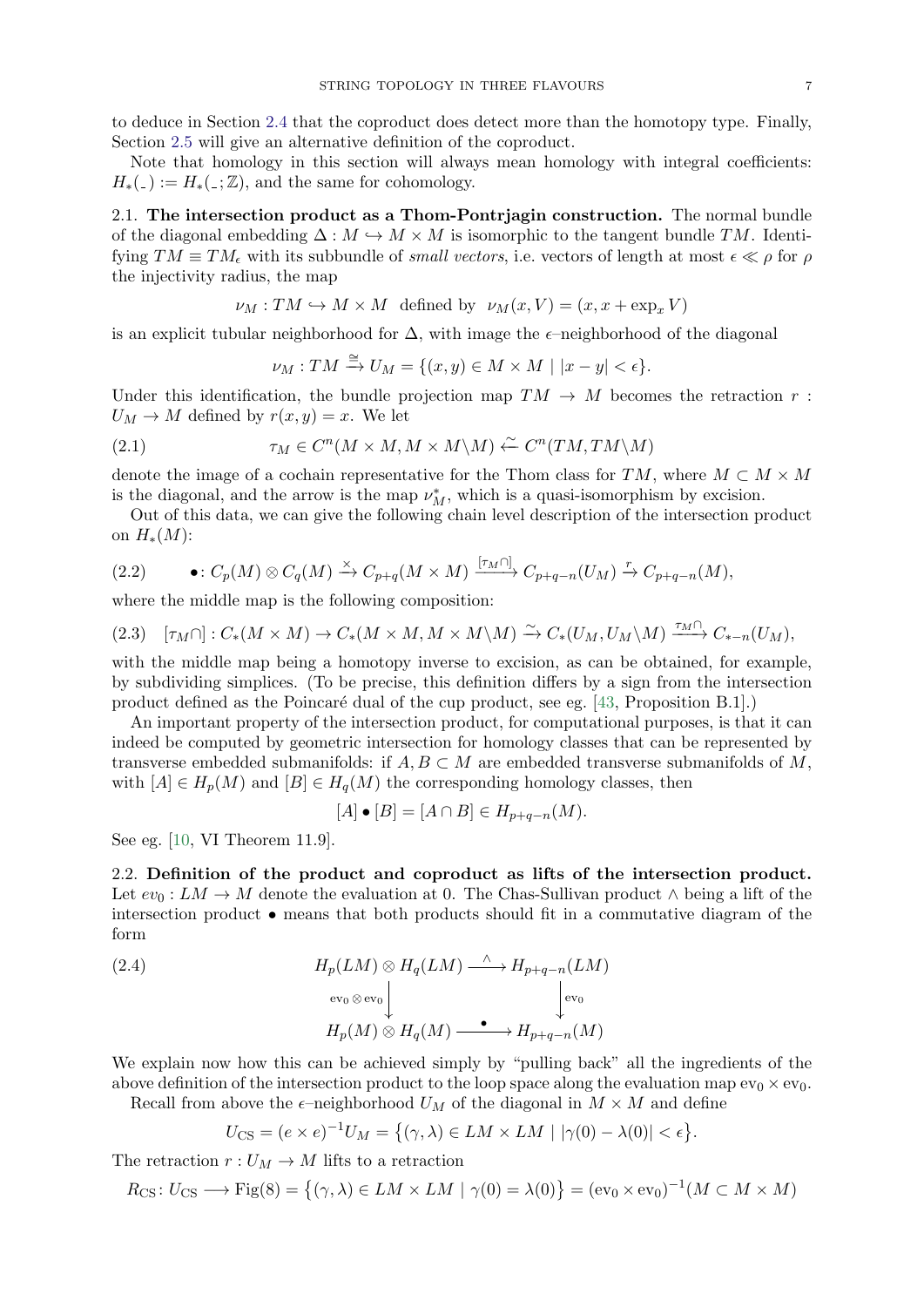to deduce in Section 2.4 that the coproduct does detect more than the homotopy type. Finally, Section 2.5 will give an alternative definition of the coproduct.

Note that homology in this section will always mean homology with integral coefficients: $H_*(\_) := H_*(\_;\mathbb{Z})$, and the same for cohomology.

### 2.1. The intersection product as a Thom-Pontrjagin construction.

The normal bundle of the diagonal embedding $\Delta : M \hookrightarrow M \times M$ is isomorphic to the tangent bundle $TM$. Identifying $TM \equiv TM_\epsilon$ with its subbundle of *small vectors*, i.e. vectors of length at most $\epsilon \ll \rho$ for $\rho$ the injectivity radius, the map

$$\nu_M : TM \hookrightarrow M \times M \quad \text{defined by} \quad \nu_M(x, V) = (x, x + \exp_x V)$$

is an explicit tubular neighborhood for $\Delta$, with image the $\epsilon$–neighborhood of the diagonal

$$\nu_M : TM \xrightarrow{\cong} U_M = \{(x,y) \in M \times M \mid |x-y| < \epsilon\}.$$

Under this identification, the bundle projection map $TM \to M$ becomes the retraction $r : U_M \to M$ defined by $r(x,y) = x$. We let

$$\tau_M \in C^n(M \times M, M \times M \backslash M) \xleftarrow{\sim} C^n(TM, TM \backslash M) \tag{2.1}$$

denote the image of a cochain representative for the Thom class for $TM$, where $M \subset M \times M$ is the diagonal, and the arrow is the map $\nu_M^*$, which is a quasi-isomorphism by excision.

Out of this data, we can give the following chain level description of the intersection product on $H_*(M)$:

$$\bullet : C_p(M) \otimes C_q(M) \xrightarrow{\times} C_{p+q}(M \times M) \xrightarrow{[\tau_M \cap]} C_{p+q-n}(U_M) \xrightarrow{r} C_{p+q-n}(M), \tag{2.2}$$

where the middle map is the following composition:

$$[\tau_M \cap] : C_*(M \times M) \to C_*(M \times M, M \times M \backslash M) \xrightarrow{\sim} C_*(U_M, U_M \backslash M) \xrightarrow{\tau_M \cap} C_{*-n}(U_M), \tag{2.3}$$

with the middle map being a homotopy inverse to excision, as can be obtained, for example, by subdividing simplices. (To be precise, this definition differs by a sign from the intersection product defined as the Poincaré dual of the cup product, see eg. [43, Proposition B.1].)

An important property of the intersection product, for computational purposes, is that it can indeed be computed by geometric intersection for homology classes that can be represented by transverse embedded submanifolds: if $A, B \subset M$ are embedded transverse submanifolds of $M$, with $[A] \in H_p(M)$ and $[B] \in H_q(M)$ the corresponding homology classes, then

$$[A] \bullet [B] = [A \cap B] \in H_{p+q-n}(M).$$

See eg. [10, VI Theorem 11.9].

### 2.2. Definition of the product and coproduct as lifts of the intersection product.

Let $ev_0 : LM \to M$ denote the evaluation at 0. The Chas-Sullivan product $\wedge$ being a lift of the intersection product $\bullet$ means that both products should fit in a commutative diagram of the form

$$\begin{array}{ccc} H_p(LM) \otimes H_q(LM) & \xrightarrow{\wedge} & H_{p+q-n}(LM) \\ \downarrow{\scriptstyle \mathrm{ev}_0 \otimes \mathrm{ev}_0} & & \downarrow{\scriptstyle \mathrm{ev}_0} \\ H_p(M) \otimes H_q(M) & \xrightarrow{\bullet} & H_{p+q-n}(M) \end{array} \tag{2.4}$$

We explain now how this can be achieved simply by "pulling back" all the ingredients of the above definition of the intersection product to the loop space along the evaluation map $\mathrm{ev}_0 \times \mathrm{ev}_0$.

Recall from above the $\epsilon$–neighborhood $U_M$ of the diagonal in $M \times M$ and define

$$U_{\mathrm{CS}} = (e \times e)^{-1} U_M = \big\{(\gamma, \lambda) \in LM \times LM \mid |\gamma(0) - \lambda(0)| < \epsilon\big\}.$$

The retraction $r : U_M \to M$ lifts to a retraction

$$R_{\mathrm{CS}} : U_{\mathrm{CS}} \longrightarrow \mathrm{Fig}(8) = \big\{(\gamma, \lambda) \in LM \times LM \mid \gamma(0) = \lambda(0)\big\} = (\mathrm{ev}_0 \times \mathrm{ev}_0)^{-1}(M \subset M \times M)$$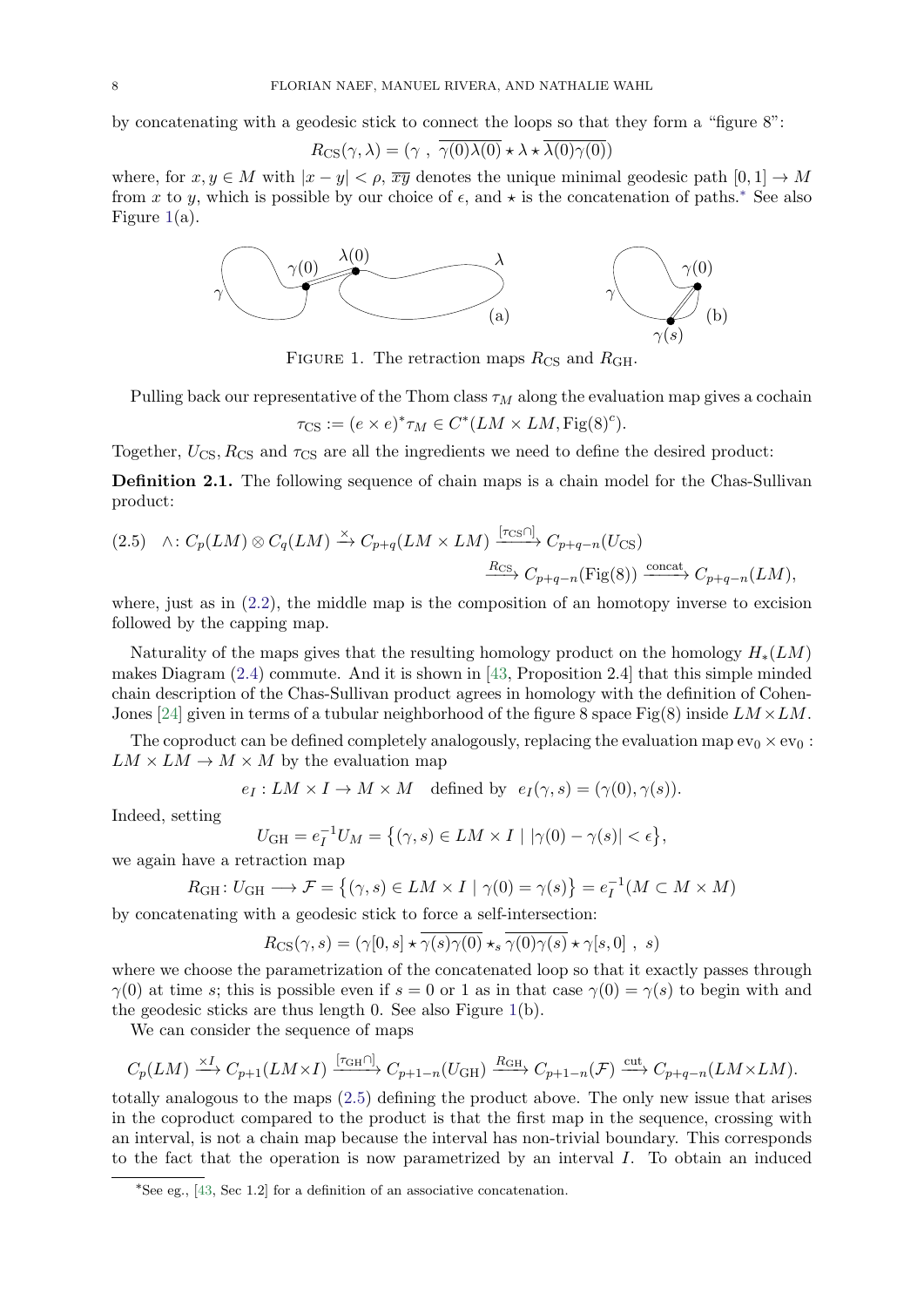by concatenating with a geodesic stick to connect the loops so that they form a "figure 8":

$$R_{\mathrm{CS}}(\gamma,\lambda) = (\gamma\ ,\ \overline{\gamma(0)\lambda(0)} \star \lambda \star \overline{\lambda(0)\gamma(0)})$$

where, for $x, y \in M$ with $|x-y| < \rho$, $\overline{xy}$ denotes the unique minimal geodesic path $[0,1] \to M$ from $x$ to $y$, which is possible by our choice of $\epsilon$, and $\star$ is the concatenation of paths.[*] See also Figure 1(a).

FIGURE 1. The retraction maps $R_{\mathrm{CS}}$ and $R_{\mathrm{GH}}$.

Pulling back our representative of the Thom class $\tau_M$ along the evaluation map gives a cochain

$$\tau_{\mathrm{CS}} := (e \times e)^* \tau_M \in C^*(LM \times LM, \mathrm{Fig}(8)^c).$$

Together, $U_{\mathrm{CS}}, R_{\mathrm{CS}}$ and $\tau_{\mathrm{CS}}$ are all the ingredients we need to define the desired product:

**Definition 2.1.** The following sequence of chain maps is a chain model for the Chas-Sullivan product:

$$(2.5)\quad \wedge\colon C_p(LM) \otimes C_q(LM) \xrightarrow{\times} C_{p+q}(LM \times LM) \xrightarrow{[\tau_{\mathrm{CS}}\cap]} C_{p+q-n}(U_{\mathrm{CS}}) \xrightarrow{R_{\mathrm{CS}}} C_{p+q-n}(\mathrm{Fig}(8)) \xrightarrow{\mathrm{concat}} C_{p+q-n}(LM),$$

where, just as in (2.2), the middle map is the composition of an homotopy inverse to excision followed by the capping map.

Naturality of the maps gives that the resulting homology product on the homology $H_*(LM)$ makes Diagram (2.4) commute. And it is shown in [43, Proposition 2.4] that this simple minded chain description of the Chas-Sullivan product agrees in homology with the definition of Cohen-Jones [24] given in terms of a tubular neighborhood of the figure 8 space $\mathrm{Fig}(8)$ inside $LM \times LM$.

The coproduct can be defined completely analogously, replacing the evaluation map $\mathrm{ev}_0 \times \mathrm{ev}_0 : LM \times LM \to M \times M$ by the evaluation map

$$e_I : LM \times I \to M \times M \quad \text{defined by} \quad e_I(\gamma, s) = (\gamma(0), \gamma(s)).$$

Indeed, setting

$$U_{\mathrm{GH}} = e_I^{-1} U_M = \{(\gamma, s) \in LM \times I \mid |\gamma(0) - \gamma(s)| < \epsilon\},$$

we again have a retraction map

$$R_{\mathrm{GH}}\colon U_{\mathrm{GH}} \longrightarrow \mathcal{F} = \{(\gamma, s) \in LM \times I \mid \gamma(0) = \gamma(s)\} = e_I^{-1}(M \subset M \times M)$$

by concatenating with a geodesic stick to force a self-intersection:

$$R_{\mathrm{CS}}(\gamma, s) = (\gamma[0,s] \star \overline{\gamma(s)\gamma(0)} \star_s \overline{\gamma(0)\gamma(s)} \star \gamma[s,0]\ ,\ s)$$

where we choose the parametrization of the concatenated loop so that it exactly passes through $\gamma(0)$ at time $s$; this is possible even if $s = 0$ or $1$ as in that case $\gamma(0) = \gamma(s)$ to begin with and the geodesic sticks are thus length 0. See also Figure 1(b).

We can consider the sequence of maps

$$C_p(LM) \xrightarrow{\times I} C_{p+1}(LM \times I) \xrightarrow{[\tau_{\mathrm{GH}}\cap]} C_{p+1-n}(U_{\mathrm{GH}}) \xrightarrow{R_{\mathrm{GH}}} C_{p+1-n}(\mathcal{F}) \xrightarrow{\mathrm{cut}} C_{p+q-n}(LM \times LM).$$

totally analogous to the maps (2.5) defining the product above. The only new issue that arises in the coproduct compared to the product is that the first map in the sequence, crossing with an interval, is not a chain map because the interval has non-trivial boundary. This corresponds to the fact that the operation is now parametrized by an interval $I$. To obtain an induced

[*] See eg., [43, Sec 1.2] for a definition of an associative concatenation.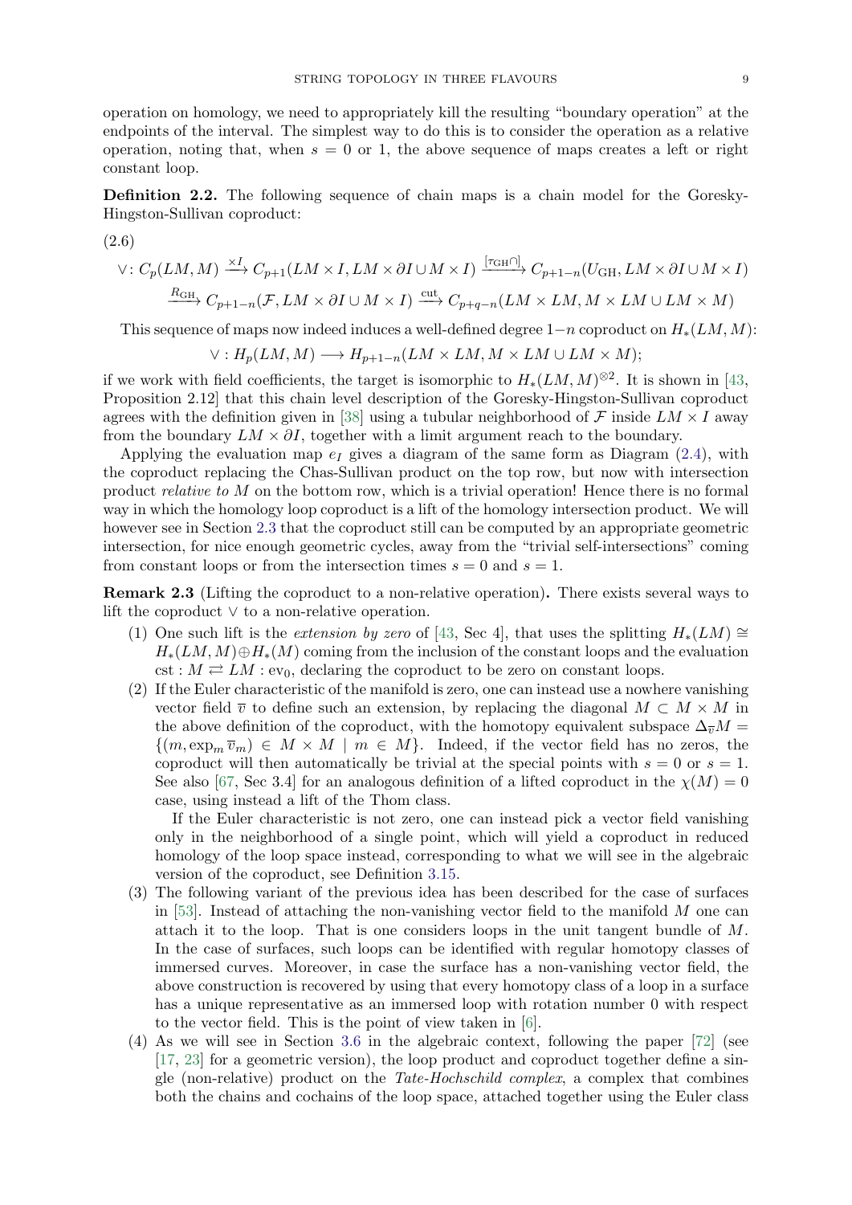operation on homology, we need to appropriately kill the resulting "boundary operation" at the endpoints of the interval. The simplest way to do this is to consider the operation as a relative operation, noting that, when $s = 0$ or $1$, the above sequence of maps creates a left or right constant loop.

**Definition 2.2.** The following sequence of chain maps is a chain model for the Goresky-Hingston-Sullivan coproduct:

(2.6)

$$\vee\colon C_p(LM, M) \xrightarrow{\times I} C_{p+1}(LM \times I, LM \times \partial I \cup M \times I) \xrightarrow{[\tau_{\mathrm{GH}} \cap]} C_{p+1-n}(U_{\mathrm{GH}}, LM \times \partial I \cup M \times I)$$
$$\xrightarrow{R_{\mathrm{GH}}} C_{p+1-n}(\mathcal{F}, LM \times \partial I \cup M \times I) \xrightarrow{\mathrm{cut}} C_{p+q-n}(LM \times LM, M \times LM \cup LM \times M)$$

This sequence of maps now indeed induces a well-defined degree $1-n$ coproduct on $H_*(LM, M)$:

$$\vee : H_p(LM, M) \longrightarrow H_{p+1-n}(LM \times LM, M \times LM \cup LM \times M);$$

if we work with field coefficients, the target is isomorphic to $H_*(LM, M)^{\otimes 2}$. It is shown in [43, Proposition 2.12] that this chain level description of the Goresky-Hingston-Sullivan coproduct agrees with the definition given in [38] using a tubular neighborhood of $\mathcal{F}$ inside $LM \times I$ away from the boundary $LM \times \partial I$, together with a limit argument reach to the boundary.

Applying the evaluation map $e_I$ gives a diagram of the same form as Diagram (2.4), with the coproduct replacing the Chas-Sullivan product on the top row, but now with intersection product *relative to* $M$ on the bottom row, which is a trivial operation! Hence there is no formal way in which the homology loop coproduct is a lift of the homology intersection product. We will however see in Section 2.3 that the coproduct still can be computed by an appropriate geometric intersection, for nice enough geometric cycles, away from the "trivial self-intersections" coming from constant loops or from the intersection times $s = 0$ and $s = 1$.

**Remark 2.3** (Lifting the coproduct to a non-relative operation)**.** There exists several ways to lift the coproduct $\vee$ to a non-relative operation.

1. One such lift is the *extension by zero* of [43, Sec 4], that uses the splitting $H_*(LM) \cong H_*(LM, M) \oplus H_*(M)$ coming from the inclusion of the constant loops and the evaluation $\mathrm{cst} : M \rightleftarrows LM : \mathrm{ev}_0$, declaring the coproduct to be zero on constant loops.
2. If the Euler characteristic of the manifold is zero, one can instead use a nowhere vanishing vector field $\overline{v}$ to define such an extension, by replacing the diagonal $M \subset M \times M$ in the above definition of the coproduct, with the homotopy equivalent subspace $\Delta_{\overline{v}} M = \{(m, \exp_m \overline{v}_m) \in M \times M \mid m \in M\}$. Indeed, if the vector field has no zeros, the coproduct will then automatically be trivial at the special points with $s = 0$ or $s = 1$. See also [67, Sec 3.4] for an analogous definition of a lifted coproduct in the $\chi(M) = 0$ case, using instead a lift of the Thom class.

   If the Euler characteristic is not zero, one can instead pick a vector field vanishing only in the neighborhood of a single point, which will yield a coproduct in reduced homology of the loop space instead, corresponding to what we will see in the algebraic version of the coproduct, see Definition 3.15.
3. The following variant of the previous idea has been described for the case of surfaces in [53]. Instead of attaching the non-vanishing vector field to the manifold $M$ one can attach it to the loop. That is one considers loops in the unit tangent bundle of $M$. In the case of surfaces, such loops can be identified with regular homotopy classes of immersed curves. Moreover, in case the surface has a non-vanishing vector field, the above construction is recovered by using that every homotopy class of a loop in a surface has a unique representative as an immersed loop with rotation number 0 with respect to the vector field. This is the point of view taken in [6].
4. As we will see in Section 3.6 in the algebraic context, following the paper [72] (see [17, 23] for a geometric version), the loop product and coproduct together define a single (non-relative) product on the *Tate-Hochschild complex*, a complex that combines both the chains and cochains of the loop space, attached together using the Euler class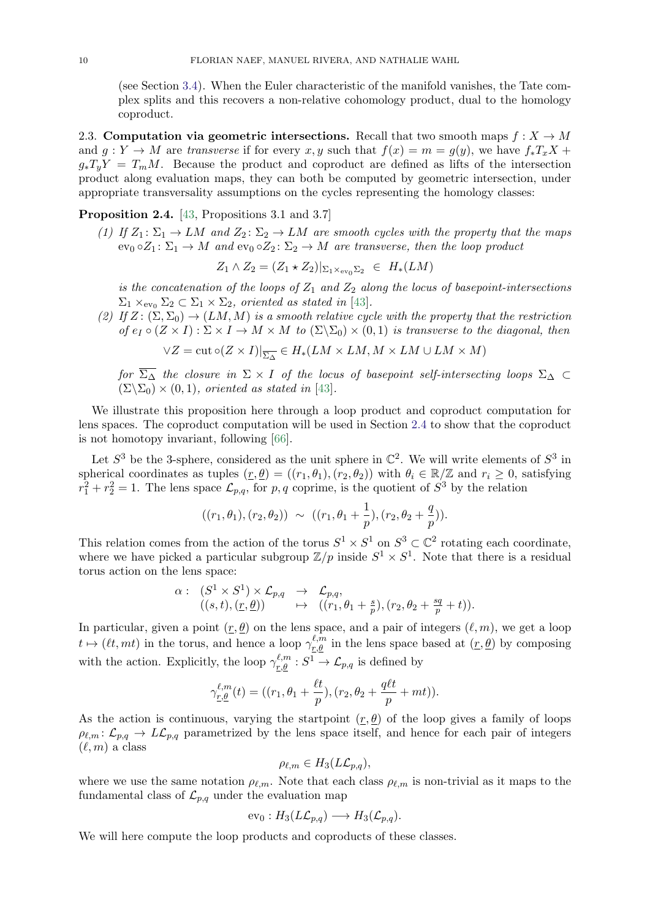(see Section 3.4). When the Euler characteristic of the manifold vanishes, the Tate complex splits and this recovers a non-relative cohomology product, dual to the homology coproduct.

2.3. **Computation via geometric intersections.** Recall that two smooth maps $f : X \to M$ and $g : Y \to M$ are *transverse* if for every $x, y$ such that $f(x) = m = g(y)$, we have $f_*T_xX + g_*T_yY = T_mM$. Because the product and coproduct are defined as lifts of the intersection product along evaluation maps, they can both be computed by geometric intersection, under appropriate transversality assumptions on the cycles representing the homology classes:

**Proposition 2.4.** [43, Propositions 3.1 and 3.7]

*(1) If $Z_1 \colon \Sigma_1 \to LM$ and $Z_2 \colon \Sigma_2 \to LM$ are smooth cycles with the property that the maps $\mathrm{ev}_0 \circ Z_1 \colon \Sigma_1 \to M$ and $\mathrm{ev}_0 \circ Z_2 \colon \Sigma_2 \to M$ are transverse, then the loop product*

$$Z_1 \wedge Z_2 = (Z_1 \star Z_2)|_{\Sigma_1 \times_{\mathrm{ev}_0} \Sigma_2} \ \in \ H_*(LM)$$

*is the concatenation of the loops of $Z_1$ and $Z_2$ along the locus of basepoint-intersections $\Sigma_1 \times_{\mathrm{ev}_0} \Sigma_2 \subset \Sigma_1 \times \Sigma_2$, oriented as stated in [43].*

*(2) If $Z \colon (\Sigma, \Sigma_0) \to (LM, M)$ is a smooth relative cycle with the property that the restriction of $e_I \circ (Z \times I) : \Sigma \times I \to M \times M$ to $(\Sigma \backslash \Sigma_0) \times (0, 1)$ is transverse to the diagonal, then*

$$\vee Z = \mathrm{cut} \circ (Z \times I)|_{\overline{\Sigma_\Delta}} \in H_*(LM \times LM, M \times LM \cup LM \times M)$$

*for $\overline{\Sigma_\Delta}$ the closure in $\Sigma \times I$ of the locus of basepoint self-intersecting loops $\Sigma_\Delta \subset (\Sigma \backslash \Sigma_0) \times (0, 1)$, oriented as stated in [43].*

We illustrate this proposition here through a loop product and coproduct computation for lens spaces. The coproduct computation will be used in Section 2.4 to show that the coproduct is not homotopy invariant, following [66].

Let $S^3$ be the 3-sphere, considered as the unit sphere in $\mathbb{C}^2$. We will write elements of $S^3$ in spherical coordinates as tuples $(\underline{r}, \underline{\theta}) = ((r_1, \theta_1), (r_2, \theta_2))$ with $\theta_i \in \mathbb{R}/\mathbb{Z}$ and $r_i \geq 0$, satisfying $r_1^2 + r_2^2 = 1$. The lens space $\mathcal{L}_{p,q}$, for $p, q$ coprime, is the quotient of $S^3$ by the relation

$$((r_1, \theta_1), (r_2, \theta_2)) \ \sim \ ((r_1, \theta_1 + \frac{1}{p}), (r_2, \theta_2 + \frac{q}{p})).$$

This relation comes from the action of the torus $S^1 \times S^1$ on $S^3 \subset \mathbb{C}^2$ rotating each coordinate, where we have picked a particular subgroup $\mathbb{Z}/p$ inside $S^1 \times S^1$. Note that there is a residual torus action on the lens space:

$$\begin{array}{rccl} \alpha : & (S^1 \times S^1) \times \mathcal{L}_{p,q} & \to & \mathcal{L}_{p,q}, \\ & ((s,t), (\underline{r}, \underline{\theta})) & \mapsto & ((r_1, \theta_1 + \frac{s}{p}), (r_2, \theta_2 + \frac{sq}{p} + t)). \end{array}$$

In particular, given a point $(\underline{r}, \underline{\theta})$ on the lens space, and a pair of integers $(\ell, m)$, we get a loop $t \mapsto (\ell t, mt)$ in the torus, and hence a loop $\gamma^{\ell,m}_{\underline{r},\underline{\theta}}$ in the lens space based at $(\underline{r}, \underline{\theta})$ by composing with the action. Explicitly, the loop $\gamma^{\ell,m}_{\underline{r},\underline{\theta}} : S^1 \to \mathcal{L}_{p,q}$ is defined by

$$\gamma^{\ell,m}_{\underline{r},\underline{\theta}}(t) = ((r_1, \theta_1 + \frac{\ell t}{p}), (r_2, \theta_2 + \frac{q \ell t}{p} + mt)).$$

As the action is continuous, varying the startpoint $(\underline{r}, \underline{\theta})$ of the loop gives a family of loops $\rho_{\ell,m} \colon \mathcal{L}_{p,q} \to L\mathcal{L}_{p,q}$ parametrized by the lens space itself, and hence for each pair of integers $(\ell, m)$ a class

$$\rho_{\ell,m} \in H_3(L\mathcal{L}_{p,q}),$$

where we use the same notation $\rho_{\ell,m}$. Note that each class $\rho_{\ell,m}$ is non-trivial as it maps to the fundamental class of $\mathcal{L}_{p,q}$ under the evaluation map

$$\mathrm{ev}_0 : H_3(L\mathcal{L}_{p,q}) \longrightarrow H_3(\mathcal{L}_{p,q}).$$

We will here compute the loop products and coproducts of these classes.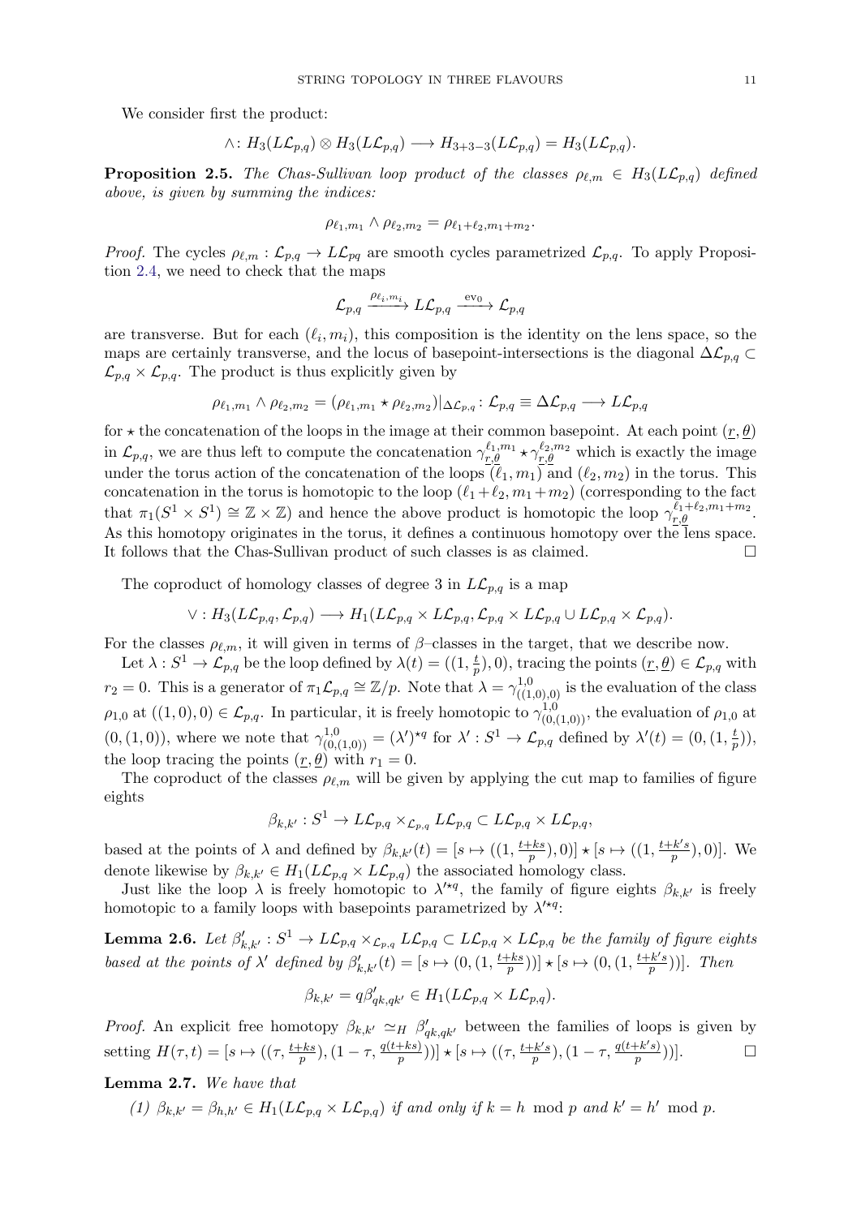We consider first the product:

$$\wedge\colon H_3(L\mathcal{L}_{p,q})\otimes H_3(L\mathcal{L}_{p,q}) \longrightarrow H_{3+3-3}(L\mathcal{L}_{p,q}) = H_3(L\mathcal{L}_{p,q}).$$

**Proposition 2.5.** *The Chas-Sullivan loop product of the classes $\rho_{\ell,m}\in H_3(L\mathcal{L}_{p,q})$ defined above, is given by summing the indices:*

$$\rho_{\ell_1,m_1}\wedge\rho_{\ell_2,m_2} = \rho_{\ell_1+\ell_2,m_1+m_2}.$$

*Proof.* The cycles $\rho_{\ell,m}:\mathcal{L}_{p,q}\to L\mathcal{L}_{pq}$ are smooth cycles parametrized $\mathcal{L}_{p,q}$. To apply Proposition 2.4, we need to check that the maps

$$\mathcal{L}_{p,q}\xrightarrow{\rho_{\ell_i,m_i}} L\mathcal{L}_{p,q}\xrightarrow{\mathrm{ev}_0}\mathcal{L}_{p,q}$$

are transverse. But for each $(\ell_i,m_i)$, this composition is the identity on the lens space, so the maps are certainly transverse, and the locus of basepoint-intersections is the diagonal $\Delta\mathcal{L}_{p,q}\subset\mathcal{L}_{p,q}\times\mathcal{L}_{p,q}$. The product is thus explicitly given by

$$\rho_{\ell_1,m_1}\wedge\rho_{\ell_2,m_2} = (\rho_{\ell_1,m_1}\star\rho_{\ell_2,m_2})|_{\Delta\mathcal{L}_{p,q}}\colon \mathcal{L}_{p,q}\equiv\Delta\mathcal{L}_{p,q}\longrightarrow L\mathcal{L}_{p,q}$$

for $\star$ the concatenation of the loops in the image at their common basepoint. At each point $(\underline{r},\underline{\theta})$ in $\mathcal{L}_{p,q}$, we are thus left to compute the concatenation $\gamma^{\ell_1,m_1}_{\underline{r},\underline{\theta}}\star\gamma^{\ell_2,m_2}_{\underline{r},\underline{\theta}}$ which is exactly the image under the torus action of the concatenation of the loops $(\ell_1,m_1)$ and $(\ell_2,m_2)$ in the torus. This concatenation in the torus is homotopic to the loop $(\ell_1+\ell_2,m_1+m_2)$ (corresponding to the fact that $\pi_1(S^1\times S^1)\cong\mathbb{Z}\times\mathbb{Z}$) and hence the above product is homotopic the loop $\gamma^{\ell_1+\ell_2,m_1+m_2}_{\underline{r},\underline{\theta}}$. As this homotopy originates in the torus, it defines a continuous homotopy over the lens space. It follows that the Chas-Sullivan product of such classes is as claimed. $\square$

The coproduct of homology classes of degree 3 in $L\mathcal{L}_{p,q}$ is a map

$$\vee: H_3(L\mathcal{L}_{p,q},\mathcal{L}_{p,q})\longrightarrow H_1(L\mathcal{L}_{p,q}\times L\mathcal{L}_{p,q},\mathcal{L}_{p,q}\times L\mathcal{L}_{p,q}\cup L\mathcal{L}_{p,q}\times\mathcal{L}_{p,q}).$$

For the classes $\rho_{\ell,m}$, it will given in terms of $\beta$–classes in the target, that we describe now.

Let $\lambda:S^1\to\mathcal{L}_{p,q}$ be the loop defined by $\lambda(t)=((1,\frac{t}{p}),0)$, tracing the points $(\underline{r},\underline{\theta})\in\mathcal{L}_{p,q}$ with $r_2=0$. This is a generator of $\pi_1\mathcal{L}_{p,q}\cong\mathbb{Z}/p$. Note that $\lambda=\gamma^{1,0}_{((1,0),0)}$ is the evaluation of the class $\rho_{1,0}$ at $((1,0),0)\in\mathcal{L}_{p,q}$. In particular, it is freely homotopic to $\gamma^{1,0}_{(0,(1,0))}$, the evaluation of $\rho_{1,0}$ at $(0,(1,0))$, where we note that $\gamma^{1,0}_{(0,(1,0))}=(\lambda')^{\star q}$ for $\lambda':S^1\to\mathcal{L}_{p,q}$ defined by $\lambda'(t)=(0,(1,\frac{t}{p}))$, the loop tracing the points $(\underline{r},\underline{\theta})$ with $r_1=0$.

The coproduct of the classes $\rho_{\ell,m}$ will be given by applying the cut map to families of figure eights

$$\beta_{k,k'}:S^1\to L\mathcal{L}_{p,q}\times_{\mathcal{L}_{p,q}}L\mathcal{L}_{p,q}\subset L\mathcal{L}_{p,q}\times L\mathcal{L}_{p,q},$$

based at the points of $\lambda$ and defined by $\beta_{k,k'}(t)=[s\mapsto((1,\frac{t+ks}{p}),0)]\star[s\mapsto((1,\frac{t+k's}{p}),0)]$. We denote likewise by $\beta_{k,k'}\in H_1(L\mathcal{L}_{p,q}\times L\mathcal{L}_{p,q})$ the associated homology class.

Just like the loop $\lambda$ is freely homotopic to $\lambda'^{\star q}$, the family of figure eights $\beta_{k,k'}$ is freely homotopic to a family loops with basepoints parametrized by $\lambda'^{\star q}$:

**Lemma 2.6.** *Let $\beta'_{k,k'}:S^1\to L\mathcal{L}_{p,q}\times_{\mathcal{L}_{p,q}}L\mathcal{L}_{p,q}\subset L\mathcal{L}_{p,q}\times L\mathcal{L}_{p,q}$ be the family of figure eights based at the points of $\lambda'$ defined by $\beta'_{k,k'}(t)=[s\mapsto(0,(1,\frac{t+ks}{p}))]\star[s\mapsto(0,(1,\frac{t+k's}{p}))]$. Then*

$$\beta_{k,k'}=q\beta'_{qk,qk'}\in H_1(L\mathcal{L}_{p,q}\times L\mathcal{L}_{p,q}).$$

*Proof.* An explicit free homotopy $\beta_{k,k'}\simeq_H\beta'_{qk,qk'}$ between the families of loops is given by setting $H(\tau,t)=[s\mapsto((\tau,\frac{t+ks}{p}),(1-\tau,\frac{q(t+ks)}{p}))]\star[s\mapsto((\tau,\frac{t+k's}{p}),(1-\tau,\frac{q(t+k's)}{p}))]$. $\square$

**Lemma 2.7.** *We have that*

*(1) $\beta_{k,k'}=\beta_{h,h'}\in H_1(L\mathcal{L}_{p,q}\times L\mathcal{L}_{p,q})$ if and only if $k=h \mod p$ and $k'=h' \mod p$.*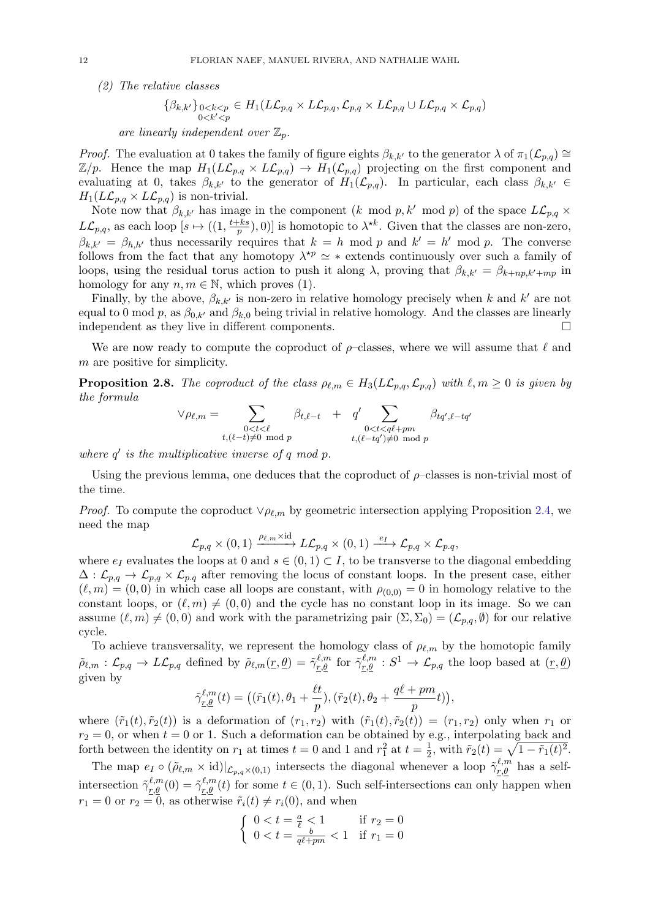*(2) The relative classes*

$$\{\beta_{k,k'}\}_{\substack{0<k<p\\0<k'<p}} \in H_1(L\mathcal{L}_{p,q}\times L\mathcal{L}_{p,q}, \mathcal{L}_{p,q}\times L\mathcal{L}_{p,q}\cup L\mathcal{L}_{p,q}\times \mathcal{L}_{p,q})$$

*are linearly independent over $\mathbb{Z}_p$.*

*Proof.* The evaluation at 0 takes the family of figure eights $\beta_{k,k'}$ to the generator $\lambda$ of $\pi_1(\mathcal{L}_{p,q})\cong \mathbb{Z}/p$. Hence the map $H_1(L\mathcal{L}_{p,q}\times L\mathcal{L}_{p,q})\to H_1(\mathcal{L}_{p,q})$ projecting on the first component and evaluating at 0, takes $\beta_{k,k'}$ to the generator of $H_1(\mathcal{L}_{p,q})$. In particular, each class $\beta_{k,k'}\in H_1(L\mathcal{L}_{p,q}\times L\mathcal{L}_{p,q})$ is non-trivial.

Note now that $\beta_{k,k'}$ has image in the component ($k$ mod $p, k'$ mod $p$) of the space $L\mathcal{L}_{p,q}\times L\mathcal{L}_{p,q}$, as each loop $[s\mapsto ((1,\frac{t+ks}{p}),0)]$ is homotopic to $\lambda^{\star k}$. Given that the classes are non-zero, $\beta_{k,k'}=\beta_{h,h'}$ thus necessarily requires that $k=h$ mod $p$ and $k'=h'$ mod $p$. The converse follows from the fact that any homotopy $\lambda^{\star p}\simeq *$ extends continuously over such a family of loops, using the residual torus action to push it along $\lambda$, proving that $\beta_{k,k'}=\beta_{k+np,k'+mp}$ in homology for any $n,m\in\mathbb{N}$, which proves (1).

Finally, by the above, $\beta_{k,k'}$ is non-zero in relative homology precisely when $k$ and $k'$ are not equal to 0 mod $p$, as $\beta_{0,k'}$ and $\beta_{k,0}$ being trivial in relative homology. And the classes are linearly independent as they live in different components. $\square$

We are now ready to compute the coproduct of $\rho$–classes, where we will assume that $\ell$ and $m$ are positive for simplicity.

**Proposition 2.8.** *The coproduct of the class $\rho_{\ell,m}\in H_3(L\mathcal{L}_{p,q},\mathcal{L}_{p,q})$ with $\ell,m\geq 0$ is given by the formula*

$$\vee\rho_{\ell,m} = \sum_{\substack{0<t<\ell\\ t,(\ell-t)\neq 0 \text{ mod } p}} \beta_{t,\ell-t} \;\;+\;\; q'\sum_{\substack{0<t<q\ell+pm\\ t,(\ell-tq')\neq 0 \text{ mod } p}} \beta_{tq',\ell-tq'}$$

*where $q'$ is the multiplicative inverse of $q$ mod $p$.*

Using the previous lemma, one deduces that the coproduct of $\rho$–classes is non-trivial most of the time.

*Proof.* To compute the coproduct $\vee\rho_{\ell,m}$ by geometric intersection applying Proposition 2.4, we need the map

$$\mathcal{L}_{p,q}\times(0,1)\xrightarrow{\rho_{\ell,m}\times \mathrm{id}} L\mathcal{L}_{p,q}\times(0,1)\xrightarrow{e_I}\mathcal{L}_{p,q}\times\mathcal{L}_{p,q},$$

where $e_I$ evaluates the loops at 0 and $s\in(0,1)\subset I$, to be transverse to the diagonal embedding $\Delta:\mathcal{L}_{p,q}\to\mathcal{L}_{p,q}\times\mathcal{L}_{p,q}$ after removing the locus of constant loops. In the present case, either $(\ell,m)=(0,0)$ in which case all loops are constant, with $\rho_{(0,0)}=0$ in homology relative to the constant loops, or $(\ell,m)\neq(0,0)$ and the cycle has no constant loop in its image. So we can assume $(\ell,m)\neq(0,0)$ and work with the parametrizing pair $(\Sigma,\Sigma_0)=(\mathcal{L}_{p,q},\emptyset)$ for our relative cycle.

To achieve transversality, we represent the homology class of $\rho_{\ell,m}$ by the homotopic family $\tilde\rho_{\ell,m}:\mathcal{L}_{p,q}\to L\mathcal{L}_{p,q}$ defined by $\tilde\rho_{\ell,m}(\underline{r},\underline{\theta})=\tilde\gamma^{\ell,m}_{\underline{r},\underline{\theta}}$ for $\tilde\gamma^{\ell,m}_{\underline{r},\underline{\theta}}:S^1\to\mathcal{L}_{p,q}$ the loop based at $(\underline{r},\underline{\theta})$ given by

$$\tilde\gamma^{\ell,m}_{\underline{r},\underline{\theta}}(t)=\big((\tilde r_1(t),\theta_1+\frac{\ell t}{p}),(\tilde r_2(t),\theta_2+\frac{q\ell+pm}{p}t)\big),$$

where $(\tilde r_1(t),\tilde r_2(t))$ is a deformation of $(r_1,r_2)$ with $(\tilde r_1(t),\tilde r_2(t))=(r_1,r_2)$ only when $r_1$ or $r_2=0$, or when $t=0$ or 1. Such a deformation can be obtained by e.g., interpolating back and forth between the identity on $r_1$ at times $t=0$ and 1 and $r_1^2$ at $t=\frac12$, with $\tilde r_2(t)=\sqrt{1-\tilde r_1(t)^2}$.

The map $e_I\circ(\tilde\rho_{\ell,m}\times\mathrm{id})|_{\mathcal{L}_{p,q}\times(0,1)}$ intersects the diagonal whenever a loop $\tilde\gamma^{\ell,m}_{\underline{r},\underline{\theta}}$ has a self-intersection $\tilde\gamma^{\ell,m}_{\underline{r},\underline{\theta}}(0)=\tilde\gamma^{\ell,m}_{\underline{r},\underline{\theta}}(t)$ for some $t\in(0,1)$. Such self-intersections can only happen when $r_1=0$ or $r_2=0$, as otherwise $\tilde r_i(t)\neq r_i(0)$, and when

$$\begin{cases} 0<t=\frac{a}{\ell}<1 & \text{if } r_2=0\\ 0<t=\frac{b}{q\ell+pm}<1 & \text{if } r_1=0\end{cases}$$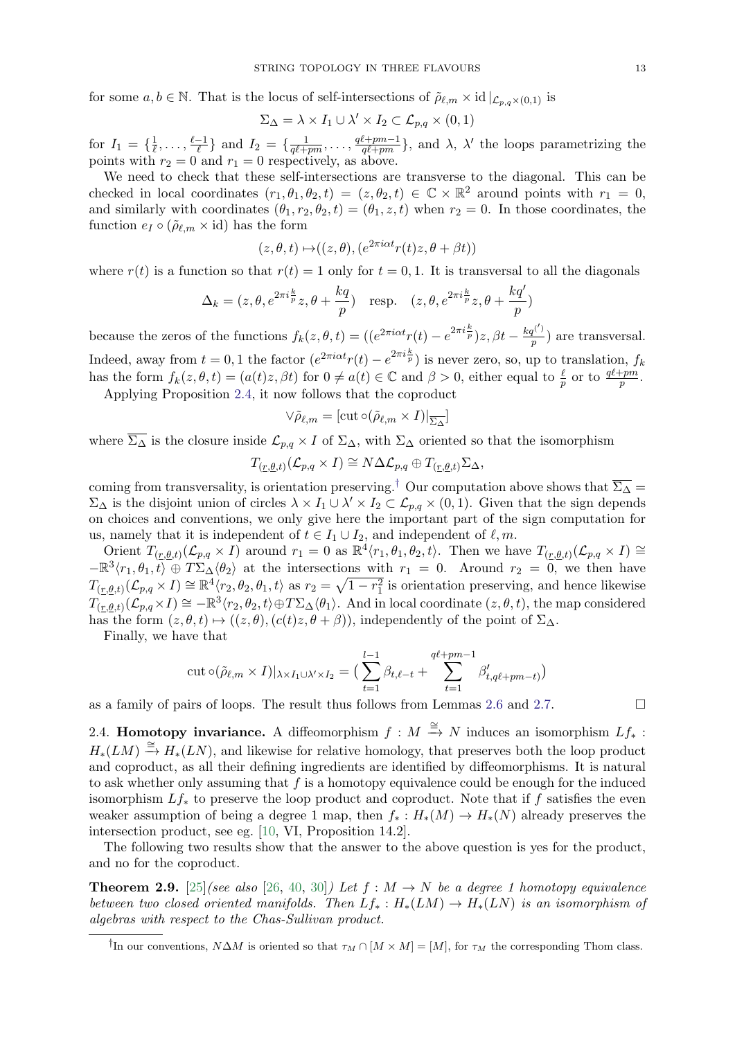for some $a, b \in \mathbb{N}$. That is the locus of self-intersections of $\tilde{\rho}_{\ell,m} \times \mathrm{id}|_{\mathcal{L}_{p,q}\times(0,1)}$ is

$$\Sigma_\Delta = \lambda \times I_1 \cup \lambda' \times I_2 \subset \mathcal{L}_{p,q} \times (0,1)$$

for $I_1 = \{\frac{1}{\ell}, \dots, \frac{\ell-1}{\ell}\}$ and $I_2 = \{\frac{1}{q\ell+pm}, \dots, \frac{q\ell+pm-1}{q\ell+pm}\}$, and $\lambda$, $\lambda'$ the loops parametrizing the points with $r_2 = 0$ and $r_1 = 0$ respectively, as above.

We need to check that these self-intersections are transverse to the diagonal. This can be checked in local coordinates $(r_1, \theta_1, \theta_2, t) = (z, \theta_2, t) \in \mathbb{C} \times \mathbb{R}^2$ around points with $r_1 = 0$, and similarly with coordinates $(\theta_1, r_2, \theta_2, t) = (\theta_1, z, t)$ when $r_2 = 0$. In those coordinates, the function $e_I \circ (\tilde{\rho}_{\ell,m} \times \mathrm{id})$ has the form

$$(z, \theta, t) \mapsto ((z, \theta), (e^{2\pi i \alpha t} r(t) z, \theta + \beta t))$$

where $r(t)$ is a function so that $r(t) = 1$ only for $t = 0, 1$. It is transversal to all the diagonals

$$\Delta_k = (z, \theta, e^{2\pi i \frac{k}{p}} z, \theta + \frac{kq}{p}) \quad \text{resp.} \quad (z, \theta, e^{2\pi i \frac{k}{p}} z, \theta + \frac{kq'}{p})$$

because the zeros of the functions $f_k(z, \theta, t) = ((e^{2\pi i \alpha t} r(t) - e^{2\pi i \frac{k}{p}})z, \beta t - \frac{kq^{(')}}{p})$ are transversal. Indeed, away from $t = 0, 1$ the factor $(e^{2\pi i \alpha t} r(t) - e^{2\pi i \frac{k}{p}})$ is never zero, so, up to translation, $f_k$ has the form $f_k(z, \theta, t) = (a(t) z, \beta t)$ for $0 \neq a(t) \in \mathbb{C}$ and $\beta > 0$, either equal to $\frac{\ell}{p}$ or to $\frac{q\ell+pm}{p}$.

Applying Proposition 2.4, it now follows that the coproduct

$$\vee \tilde{\rho}_{\ell,m} = [\mathrm{cut} \circ (\tilde{\rho}_{\ell,m} \times I)|_{\overline{\Sigma_\Delta}}]$$

where $\overline{\Sigma_\Delta}$ is the closure inside $\mathcal{L}_{p,q} \times I$ of $\Sigma_\Delta$, with $\Sigma_\Delta$ oriented so that the isomorphism

$$T_{(\underline{r}, \underline{\theta}, t)}(\mathcal{L}_{p,q} \times I) \cong N\Delta \mathcal{L}_{p,q} \oplus T_{(\underline{r}, \underline{\theta}, t)} \Sigma_\Delta,$$

coming from transversality, is orientation preserving.[†] Our computation above shows that $\overline{\Sigma_\Delta} = \Sigma_\Delta$ is the disjoint union of circles $\lambda \times I_1 \cup \lambda' \times I_2 \subset \mathcal{L}_{p,q} \times (0,1)$. Given that the sign depends on choices and conventions, we only give here the important part of the sign computation for us, namely that it is independent of $t \in I_1 \cup I_2$, and independent of $\ell, m$.

Orient $T_{(\underline{r}, \underline{\theta}, t)}(\mathcal{L}_{p,q} \times I)$ around $r_1 = 0$ as $\mathbb{R}^4 \langle r_1, \theta_1, \theta_2, t \rangle$. Then we have $T_{(\underline{r}, \underline{\theta}, t)}(\mathcal{L}_{p,q} \times I) \cong -\mathbb{R}^3 \langle r_1, \theta_1, t \rangle \oplus T\Sigma_\Delta \langle \theta_2 \rangle$ at the intersections with $r_1 = 0$. Around $r_2 = 0$, we then have $T_{(\underline{r}, \underline{\theta}, t)}(\mathcal{L}_{p,q} \times I) \cong \mathbb{R}^4 \langle r_2, \theta_2, \theta_1, t \rangle$ as $r_2 = \sqrt{1 - r_1^2}$ is orientation preserving, and hence likewise $T_{(\underline{r}, \underline{\theta}, t)}(\mathcal{L}_{p,q} \times I) \cong -\mathbb{R}^3 \langle r_2, \theta_2, t \rangle \oplus T\Sigma_\Delta \langle \theta_1 \rangle$. And in local coordinate $(z, \theta, t)$, the map considered has the form $(z, \theta, t) \mapsto ((z, \theta), (c(t) z, \theta + \beta))$, independently of the point of $\Sigma_\Delta$.

Finally, we have that

$$\mathrm{cut} \circ (\tilde{\rho}_{\ell,m} \times I)|_{\lambda \times I_1 \cup \lambda' \times I_2} = \big( \sum_{t=1}^{l-1} \beta_{t, \ell - t} + \sum_{t=1}^{q\ell+pm-1} \beta'_{t, q\ell+pm-t} \big)$$

as a family of pairs of loops. The result thus follows from Lemmas 2.6 and 2.7. $\square$

**2.4. Homotopy invariance.** A diffeomorphism $f : M \xrightarrow{\cong} N$ induces an isomorphism $Lf_* : H_*(LM) \xrightarrow{\cong} H_*(LN)$, and likewise for relative homology, that preserves both the loop product and coproduct, as all their defining ingredients are identified by diffeomorphisms. It is natural to ask whether only assuming that $f$ is a homotopy equivalence could be enough for the induced isomorphism $Lf_*$ to preserve the loop product and coproduct. Note that if $f$ satisfies the even weaker assumption of being a degree 1 map, then $f_* : H_*(M) \to H_*(N)$ already preserves the intersection product, see eg. [10, VI, Proposition 14.2].

The following two results show that the answer to the above question is yes for the product, and no for the coproduct.

**Theorem 2.9.** [25] *(see also [26, 40, 30]) Let $f : M \to N$ be a degree 1 homotopy equivalence between two closed oriented manifolds. Then $Lf_* : H_*(LM) \to H_*(LN)$ is an isomorphism of algebras with respect to the Chas-Sullivan product.*

---

[†] In our conventions, $N\Delta M$ is oriented so that $\tau_M \cap [M \times M] = [M]$, for $\tau_M$ the corresponding Thom class.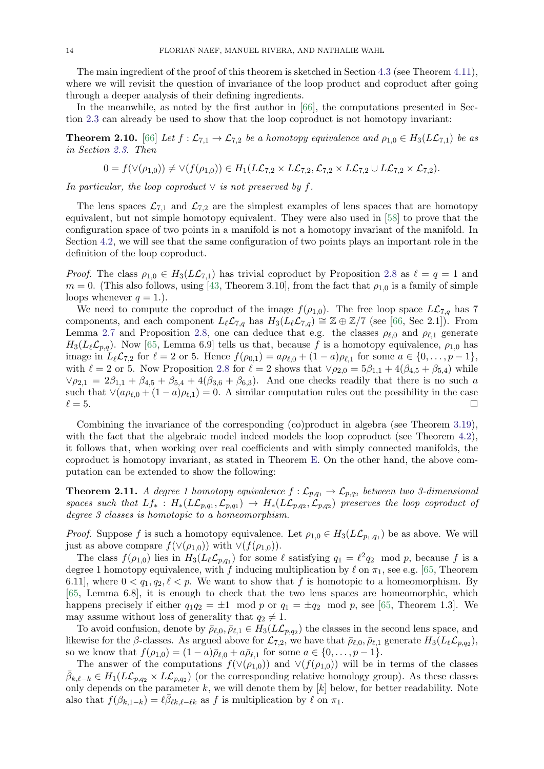The main ingredient of the proof of this theorem is sketched in Section 4.3 (see Theorem 4.11), where we will revisit the question of invariance of the loop product and coproduct after going through a deeper analysis of their defining ingredients.

In the meanwhile, as noted by the first author in [66], the computations presented in Section 2.3 can already be used to show that the loop coproduct is not homotopy invariant:

**Theorem 2.10.** [66] *Let $f : \mathcal{L}_{7,1} \to \mathcal{L}_{7,2}$ be a homotopy equivalence and $\rho_{1,0} \in H_3(L\mathcal{L}_{7,1})$ be as in Section 2.3. Then*

$$0 = f(\vee(\rho_{1,0})) \neq \vee(f(\rho_{1,0})) \in H_1(L\mathcal{L}_{7,2} \times L\mathcal{L}_{7,2}, \mathcal{L}_{7,2} \times L\mathcal{L}_{7,2} \cup L\mathcal{L}_{7,2} \times \mathcal{L}_{7,2}).$$

*In particular, the loop coproduct $\vee$ is not preserved by $f$.*

The lens spaces $\mathcal{L}_{7,1}$ and $\mathcal{L}_{7,2}$ are the simplest examples of lens spaces that are homotopy equivalent, but not simple homotopy equivalent. They were also used in [58] to prove that the configuration space of two points in a manifold is not a homotopy invariant of the manifold. In Section 4.2, we will see that the same configuration of two points plays an important role in the definition of the loop coproduct.

*Proof.* The class $\rho_{1,0} \in H_3(L\mathcal{L}_{7,1})$ has trivial coproduct by Proposition 2.8 as $\ell = q = 1$ and $m = 0$. (This also follows, using [43, Theorem 3.10], from the fact that $\rho_{1,0}$ is a family of simple loops whenever $q = 1$.).

We need to compute the coproduct of the image $f(\rho_{1,0})$. The free loop space $L\mathcal{L}_{7,q}$ has 7 components, and each component $L_\ell\mathcal{L}_{7,q}$ has $H_3(L_\ell\mathcal{L}_{7,q}) \cong \mathbb{Z} \oplus \mathbb{Z}/7$ (see [66, Sec 2.1]). From Lemma 2.7 and Proposition 2.8, one can deduce that e.g. the classes $\rho_{\ell,0}$ and $\rho_{\ell,1}$ generate $H_3(L_\ell\mathcal{L}_{p,q})$. Now [65, Lemma 6.9] tells us that, because $f$ is a homotopy equivalence, $\rho_{1,0}$ has image in $L_\ell\mathcal{L}_{7,2}$ for $\ell = 2$ or 5. Hence $f(\rho_{0,1}) = a\rho_{\ell,0} + (1-a)\rho_{\ell,1}$ for some $a \in \{0, \dots, p-1\}$, with $\ell = 2$ or 5. Now Proposition 2.8 for $\ell = 2$ shows that $\vee\rho_{2,0} = 5\beta_{1,1} + 4(\beta_{4,5} + \beta_{5,4})$ while $\vee\rho_{2,1} = 2\beta_{1,1} + \beta_{4,5} + \beta_{5,4} + 4(\beta_{3,6} + \beta_{6,3})$. And one checks readily that there is no such $a$ such that $\vee(a\rho_{\ell,0} + (1-a)\rho_{\ell,1}) = 0$. A similar computation rules out the possibility in the case $\ell = 5$. $\square$

Combining the invariance of the corresponding (co)product in algebra (see Theorem 3.19), with the fact that the algebraic model indeed models the loop coproduct (see Theorem 4.2), it follows that, when working over real coefficients and with simply connected manifolds, the coproduct is homotopy invariant, as stated in Theorem E. On the other hand, the above computation can be extended to show the following:

**Theorem 2.11.** *A degree 1 homotopy equivalence $f : \mathcal{L}_{p,q_1} \to \mathcal{L}_{p,q_2}$ between two 3-dimensional spaces such that $Lf_* : H_*(L\mathcal{L}_{p,q_1}, \mathcal{L}_{p,q_1}) \to H_*(L\mathcal{L}_{p,q_2}, \mathcal{L}_{p,q_2})$ preserves the loop coproduct of degree 3 classes is homotopic to a homeomorphism.*

*Proof.* Suppose $f$ is such a homotopy equivalence. Let $\rho_{1,0} \in H_3(L\mathcal{L}_{p_1,q_1})$ be as above. We will just as above compare $f(\vee(\rho_{1,0}))$ with $\vee(f(\rho_{1,0}))$.

The class $f(\rho_{1,0})$ lies in $H_3(L_\ell\mathcal{L}_{p,q_1})$ for some $\ell$ satisfying $q_1 = \ell^2 q_2 \mod p$, because $f$ is a degree 1 homotopy equivalence, with $f$ inducing multiplication by $\ell$ on $\pi_1$, see e.g. [65, Theorem 6.11], where $0 < q_1, q_2, \ell < p$. We want to show that $f$ is homotopic to a homeomorphism. By [65, Lemma 6.8], it is enough to check that the two lens spaces are homeomorphic, which happens precisely if either $q_1 q_2 = \pm 1 \mod p$ or $q_1 = \pm q_2 \mod p$, see [65, Theorem 1.3]. We may assume without loss of generality that $q_2 \neq 1$.

To avoid confusion, denote by $\bar{\rho}_{\ell,0}, \bar{\rho}_{\ell,1} \in H_3(L\mathcal{L}_{p,q_2})$ the classes in the second lens space, and likewise for the $\beta$-classes. As argued above for $\mathcal{L}_{7,2}$, we have that $\bar{\rho}_{\ell,0}, \bar{\rho}_{\ell,1}$ generate $H_3(L_\ell\mathcal{L}_{p,q_2})$, so we know that $f(\rho_{1,0}) = (1-a)\bar{\rho}_{\ell,0} + a\bar{\rho}_{\ell,1}$ for some $a \in \{0, \dots, p-1\}$.

The answer of the computations $f(\vee(\rho_{1,0}))$ and $\vee(f(\rho_{1,0}))$ will be in terms of the classes $\bar{\beta}_{k,\ell-k} \in H_1(L\mathcal{L}_{p,q_2} \times L\mathcal{L}_{p,q_2})$ (or the corresponding relative homology group). As these classes only depends on the parameter $k$, we will denote them by $[k]$ below, for better readability. Note also that $f(\beta_{k,1-k}) = \ell\bar{\beta}_{\ell k,\ell-\ell k}$ as $f$ is multiplication by $\ell$ on $\pi_1$.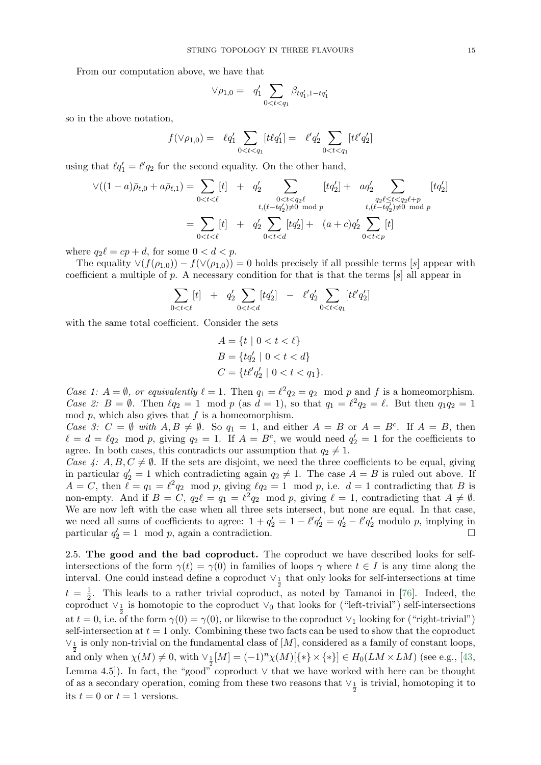From our computation above, we have that

$$\vee\rho_{1,0} = \quad q_1' \sum_{0<t<q_1} \beta_{tq_1',1-tq_1'}$$

so in the above notation,

$$f(\vee\rho_{1,0}) = \quad \ell q_1' \sum_{0<t<q_1} [t\ell q_1'] = \quad \ell' q_2' \sum_{0<t<q_1} [t\ell' q_2']$$

using that $\ell q_1' = \ell' q_2$ for the second equality. On the other hand,

$$\begin{aligned}
\vee((1-a)\bar{\rho}_{\ell,0} + a\bar{\rho}_{\ell,1}) &= \sum_{0<t<\ell} [t] \quad + \quad q_2' \sum_{\substack{0<t<q_2\ell \\ t,(\ell-tq_2')\neq 0 \mod p}} [tq_2'] + \quad aq_2' \sum_{\substack{q_2\ell\leq t<q_2\ell+p \\ t,(\ell-tq_2')\neq 0 \mod p}} [tq_2'] \\
&= \sum_{0<t<\ell} [t] \quad + \quad q_2' \sum_{0<t<d} [tq_2'] + \quad (a+c)q_2' \sum_{0<t<p} [t]
\end{aligned}$$

where $q_2\ell = cp + d$, for some $0 < d < p$.

The equality $\vee(f(\rho_{1,0})) - f(\vee(\rho_{1,0})) = 0$ holds precisely if all possible terms $[s]$ appear with coefficient a multiple of $p$. A necessary condition for that is that the terms $[s]$ all appear in

$$\sum_{0<t<\ell} [t] \quad + \quad q_2' \sum_{0<t<d} [tq_2'] \quad - \quad \ell' q_2' \sum_{0<t<q_1} [t\ell' q_2']$$

with the same total coefficient. Consider the sets

$$\begin{aligned}
A &= \{t \mid 0 < t < \ell\} \\
B &= \{tq_2' \mid 0 < t < d\} \\
C &= \{t\ell' q_2' \mid 0 < t < q_1\}.
\end{aligned}$$

*Case 1: $A = \emptyset$, or equivalently $\ell = 1$.* Then $q_1 = \ell^2 q_2 = q_2 \mod p$ and $f$ is a homeomorphism.
*Case 2: $B = \emptyset$.* Then $\ell q_2 = 1 \mod p$ (as $d = 1$), so that $q_1 = \ell^2 q_2 = \ell$. But then $q_1 q_2 = 1 \mod p$, which also gives that $f$ is a homeomorphism.
*Case 3: $C = \emptyset$ with $A, B \neq \emptyset$.* So $q_1 = 1$, and either $A = B$ or $A = B^c$. If $A = B$, then $\ell = d = \ell q_2 \mod p$, giving $q_2 = 1$. If $A = B^c$, we would need $q_2' = 1$ for the coefficients to agree. In both cases, this contradicts our assumption that $q_2 \neq 1$.
*Case 4: $A, B, C \neq \emptyset$.* If the sets are disjoint, we need the three coefficients to be equal, giving in particular $q_2' = 1$ which contradicting again $q_2 \neq 1$. The case $A = B$ is ruled out above. If $A = C$, then $\ell = q_1 = \ell^2 q_2 \mod p$, giving $\ell q_2 = 1 \mod p$, i.e. $d = 1$ contradicting that $B$ is non-empty. And if $B = C$, $q_2\ell = q_1 = \ell^2 q_2 \mod p$, giving $\ell = 1$, contradicting that $A \neq \emptyset$. We are now left with the case when all three sets intersect, but none are equal. In that case, we need all sums of coefficients to agree: $1 + q_2' = 1 - \ell' q_2' = q_2' - \ell' q_2'$ modulo $p$, implying in particular $q_2' = 1 \mod p$, again a contradiction. □

## 2.5. The good and the bad coproduct.

The coproduct we have described looks for self-intersections of the form $\gamma(t) = \gamma(0)$ in families of loops $\gamma$ where $t \in I$ is any time along the interval. One could instead define a coproduct $\vee_{\frac{1}{2}}$ that only looks for self-intersections at time $t = \frac{1}{2}$. This leads to a rather trivial coproduct, as noted by Tamanoi in [76]. Indeed, the coproduct $\vee_{\frac{1}{2}}$ is homotopic to the coproduct $\vee_0$ that looks for ("left-trivial") self-intersections at $t = 0$, i.e. of the form $\gamma(0) = \gamma(0)$, or likewise to the coproduct $\vee_1$ looking for ("right-trivial") self-intersection at $t = 1$ only. Combining these two facts can be used to show that the coproduct $\vee_{\frac{1}{2}}$ is only non-trivial on the fundamental class of $[M]$, considered as a family of constant loops, and only when $\chi(M) \neq 0$, with $\vee_{\frac{1}{2}}[M] = (-1)^n \chi(M)[\{*\} \times \{*\}] \in H_0(LM \times LM)$ (see e.g., [43, Lemma 4.5]). In fact, the "good" coproduct $\vee$ that we have worked with here can be thought of as a secondary operation, coming from these two reasons that $\vee_{\frac{1}{2}}$ is trivial, homotoping it to its $t = 0$ or $t = 1$ versions.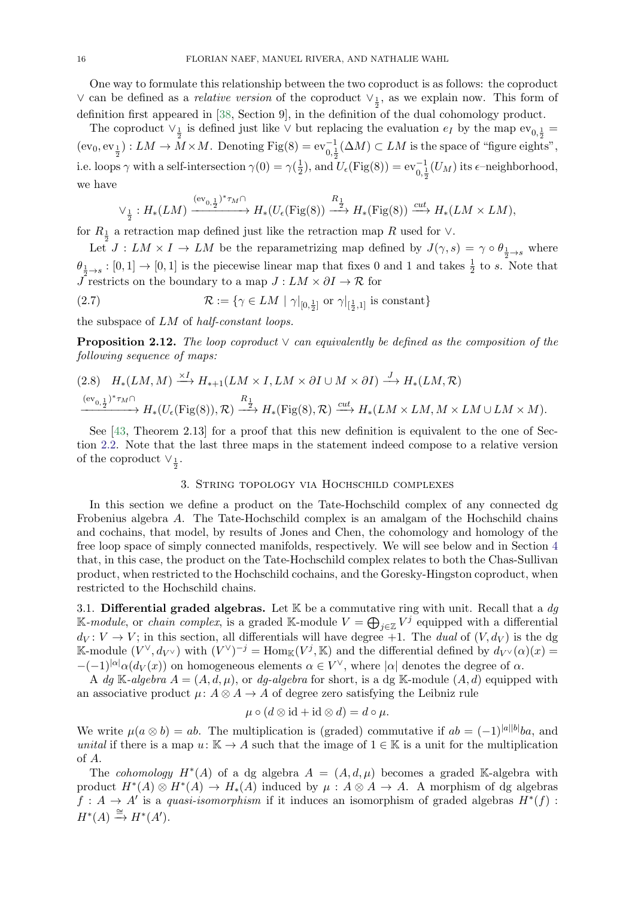One way to formulate this relationship between the two coproduct is as follows: the coproduct $\vee$ can be defined as a *relative version* of the coproduct $\vee_{\frac{1}{2}}$, as we explain now. This form of definition first appeared in [38, Section 9], in the definition of the dual cohomology product.

The coproduct $\vee_{\frac{1}{2}}$ is defined just like $\vee$ but replacing the evaluation $e_I$ by the map $\mathrm{ev}_{0,\frac{1}{2}} = (\mathrm{ev}_0, \mathrm{ev}_{\frac{1}{2}}) : LM \to M \times M$. Denoting $\mathrm{Fig}(8) = \mathrm{ev}_{0,\frac{1}{2}}^{-1}(\Delta M) \subset LM$ is the space of "figure eights", i.e. loops $\gamma$ with a self-intersection $\gamma(0) = \gamma(\frac{1}{2})$, and $U_\epsilon(\mathrm{Fig}(8)) = \mathrm{ev}_{0,\frac{1}{2}}^{-1}(U_M)$ its $\epsilon$–neighborhood, we have

$$\vee_{\frac{1}{2}} : H_*(LM) \xrightarrow{(\mathrm{ev}_{0,\frac{1}{2}})^* \tau_M \cap} H_*(U_\epsilon(\mathrm{Fig}(8)) \xrightarrow{R_{\frac{1}{2}}} H_*(\mathrm{Fig}(8)) \xrightarrow{cut} H_*(LM \times LM),$$

for $R_{\frac{1}{2}}$ a retraction map defined just like the retraction map $R$ used for $\vee$.

Let $J : LM \times I \to LM$ be the reparametrizing map defined by $J(\gamma, s) = \gamma \circ \theta_{\frac{1}{2} \to s}$ where $\theta_{\frac{1}{2} \to s} : [0,1] \to [0,1]$ is the piecewise linear map that fixes 0 and 1 and takes $\frac{1}{2}$ to $s$. Note that $J$ restricts on the boundary to a map $J : LM \times \partial I \to \mathcal{R}$ for

$$\mathcal{R} := \{\gamma \in LM \mid \gamma|_{[0,\frac{1}{2}]} \text{ or } \gamma|_{[\frac{1}{2},1]} \text{ is constant}\} \tag{2.7}$$

the subspace of $LM$ of *half-constant loops.*

**Proposition 2.12.** *The loop coproduct $\vee$ can equivalently be defined as the composition of the following sequence of maps:*

$$\begin{aligned}(2.8)\quad & H_*(LM, M) \xrightarrow{\times I} H_{*+1}(LM \times I, LM \times \partial I \cup M \times \partial I) \xrightarrow{J} H_*(LM, \mathcal{R}) \\ & \xrightarrow{(\mathrm{ev}_{0,\frac{1}{2}})^* \tau_M \cap} H_*(U_\epsilon(\mathrm{Fig}(8)), \mathcal{R}) \xrightarrow{R_{\frac{1}{2}}} H_*(\mathrm{Fig}(8), \mathcal{R}) \xrightarrow{cut} H_*(LM \times LM, M \times LM \cup LM \times M).\end{aligned}$$

See [43, Theorem 2.13] for a proof that this new definition is equivalent to the one of Section 2.2. Note that the last three maps in the statement indeed compose to a relative version of the coproduct $\vee_{\frac{1}{2}}$.

## 3. String topology via Hochschild complexes

In this section we define a product on the Tate-Hochschild complex of any connected dg Frobenius algebra $A$. The Tate-Hochschild complex is an amalgam of the Hochschild chains and cochains, that model, by results of Jones and Chen, the cohomology and homology of the free loop space of simply connected manifolds, respectively. We will see below and in Section 4 that, in this case, the product on the Tate-Hochschild complex relates to both the Chas-Sullivan product, when restricted to the Hochschild cochains, and the Goresky-Hingston coproduct, when restricted to the Hochschild chains.

### 3.1. Differential graded algebras.

Let $\mathbb{K}$ be a commutative ring with unit. Recall that a *dg $\mathbb{K}$-module*, or *chain complex*, is a graded $\mathbb{K}$-module $V = \bigoplus_{j \in \mathbb{Z}} V^j$ equipped with a differential $d_V : V \to V$; in this section, all differentials will have degree $+1$. The *dual* of $(V, d_V)$ is the dg $\mathbb{K}$-module $(V^\vee, d_{V^\vee})$ with $(V^\vee)^{-j} = \mathrm{Hom}_{\mathbb{K}}(V^j, \mathbb{K})$ and the differential defined by $d_{V^\vee}(\alpha)(x) = -(-1)^{|\alpha|}\alpha(d_V(x))$ on homogeneous elements $\alpha \in V^\vee$, where $|\alpha|$ denotes the degree of $\alpha$.

A *dg $\mathbb{K}$-algebra* $A = (A, d, \mu)$, or *dg-algebra* for short, is a dg $\mathbb{K}$-module $(A, d)$ equipped with an associative product $\mu : A \otimes A \to A$ of degree zero satisfying the Leibniz rule

$$\mu \circ (d \otimes \mathrm{id} + \mathrm{id} \otimes d) = d \circ \mu.$$

We write $\mu(a \otimes b) = ab$. The multiplication is (graded) commutative if $ab = (-1)^{|a||b|}ba$, and *unital* if there is a map $u : \mathbb{K} \to A$ such that the image of $1 \in \mathbb{K}$ is a unit for the multiplication of $A$.

The *cohomology* $H^*(A)$ of a dg algebra $A = (A, d, \mu)$ becomes a graded $\mathbb{K}$-algebra with product $H^*(A) \otimes H^*(A) \to H_*(A)$ induced by $\mu : A \otimes A \to A$. A morphism of dg algebras $f : A \to A'$ is a *quasi-isomorphism* if it induces an isomorphism of graded algebras $H^*(f) : H^*(A) \xrightarrow{\cong} H^*(A')$.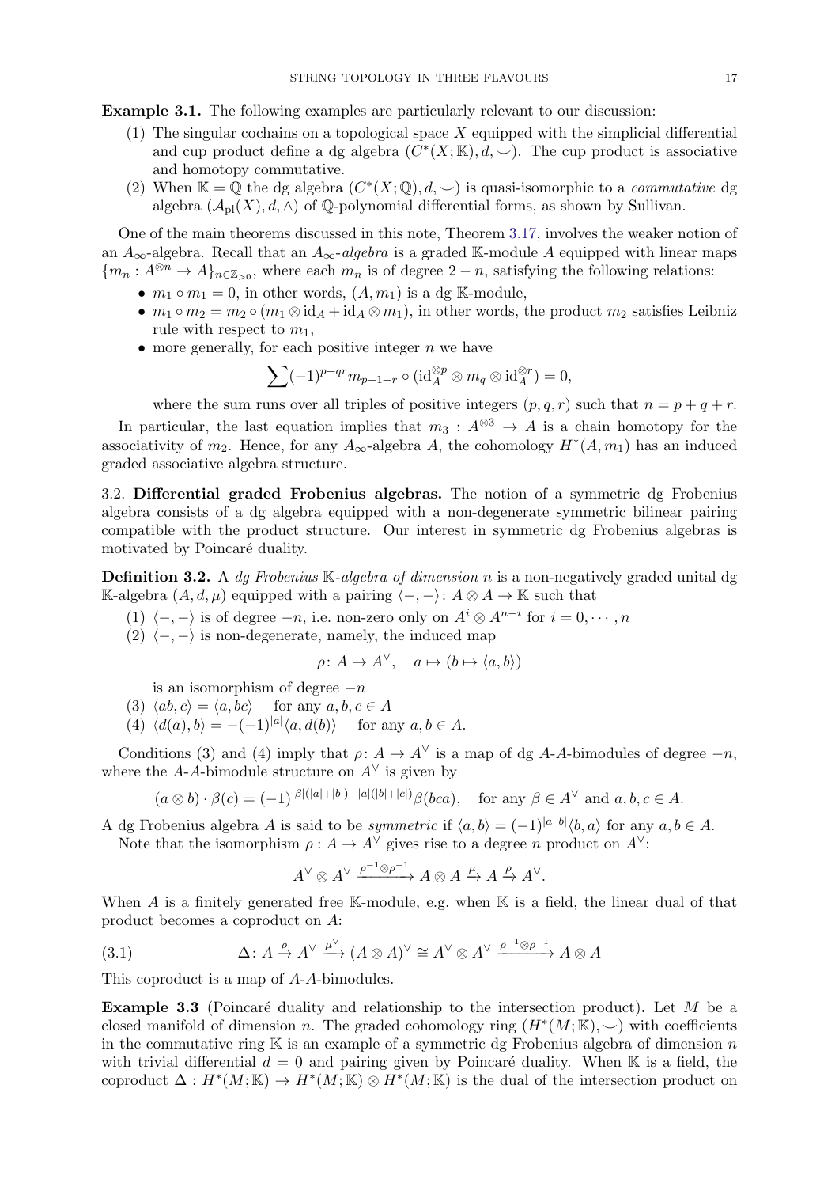**Example 3.1.** The following examples are particularly relevant to our discussion:

1. The singular cochains on a topological space $X$ equipped with the simplicial differential and cup product define a dg algebra $(C^*(X;\mathbb{K}), d, \smile)$. The cup product is associative and homotopy commutative.
2. When $\mathbb{K} = \mathbb{Q}$ the dg algebra $(C^*(X;\mathbb{Q}), d, \smile)$ is quasi-isomorphic to a *commutative* dg algebra $(\mathcal{A}_{\rm pl}(X), d, \wedge)$ of $\mathbb{Q}$-polynomial differential forms, as shown by Sullivan.

One of the main theorems discussed in this note, Theorem 3.17, involves the weaker notion of an $A_\infty$-algebra. Recall that an $A_\infty$*-algebra* is a graded $\mathbb{K}$-module $A$ equipped with linear maps $\{m_n : A^{\otimes n} \to A\}_{n \in \mathbb{Z}_{>0}}$, where each $m_n$ is of degree $2-n$, satisfying the following relations:

- $m_1 \circ m_1 = 0$, in other words, $(A, m_1)$ is a dg $\mathbb{K}$-module,
- $m_1 \circ m_2 = m_2 \circ (m_1 \otimes \mathrm{id}_A + \mathrm{id}_A \otimes m_1)$, in other words, the product $m_2$ satisfies Leibniz rule with respect to $m_1$,
- more generally, for each positive integer $n$ we have
$$\sum (-1)^{p+qr} m_{p+1+r} \circ (\mathrm{id}_A^{\otimes p} \otimes m_q \otimes \mathrm{id}_A^{\otimes r}) = 0,$$
where the sum runs over all triples of positive integers $(p,q,r)$ such that $n = p+q+r$.

In particular, the last equation implies that $m_3 : A^{\otimes 3} \to A$ is a chain homotopy for the associativity of $m_2$. Hence, for any $A_\infty$-algebra $A$, the cohomology $H^*(A, m_1)$ has an induced graded associative algebra structure.

## 3.2. Differential graded Frobenius algebras.

The notion of a symmetric dg Frobenius algebra consists of a dg algebra equipped with a non-degenerate symmetric bilinear pairing compatible with the product structure. Our interest in symmetric dg Frobenius algebras is motivated by Poincaré duality.

**Definition 3.2.** A *dg Frobenius* $\mathbb{K}$*-algebra of dimension* $n$ is a non-negatively graded unital dg $\mathbb{K}$-algebra $(A, d, \mu)$ equipped with a pairing $\langle -,- \rangle \colon A \otimes A \to \mathbb{K}$ such that

1. $\langle -,- \rangle$ is of degree $-n$, i.e. non-zero only on $A^i \otimes A^{n-i}$ for $i = 0, \cdots, n$
2. $\langle -,- \rangle$ is non-degenerate, namely, the induced map
$$\rho \colon A \to A^\vee, \quad a \mapsto (b \mapsto \langle a, b \rangle)$$
is an isomorphism of degree $-n$
3. $\langle ab, c \rangle = \langle a, bc \rangle$ for any $a,b,c \in A$
4. $\langle d(a), b \rangle = -(-1)^{|a|} \langle a, d(b) \rangle$ for any $a, b \in A$.

Conditions (3) and (4) imply that $\rho \colon A \to A^\vee$ is a map of dg $A$-$A$-bimodules of degree $-n$, where the $A$-$A$-bimodule structure on $A^\vee$ is given by

$$(a \otimes b) \cdot \beta(c) = (-1)^{|\beta|(|a|+|b|)+|a|(|b|+|c|)} \beta(bca), \quad \text{for any } \beta \in A^\vee \text{ and } a,b,c \in A.$$

A dg Frobenius algebra $A$ is said to be *symmetric* if $\langle a, b \rangle = (-1)^{|a||b|} \langle b, a \rangle$ for any $a, b \in A$.

Note that the isomorphism $\rho : A \to A^\vee$ gives rise to a degree $n$ product on $A^\vee$:

$$A^\vee \otimes A^\vee \xrightarrow{\rho^{-1} \otimes \rho^{-1}} A \otimes A \xrightarrow{\mu} A \xrightarrow{\rho} A^\vee.$$

When $A$ is a finitely generated free $\mathbb{K}$-module, e.g. when $\mathbb{K}$ is a field, the linear dual of that product becomes a coproduct on $A$:

$$\Delta \colon A \xrightarrow{\rho} A^\vee \xrightarrow{\mu^\vee} (A \otimes A)^\vee \cong A^\vee \otimes A^\vee \xrightarrow{\rho^{-1} \otimes \rho^{-1}} A \otimes A \tag{3.1}$$

This coproduct is a map of $A$-$A$-bimodules.

**Example 3.3** (Poincaré duality and relationship to the intersection product)**.** Let $M$ be a closed manifold of dimension $n$. The graded cohomology ring $(H^*(M;\mathbb{K}), \smile)$ with coefficients in the commutative ring $\mathbb{K}$ is an example of a symmetric dg Frobenius algebra of dimension $n$ with trivial differential $d = 0$ and pairing given by Poincaré duality. When $\mathbb{K}$ is a field, the coproduct $\Delta : H^*(M;\mathbb{K}) \to H^*(M;\mathbb{K}) \otimes H^*(M;\mathbb{K})$ is the dual of the intersection product on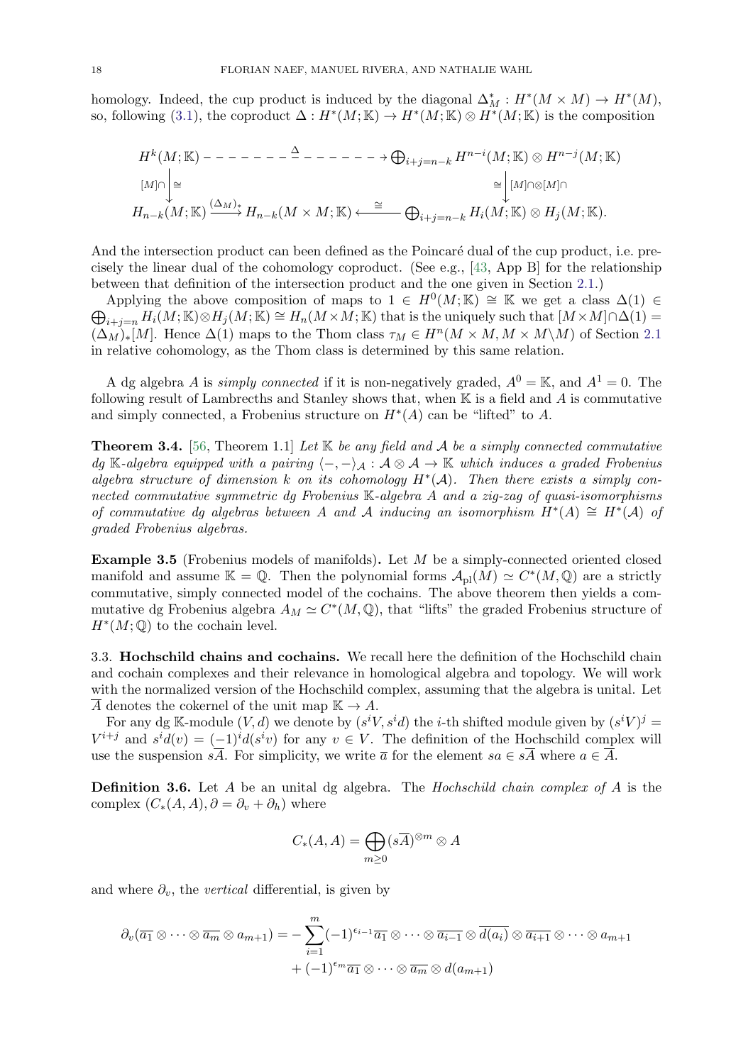homology. Indeed, the cup product is induced by the diagonal $\Delta_M^* : H^*(M \times M) \to H^*(M)$, so, following (3.1), the coproduct $\Delta : H^*(M;\mathbb{K}) \to H^*(M;\mathbb{K}) \otimes H^*(M;\mathbb{K})$ is the composition

$$
\begin{array}{ccc}
H^k(M;\mathbb{K}) & \overset{\Delta}{\dashrightarrow} & \bigoplus_{i+j=n-k} H^{n-i}(M;\mathbb{K}) \otimes H^{n-j}(M;\mathbb{K}) \\
{\scriptstyle [M]\cap} \downarrow \cong & & \cong \downarrow {\scriptstyle [M]\cap \otimes [M]\cap} \\
H_{n-k}(M;\mathbb{K}) \xrightarrow{(\Delta_M)_*} H_{n-k}(M \times M;\mathbb{K}) & \xleftarrow{\cong} & \bigoplus_{i+j=n-k} H_i(M;\mathbb{K}) \otimes H_j(M;\mathbb{K}).
\end{array}
$$

And the intersection product can been defined as the Poincaré dual of the cup product, i.e. precisely the linear dual of the cohomology coproduct. (See e.g., [43, App B] for the relationship between that definition of the intersection product and the one given in Section 2.1.)

Applying the above composition of maps to $1 \in H^0(M;\mathbb{K}) \cong \mathbb{K}$ we get a class $\Delta(1) \in \bigoplus_{i+j=n} H_i(M;\mathbb{K}) \otimes H_j(M;\mathbb{K}) \cong H_n(M \times M;\mathbb{K})$ that is the uniquely such that $[M \times M] \cap \Delta(1) = (\Delta_M)_*[M]$. Hence $\Delta(1)$ maps to the Thom class $\tau_M \in H^n(M \times M, M \times M \backslash M)$ of Section 2.1 in relative cohomology, as the Thom class is determined by this same relation.

A dg algebra $A$ is *simply connected* if it is non-negatively graded, $A^0 = \mathbb{K}$, and $A^1 = 0$. The following result of Lambrechts and Stanley shows that, when $\mathbb{K}$ is a field and $A$ is commutative and simply connected, a Frobenius structure on $H^*(A)$ can be "lifted" to $A$.

**Theorem 3.4.** [56, Theorem 1.1] *Let $\mathbb{K}$ be any field and $\mathcal{A}$ be a simply connected commutative dg $\mathbb{K}$-algebra equipped with a pairing $\langle -,- \rangle_{\mathcal{A}} : \mathcal{A} \otimes \mathcal{A} \to \mathbb{K}$ which induces a graded Frobenius algebra structure of dimension $k$ on its cohomology $H^*(\mathcal{A})$. Then there exists a simply connected commutative symmetric dg Frobenius $\mathbb{K}$-algebra $A$ and a zig-zag of quasi-isomorphisms of commutative dg algebras between $A$ and $\mathcal{A}$ inducing an isomorphism $H^*(A) \cong H^*(\mathcal{A})$ of graded Frobenius algebras.*

**Example 3.5** (Frobenius models of manifolds)**.** Let $M$ be a simply-connected oriented closed manifold and assume $\mathbb{K} = \mathbb{Q}$. Then the polynomial forms $\mathcal{A}_{\mathrm{pl}}(M) \simeq C^*(M,\mathbb{Q})$ are a strictly commutative, simply connected model of the cochains. The above theorem then yields a commutative dg Frobenius algebra $A_M \simeq C^*(M,\mathbb{Q})$, that "lifts" the graded Frobenius structure of $H^*(M;\mathbb{Q})$ to the cochain level.

### 3.3. Hochschild chains and cochains.

We recall here the definition of the Hochschild chain and cochain complexes and their relevance in homological algebra and topology. We will work with the normalized version of the Hochschild complex, assuming that the algebra is unital. Let $\overline{A}$ denotes the cokernel of the unit map $\mathbb{K} \to A$.

For any dg $\mathbb{K}$-module $(V,d)$ we denote by $(s^iV, s^id)$ the $i$-th shifted module given by $(s^iV)^j = V^{i+j}$ and $s^id(v) = (-1)^i d(s^iv)$ for any $v \in V$. The definition of the Hochschild complex will use the suspension $s\overline{A}$. For simplicity, we write $\overline{a}$ for the element $sa \in s\overline{A}$ where $a \in \overline{A}$.

**Definition 3.6.** Let $A$ be an unital dg algebra. The *Hochschild chain complex of* $A$ is the complex $(C_*(A,A), \partial = \partial_v + \partial_h)$ where

$$
C_*(A,A) = \bigoplus_{m \geq 0} (s\overline{A})^{\otimes m} \otimes A
$$

and where $\partial_v$, the *vertical* differential, is given by

$$
\begin{aligned}
\partial_v(\overline{a_1} \otimes \cdots \otimes \overline{a_m} \otimes a_{m+1}) = &- \sum_{i=1}^{m} (-1)^{\epsilon_{i-1}} \overline{a_1} \otimes \cdots \otimes \overline{a_{i-1}} \otimes \overline{d(a_i)} \otimes \overline{a_{i+1}} \otimes \cdots \otimes a_{m+1} \\
&+ (-1)^{\epsilon_m} \overline{a_1} \otimes \cdots \otimes \overline{a_m} \otimes d(a_{m+1})
\end{aligned}
$$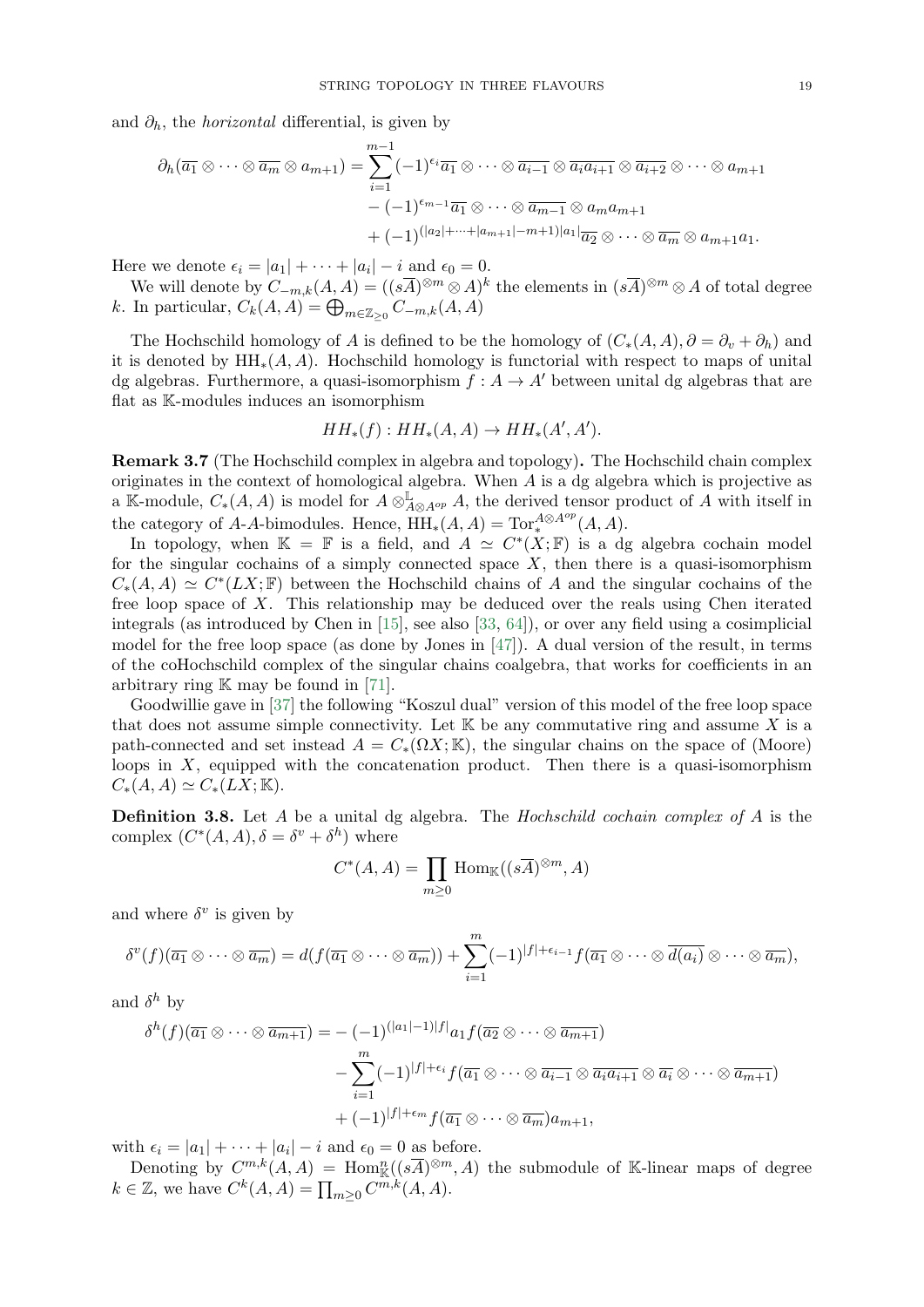and $\partial_h$, the *horizontal* differential, is given by

$$\begin{aligned}
\partial_h(\overline{a_1} \otimes \cdots \otimes \overline{a_m} \otimes a_{m+1}) = &\sum_{i=1}^{m-1} (-1)^{\epsilon_i} \overline{a_1} \otimes \cdots \otimes \overline{a_{i-1}} \otimes \overline{a_i a_{i+1}} \otimes \overline{a_{i+2}} \otimes \cdots \otimes a_{m+1} \\
&- (-1)^{\epsilon_{m-1}} \overline{a_1} \otimes \cdots \otimes \overline{a_{m-1}} \otimes a_m a_{m+1} \\
&+ (-1)^{(|a_2|+\cdots+|a_{m+1}|-m+1)|a_1|} \overline{a_2} \otimes \cdots \otimes \overline{a_m} \otimes a_{m+1} a_1.
\end{aligned}$$

Here we denote $\epsilon_i = |a_1| + \cdots + |a_i| - i$ and $\epsilon_0 = 0$.

We will denote by $C_{-m,k}(A,A) = ((s\overline{A})^{\otimes m} \otimes A)^k$ the elements in $(s\overline{A})^{\otimes m} \otimes A$ of total degree $k$. In particular, $C_k(A,A) = \bigoplus_{m \in \mathbb{Z}_{\geq 0}} C_{-m,k}(A,A)$

The Hochschild homology of $A$ is defined to be the homology of $(C_*(A,A), \partial = \partial_v + \partial_h)$ and it is denoted by $\mathrm{HH}_*(A,A)$. Hochschild homology is functorial with respect to maps of unital dg algebras. Furthermore, a quasi-isomorphism $f : A \to A'$ between unital dg algebras that are flat as $\mathbb{K}$-modules induces an isomorphism

$$HH_*(f) : HH_*(A,A) \to HH_*(A',A').$$

**Remark 3.7** (The Hochschild complex in algebra and topology)**.** The Hochschild chain complex originates in the context of homological algebra. When $A$ is a dg algebra which is projective as a $\mathbb{K}$-module, $C_*(A,A)$ is model for $A \otimes^{\mathbb{L}}_{A \otimes A^{op}} A$, the derived tensor product of $A$ with itself in the category of $A$-$A$-bimodules. Hence, $\mathrm{HH}_*(A,A) = \mathrm{Tor}_*^{A \otimes A^{op}}(A,A)$.

In topology, when $\mathbb{K} = \mathbb{F}$ is a field, and $A \simeq C^*(X;\mathbb{F})$ is a dg algebra cochain model for the singular cochains of a simply connected space $X$, then there is a quasi-isomorphism $C_*(A,A) \simeq C^*(LX;\mathbb{F})$ between the Hochschild chains of $A$ and the singular cochains of the free loop space of $X$. This relationship may be deduced over the reals using Chen iterated integrals (as introduced by Chen in [15], see also [33, 64]), or over any field using a cosimplicial model for the free loop space (as done by Jones in [47]). A dual version of the result, in terms of the coHochschild complex of the singular chains coalgebra, that works for coefficients in an arbitrary ring $\mathbb{K}$ may be found in [71].

Goodwillie gave in [37] the following "Koszul dual" version of this model of the free loop space that does not assume simple connectivity. Let $\mathbb{K}$ be any commutative ring and assume $X$ is a path-connected and set instead $A = C_*(\Omega X;\mathbb{K})$, the singular chains on the space of (Moore) loops in $X$, equipped with the concatenation product. Then there is a quasi-isomorphism $C_*(A,A) \simeq C_*(LX;\mathbb{K})$.

**Definition 3.8.** Let $A$ be a unital dg algebra. The *Hochschild cochain complex of* $A$ is the complex $(C^*(A,A), \delta = \delta^v + \delta^h)$ where

$$C^*(A,A) = \prod_{m \geq 0} \mathrm{Hom}_{\mathbb{K}}((s\overline{A})^{\otimes m}, A)$$

and where $\delta^v$ is given by

$$\delta^v(f)(\overline{a_1} \otimes \cdots \otimes \overline{a_m}) = d(f(\overline{a_1} \otimes \cdots \otimes \overline{a_m})) + \sum_{i=1}^{m} (-1)^{|f|+\epsilon_{i-1}} f(\overline{a_1} \otimes \cdots \otimes \overline{d(a_i)} \otimes \cdots \otimes \overline{a_m}),$$

and $\delta^h$ by

$$\begin{aligned}
\delta^h(f)(\overline{a_1} \otimes \cdots \otimes \overline{a_{m+1}}) = &- (-1)^{(|a_1|-1)|f|} a_1 f(\overline{a_2} \otimes \cdots \otimes \overline{a_{m+1}}) \\
&- \sum_{i=1}^{m} (-1)^{|f|+\epsilon_i} f(\overline{a_1} \otimes \cdots \otimes \overline{a_{i-1}} \otimes \overline{a_i a_{i+1}} \otimes \overline{a_i} \otimes \cdots \otimes \overline{a_{m+1}}) \\
&+ (-1)^{|f|+\epsilon_m} f(\overline{a_1} \otimes \cdots \otimes \overline{a_m}) a_{m+1},
\end{aligned}$$

with $\epsilon_i = |a_1| + \cdots + |a_i| - i$ and $\epsilon_0 = 0$ as before.

Denoting by $C^{m,k}(A,A) = \mathrm{Hom}^n_{\mathbb{K}}((s\overline{A})^{\otimes m}, A)$ the submodule of $\mathbb{K}$-linear maps of degree $k \in \mathbb{Z}$, we have $C^k(A,A) = \prod_{m \geq 0} C^{m,k}(A,A)$.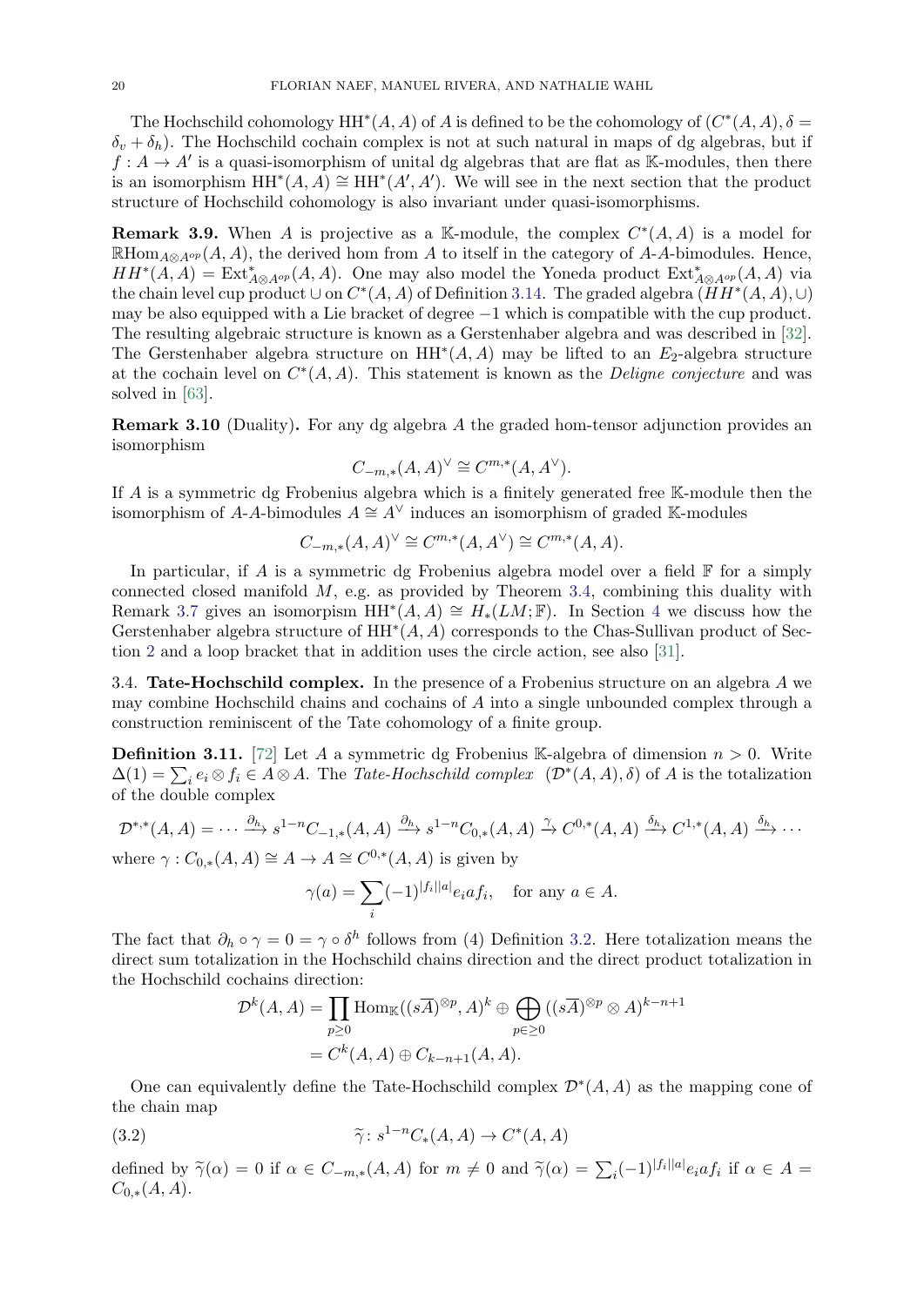The Hochschild cohomology $\mathrm{HH}^*(A, A)$ of $A$ is defined to be the cohomology of $(C^*(A, A), \delta = \delta_v + \delta_h)$. The Hochschild cochain complex is not at such natural in maps of dg algebras, but if $f : A \to A'$ is a quasi-isomorphism of unital dg algebras that are flat as $\mathbb{K}$-modules, then there is an isomorphism $\mathrm{HH}^*(A, A) \cong \mathrm{HH}^*(A', A')$. We will see in the next section that the product structure of Hochschild cohomology is also invariant under quasi-isomorphisms.

**Remark 3.9.** When $A$ is projective as a $\mathbb{K}$-module, the complex $C^*(A, A)$ is a model for $\mathbb{R}\mathrm{Hom}_{A\otimes A^{op}}(A, A)$, the derived hom from $A$ to itself in the category of $A$-$A$-bimodules. Hence, $HH^*(A, A) = \mathrm{Ext}^*_{A\otimes A^{op}}(A, A)$. One may also model the Yoneda product $\mathrm{Ext}^*_{A\otimes A^{op}}(A, A)$ via the chain level cup product $\cup$ on $C^*(A, A)$ of Definition 3.14. The graded algebra $(HH^*(A, A), \cup)$ may be also equipped with a Lie bracket of degree $-1$ which is compatible with the cup product. The resulting algebraic structure is known as a Gerstenhaber algebra and was described in [32]. The Gerstenhaber algebra structure on $\mathrm{HH}^*(A, A)$ may be lifted to an $E_2$-algebra structure at the cochain level on $C^*(A, A)$. This statement is known as the *Deligne conjecture* and was solved in [63].

**Remark 3.10** (Duality)**.** For any dg algebra $A$ the graded hom-tensor adjunction provides an isomorphism

$$C_{-m,*}(A, A)^\vee \cong C^{m,*}(A, A^\vee).$$

If $A$ is a symmetric dg Frobenius algebra which is a finitely generated free $\mathbb{K}$-module then the isomorphism of $A$-$A$-bimodules $A \cong A^\vee$ induces an isomorphism of graded $\mathbb{K}$-modules

$$C_{-m,*}(A, A)^\vee \cong C^{m,*}(A, A^\vee) \cong C^{m,*}(A, A).$$

In particular, if $A$ is a symmetric dg Frobenius algebra model over a field $\mathbb{F}$ for a simply connected closed manifold $M$, e.g. as provided by Theorem 3.4, combining this duality with Remark 3.7 gives an isomorpism $\mathrm{HH}^*(A, A) \cong H_*(LM; \mathbb{F})$. In Section 4 we discuss how the Gerstenhaber algebra structure of $\mathrm{HH}^*(A, A)$ corresponds to the Chas-Sullivan product of Section 2 and a loop bracket that in addition uses the circle action, see also [31].

## 3.4. Tate-Hochschild complex.

In the presence of a Frobenius structure on an algebra $A$ we may combine Hochschild chains and cochains of $A$ into a single unbounded complex through a construction reminiscent of the Tate cohomology of a finite group.

**Definition 3.11.** [72] Let $A$ a symmetric dg Frobenius $\mathbb{K}$-algebra of dimension $n > 0$. Write $\Delta(1) = \sum_i e_i \otimes f_i \in A \otimes A$. The *Tate-Hochschild complex* $(\mathcal{D}^*(A, A), \delta)$ of $A$ is the totalization of the double complex

$$\mathcal{D}^{*,*}(A, A) = \cdots \xrightarrow{\partial_h} s^{1-n}C_{-1,*}(A, A) \xrightarrow{\partial_h} s^{1-n}C_{0,*}(A, A) \xrightarrow{\gamma} C^{0,*}(A, A) \xrightarrow{\delta_h} C^{1,*}(A, A) \xrightarrow{\delta_h} \cdots$$

where $\gamma : C_{0,*}(A, A) \cong A \to A \cong C^{0,*}(A, A)$ is given by

$$\gamma(a) = \sum_i (-1)^{|f_i||a|} e_i a f_i, \quad \text{for any } a \in A.$$

The fact that $\partial_h \circ \gamma = 0 = \gamma \circ \delta^h$ follows from (4) Definition 3.2. Here totalization means the direct sum totalization in the Hochschild chains direction and the direct product totalization in the Hochschild cochains direction:

$$\begin{aligned}
\mathcal{D}^k(A, A) &= \prod_{p\geq 0} \mathrm{Hom}_{\mathbb{K}}((s\overline{A})^{\otimes p}, A)^k \oplus \bigoplus_{p\in\geq 0} ((s\overline{A})^{\otimes p} \otimes A)^{k-n+1} \\
&= C^k(A, A) \oplus C_{k-n+1}(A, A).
\end{aligned}$$

One can equivalently define the Tate-Hochschild complex $\mathcal{D}^*(A, A)$ as the mapping cone of the chain map

$$\widetilde{\gamma} \colon s^{1-n}C_*(A, A) \to C^*(A, A) \tag{3.2}$$

defined by $\widetilde{\gamma}(\alpha) = 0$ if $\alpha \in C_{-m,*}(A, A)$ for $m \neq 0$ and $\widetilde{\gamma}(\alpha) = \sum_i (-1)^{|f_i||a|} e_i a f_i$ if $\alpha \in A = C_{0,*}(A, A)$.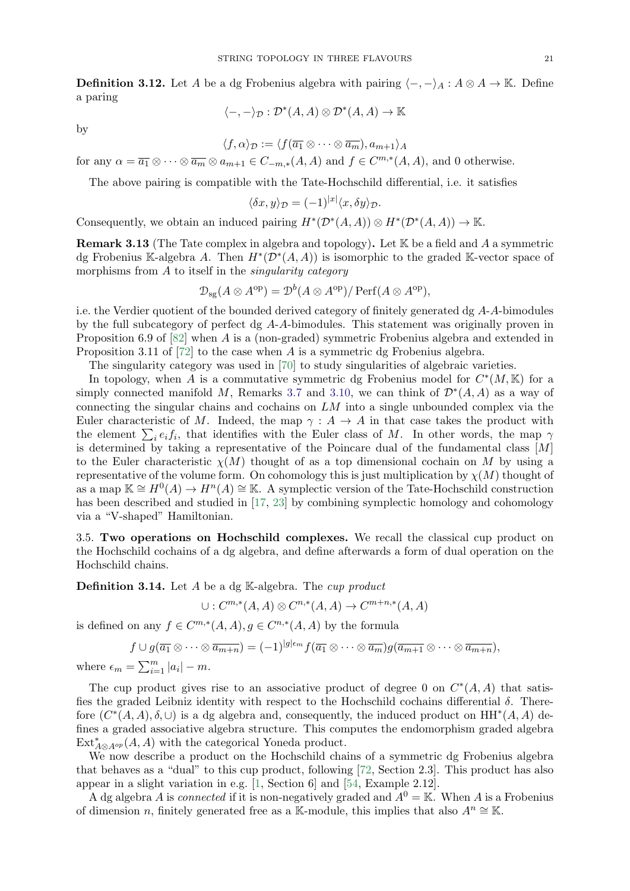**Definition 3.12.** Let $A$ be a dg Frobenius algebra with pairing $\langle -,- \rangle_A : A \otimes A \to \mathbb{K}$. Define a paring

$$\langle -,- \rangle_{\mathcal{D}} : \mathcal{D}^*(A,A) \otimes \mathcal{D}^*(A,A) \to \mathbb{K}$$

by

$$\langle f, \alpha \rangle_{\mathcal{D}} := \langle f(\overline{a_1} \otimes \cdots \otimes \overline{a_m}), a_{m+1} \rangle_A$$

for any $\alpha = \overline{a_1} \otimes \cdots \otimes \overline{a_m} \otimes a_{m+1} \in C_{-m,*}(A,A)$ and $f \in C^{m,*}(A,A)$, and 0 otherwise.

The above pairing is compatible with the Tate-Hochschild differential, i.e. it satisfies

$$\langle \delta x, y \rangle_{\mathcal{D}} = (-1)^{|x|} \langle x, \delta y \rangle_{\mathcal{D}}.$$

Consequently, we obtain an induced pairing $H^*(\mathcal{D}^*(A,A)) \otimes H^*(\mathcal{D}^*(A,A)) \to \mathbb{K}$.

**Remark 3.13** (The Tate complex in algebra and topology)**.** Let $\mathbb{K}$ be a field and $A$ a symmetric dg Frobenius $\mathbb{K}$-algebra $A$. Then $H^*(\mathcal{D}^*(A,A))$ is isomorphic to the graded $\mathbb{K}$-vector space of morphisms from $A$ to itself in the *singularity category*

$$\mathcal{D}_{\mathrm{sg}}(A \otimes A^{\mathrm{op}}) = \mathcal{D}^b(A \otimes A^{\mathrm{op}}) / \operatorname{Perf}(A \otimes A^{\mathrm{op}}),$$

i.e. the Verdier quotient of the bounded derived category of finitely generated dg $A$-$A$-bimodules by the full subcategory of perfect dg $A$-$A$-bimodules. This statement was originally proven in Proposition 6.9 of [82] when $A$ is a (non-graded) symmetric Frobenius algebra and extended in Proposition 3.11 of [72] to the case when $A$ is a symmetric dg Frobenius algebra.

The singularity category was used in [70] to study singularities of algebraic varieties.

In topology, when $A$ is a commutative symmetric dg Frobenius model for $C^*(M,\mathbb{K})$ for a simply connected manifold $M$, Remarks 3.7 and 3.10, we can think of $\mathcal{D}^*(A,A)$ as a way of connecting the singular chains and cochains on $LM$ into a single unbounded complex via the Euler characteristic of $M$. Indeed, the map $\gamma : A \to A$ in that case takes the product with the element $\sum_i e_i f_i$, that identifies with the Euler class of $M$. In other words, the map $\gamma$ is determined by taking a representative of the Poincare dual of the fundamental class $[M]$ to the Euler characteristic $\chi(M)$ thought of as a top dimensional cochain on $M$ by using a representative of the volume form. On cohomology this is just multiplication by $\chi(M)$ thought of as a map $\mathbb{K} \cong H^0(A) \to H^n(A) \cong \mathbb{K}$. A symplectic version of the Tate-Hochschild construction has been described and studied in [17, 23] by combining symplectic homology and cohomology via a "V-shaped" Hamiltonian.

### 3.5. Two operations on Hochschild complexes.

We recall the classical cup product on the Hochschild cochains of a dg algebra, and define afterwards a form of dual operation on the Hochschild chains.

**Definition 3.14.** Let $A$ be a dg $\mathbb{K}$-algebra. The *cup product*

$$\cup : C^{m,*}(A,A) \otimes C^{n,*}(A,A) \to C^{m+n,*}(A,A)$$

is defined on any $f \in C^{m,*}(A,A), g \in C^{n,*}(A,A)$ by the formula

$$f \cup g(\overline{a_1} \otimes \cdots \otimes \overline{a_{m+n}}) = (-1)^{|g|\epsilon_m} f(\overline{a_1} \otimes \cdots \otimes \overline{a_m}) g(\overline{a_{m+1}} \otimes \cdots \otimes \overline{a_{m+n}}),$$

where $\epsilon_m = \sum_{i=1}^m |a_i| - m$.

The cup product gives rise to an associative product of degree 0 on $C^*(A,A)$ that satisfies the graded Leibniz identity with respect to the Hochschild cochains differential $\delta$. Therefore $(C^*(A,A), \delta, \cup)$ is a dg algebra and, consequently, the induced product on $\mathrm{HH}^*(A,A)$ defines a graded associative algebra structure. This computes the endomorphism graded algebra $\mathrm{Ext}^*_{A \otimes A^{op}}(A,A)$ with the categorical Yoneda product.

We now describe a product on the Hochschild chains of a symmetric dg Frobenius algebra that behaves as a "dual" to this cup product, following [72, Section 2.3]. This product has also appear in a slight variation in e.g. [1, Section 6] and [54, Example 2.12].

A dg algebra $A$ is *connected* if it is non-negatively graded and $A^0 = \mathbb{K}$. When $A$ is a Frobenius of dimension $n$, finitely generated free as a $\mathbb{K}$-module, this implies that also $A^n \cong \mathbb{K}$.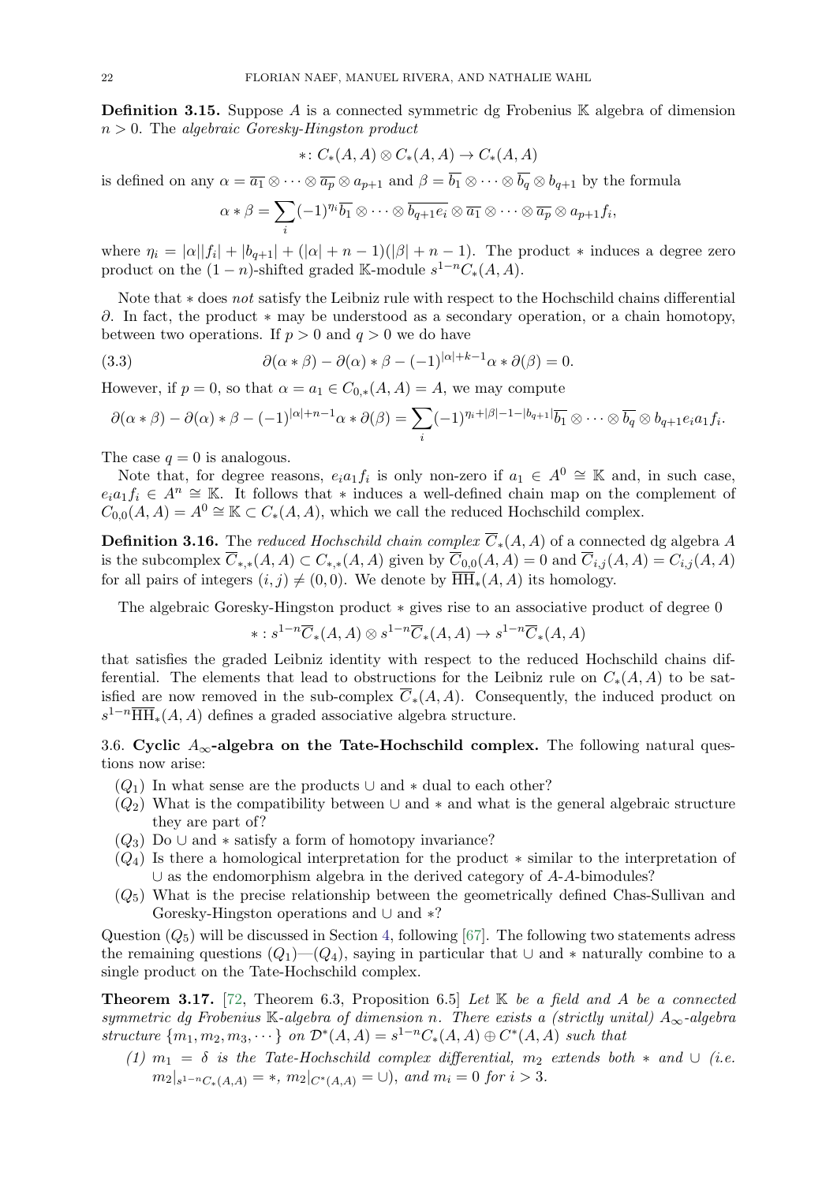**Definition 3.15.** Suppose $A$ is a connected symmetric dg Frobenius $\mathbb{K}$ algebra of dimension $n > 0$. The *algebraic Goresky-Hingston product*

$$*\colon C_*(A,A) \otimes C_*(A,A) \to C_*(A,A)$$

is defined on any $\alpha = \overline{a_1} \otimes \cdots \otimes \overline{a_p} \otimes a_{p+1}$ and $\beta = \overline{b_1} \otimes \cdots \otimes \overline{b_q} \otimes b_{q+1}$ by the formula

$$\alpha * \beta = \sum_i (-1)^{\eta_i} \overline{b_1} \otimes \cdots \otimes \overline{b_{q+1} e_i} \otimes \overline{a_1} \otimes \cdots \otimes \overline{a_p} \otimes a_{p+1} f_i,$$

where $\eta_i = |\alpha||f_i| + |b_{q+1}| + (|\alpha| + n - 1)(|\beta| + n - 1)$. The product $*$ induces a degree zero product on the $(1-n)$-shifted graded $\mathbb{K}$-module $s^{1-n}C_*(A,A)$.

Note that $*$ does *not* satisfy the Leibniz rule with respect to the Hochschild chains differential $\partial$. In fact, the product $*$ may be understood as a secondary operation, or a chain homotopy, between two operations. If $p > 0$ and $q > 0$ we do have

$$\partial(\alpha * \beta) - \partial(\alpha) * \beta - (-1)^{|\alpha|+k-1} \alpha * \partial(\beta) = 0. \tag{3.3}$$

However, if $p = 0$, so that $\alpha = a_1 \in C_{0,*}(A,A) = A$, we may compute

$$\partial(\alpha * \beta) - \partial(\alpha) * \beta - (-1)^{|\alpha|+n-1} \alpha * \partial(\beta) = \sum_i (-1)^{\eta_i + |\beta| - 1 - |b_{q+1}|} \overline{b_1} \otimes \cdots \otimes \overline{b_q} \otimes b_{q+1} e_i a_1 f_i.$$

The case $q = 0$ is analogous.

Note that, for degree reasons, $e_i a_1 f_i$ is only non-zero if $a_1 \in A^0 \cong \mathbb{K}$ and, in such case, $e_i a_1 f_i \in A^n \cong \mathbb{K}$. It follows that $*$ induces a well-defined chain map on the complement of $C_{0,0}(A,A) = A^0 \cong \mathbb{K} \subset C_*(A,A)$, which we call the reduced Hochschild complex.

**Definition 3.16.** The *reduced Hochschild chain complex* $\overline{C}_*(A,A)$ of a connected dg algebra $A$ is the subcomplex $\overline{C}_{*,*}(A,A) \subset C_{*,*}(A,A)$ given by $\overline{C}_{0,0}(A,A) = 0$ and $\overline{C}_{i,j}(A,A) = C_{i,j}(A,A)$ for all pairs of integers $(i,j) \neq (0,0)$. We denote by $\overline{\mathrm{HH}}_*(A,A)$ its homology.

The algebraic Goresky-Hingston product $*$ gives rise to an associative product of degree 0

$$* : s^{1-n}\overline{C}_*(A,A) \otimes s^{1-n}\overline{C}_*(A,A) \to s^{1-n}\overline{C}_*(A,A)$$

that satisfies the graded Leibniz identity with respect to the reduced Hochschild chains differential. The elements that lead to obstructions for the Leibniz rule on $C_*(A,A)$ to be satisfied are now removed in the sub-complex $\overline{C}_*(A,A)$. Consequently, the induced product on $s^{1-n}\overline{\mathrm{HH}}_*(A,A)$ defines a graded associative algebra structure.

3.6. **Cyclic $A_\infty$-algebra on the Tate-Hochschild complex.** The following natural questions now arise:

- $(Q_1)$ In what sense are the products $\cup$ and $*$ dual to each other?
- $(Q_2)$ What is the compatibility between $\cup$ and $*$ and what is the general algebraic structure they are part of?
- $(Q_3)$ Do $\cup$ and $*$ satisfy a form of homotopy invariance?
- $(Q_4)$ Is there a homological interpretation for the product $*$ similar to the interpretation of $\cup$ as the endomorphism algebra in the derived category of $A$-$A$-bimodules?
- $(Q_5)$ What is the precise relationship between the geometrically defined Chas-Sullivan and Goresky-Hingston operations and $\cup$ and $*$?

Question $(Q_5)$ will be discussed in Section 4, following [67]. The following two statements adress the remaining questions $(Q_1)$—$(Q_4)$, saying in particular that $\cup$ and $*$ naturally combine to a single product on the Tate-Hochschild complex.

**Theorem 3.17.** [72, Theorem 6.3, Proposition 6.5] *Let $\mathbb{K}$ be a field and $A$ be a connected symmetric dg Frobenius $\mathbb{K}$-algebra of dimension $n$. There exists a (strictly unital) $A_\infty$-algebra structure $\{m_1, m_2, m_3, \cdots\}$ on $\mathcal{D}^*(A,A) = s^{1-n}C_*(A,A) \oplus C^*(A,A)$ such that*

*(1) $m_1 = \delta$ is the Tate-Hochschild complex differential, $m_2$ extends both $*$ and $\cup$ (i.e. $m_2|_{s^{1-n}C_*(A,A)} = *$, $m_2|_{C^*(A,A)} = \cup$), and $m_i = 0$ for $i > 3$.*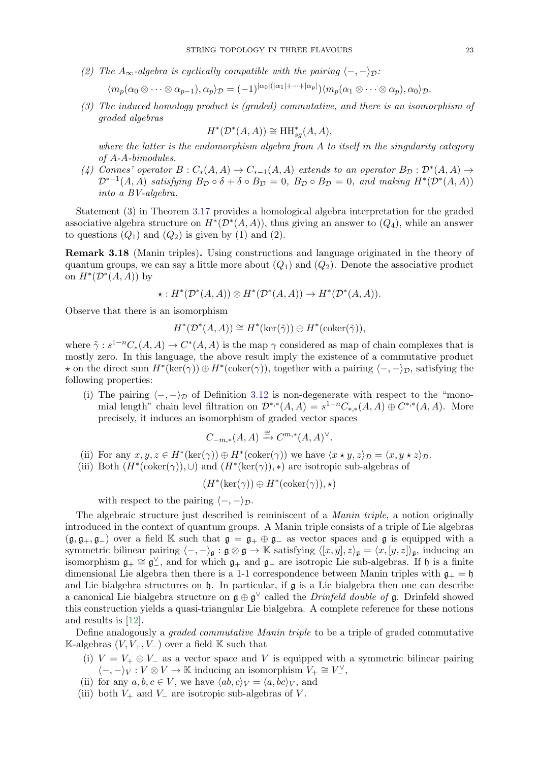(2) *The $A_\infty$-algebra is cyclically compatible with the pairing $\langle -,-\rangle_{\mathcal{D}}$:*

$$\langle m_p(\alpha_0 \otimes \cdots \otimes \alpha_{p-1}), \alpha_p\rangle_{\mathcal{D}} = (-1)^{|\alpha_0|(|\alpha_1|+\cdots+|\alpha_p|)} \langle m_p(\alpha_1 \otimes \cdots \otimes \alpha_p), \alpha_0\rangle_{\mathcal{D}}.$$

(3) *The induced homology product is (graded) commutative, and there is an isomorphism of graded algebras*

$$H^*(\mathcal{D}^*(A,A)) \cong \mathrm{HH}^*_{sg}(A,A),$$

*where the latter is the endomorphism algebra from $A$ to itself in the singularity category of $A$-$A$-bimodules.*

(4) *Connes' operator $B : C_*(A,A) \to C_{*-1}(A,A)$ extends to an operator $B_{\mathcal{D}} : \mathcal{D}^*(A,A) \to \mathcal{D}^{*-1}(A,A)$ satisfying $B_{\mathcal{D}} \circ \delta + \delta \circ B_{\mathcal{D}} = 0$, $B_{\mathcal{D}} \circ B_{\mathcal{D}} = 0$, and making $H^*(\mathcal{D}^*(A,A))$ into a BV-algebra.*

Statement (3) in Theorem 3.17 provides a homological algebra interpretation for the graded associative algebra structure on $H^*(\mathcal{D}^*(A,A))$, thus giving an answer to $(Q_4)$, while an answer to questions $(Q_1)$ and $(Q_2)$ is given by (1) and (2).

**Remark 3.18** (Manin triples)**.** Using constructions and language originated in the theory of quantum groups, we can say a little more about $(Q_1)$ and $(Q_2)$. Denote the associative product on $H^*(\mathcal{D}^*(A,A))$ by

$$\star : H^*(\mathcal{D}^*(A,A)) \otimes H^*(\mathcal{D}^*(A,A)) \to H^*(\mathcal{D}^*(A,A)).$$

Observe that there is an isomorphism

$$H^*(\mathcal{D}^*(A,A)) \cong H^*(\ker(\tilde{\gamma})) \oplus H^*(\mathrm{coker}(\tilde{\gamma})),$$

where $\tilde{\gamma} : s^{1-n}C_*(A,A) \to C^*(A,A)$ is the map $\gamma$ considered as map of chain complexes that is mostly zero. In this language, the above result imply the existence of a commutative product $\star$ on the direct sum $H^*(\ker(\gamma)) \oplus H^*(\mathrm{coker}(\gamma))$, together with a pairing $\langle -,-\rangle_{\mathcal{D}}$, satisfying the following properties:

(i) The pairing $\langle -,-\rangle_{\mathcal{D}}$ of Definition 3.12 is non-degenerate with respect to the "monomial length" chain level filtration on $\mathcal{D}^{*,*}(A,A) = s^{1-n}C_{*,*}(A,A) \oplus C^{*,*}(A,A)$. More precisely, it induces an isomorphism of graded vector spaces

$$C_{-m,*}(A,A) \xrightarrow{\cong} C^{m,*}(A,A)^\vee.$$

(ii) For any $x,y,z \in H^*(\ker(\gamma)) \oplus H^*(\mathrm{coker}(\gamma))$ we have $\langle x \star y, z\rangle_{\mathcal{D}} = \langle x, y \star z\rangle_{\mathcal{D}}$.

(iii) Both $(H^*(\mathrm{coker}(\gamma)), \cup)$ and $(H^*(\ker(\gamma)), *)$ are isotropic sub-algebras of

$$(H^*(\ker(\gamma)) \oplus H^*(\mathrm{coker}(\gamma)), \star)$$

with respect to the pairing $\langle -,-\rangle_{\mathcal{D}}$.

The algebraic structure just described is reminiscent of a *Manin triple*, a notion originally introduced in the context of quantum groups. A Manin triple consists of a triple of Lie algebras $(\mathfrak{g}, \mathfrak{g}_+, \mathfrak{g}_-)$ over a field $\mathbb{K}$ such that $\mathfrak{g} = \mathfrak{g}_+ \oplus \mathfrak{g}_-$ as vector spaces and $\mathfrak{g}$ is equipped with a symmetric bilinear pairing $\langle -,-\rangle_{\mathfrak{g}} : \mathfrak{g} \otimes \mathfrak{g} \to \mathbb{K}$ satisfying $\langle [x,y], z\rangle_{\mathfrak{g}} = \langle x, [y,z]\rangle_{\mathfrak{g}}$, inducing an isomorphism $\mathfrak{g}_+ \cong \mathfrak{g}_-^\vee$, and for which $\mathfrak{g}_+$ and $\mathfrak{g}_-$ are isotropic Lie sub-algebras. If $\mathfrak{h}$ is a finite dimensional Lie algebra then there is a 1-1 correspondence between Manin triples with $\mathfrak{g}_+ = \mathfrak{h}$ and Lie bialgebra structures on $\mathfrak{h}$. In particular, if $\mathfrak{g}$ is a Lie bialgebra then one can describe a canonical Lie bialgebra structure on $\mathfrak{g} \oplus \mathfrak{g}^\vee$ called the *Drinfeld double of* $\mathfrak{g}$. Drinfeld showed this construction yields a quasi-triangular Lie bialgebra. A complete reference for these notions and results is [12].

Define analogously a *graded commutative Manin triple* to be a triple of graded commutative $\mathbb{K}$-algebras $(V, V_+, V_-)$ over a field $\mathbb{K}$ such that

(i) $V = V_+ \oplus V_-$ as a vector space and $V$ is equipped with a symmetric bilinear pairing $\langle -,-\rangle_V : V \otimes V \to \mathbb{K}$ inducing an isomorphism $V_+ \cong V_-^\vee$,
(ii) for any $a,b,c \in V$, we have $\langle ab, c\rangle_V = \langle a, bc\rangle_V$, and
(iii) both $V_+$ and $V_-$ are isotropic sub-algebras of $V$.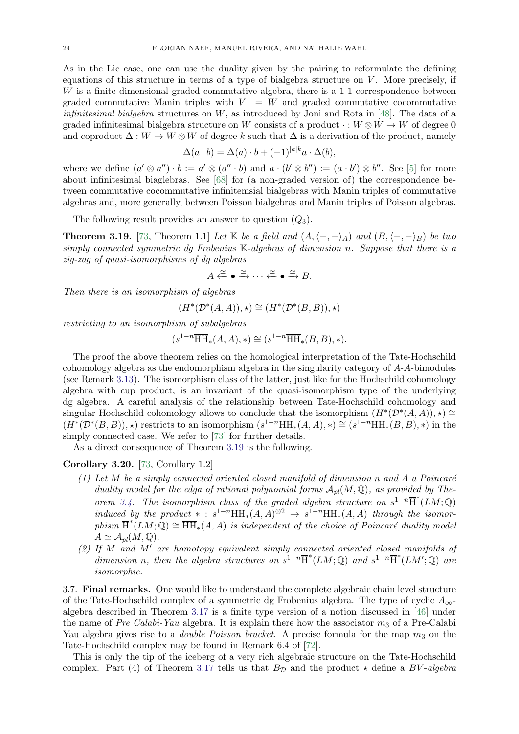As in the Lie case, one can use the duality given by the pairing to reformulate the defining equations of this structure in terms of a type of bialgebra structure on $V$. More precisely, if $W$ is a finite dimensional graded commutative algebra, there is a 1-1 correspondence between graded commutative Manin triples with $V_+ = W$ and graded commutative cocommutative *infinitesimal bialgebra* structures on $W$, as introduced by Joni and Rota in [48]. The data of a graded infinitesimal bialgebra structure on $W$ consists of a product $\cdot : W \otimes W \to W$ of degree 0 and coproduct $\Delta : W \to W \otimes W$ of degree $k$ such that $\Delta$ is a derivation of the product, namely

$$\Delta(a \cdot b) = \Delta(a) \cdot b + (-1)^{|a|k} a \cdot \Delta(b),$$

where we define $(a' \otimes a'') \cdot b := a' \otimes (a'' \cdot b)$ and $a \cdot (b' \otimes b'') := (a \cdot b') \otimes b''$. See [5] for more about infinitesimal biaglebras. See [68] for (a non-graded version of) the correspondence between commutative cocommutative infinitemsial bialgebras with Manin triples of commutative algebras and, more generally, between Poisson bialgebras and Manin triples of Poisson algebras.

The following result provides an answer to question $(Q_3)$.

**Theorem 3.19.** [73, Theorem 1.1] *Let $\mathbb{K}$ be a field and $(A, \langle -,- \rangle_A)$ and $(B, \langle -,- \rangle_B)$ be two simply connected symmetric dg Frobenius $\mathbb{K}$-algebras of dimension $n$. Suppose that there is a zig-zag of quasi-isomorphisms of dg algebras*

$$A \xleftarrow{\simeq} \bullet \xrightarrow{\simeq} \cdots \xleftarrow{\simeq} \bullet \xrightarrow{\simeq} B.$$

*Then there is an isomorphism of algebras*

$$(H^*(\mathcal{D}^*(A,A)), \star) \cong (H^*(\mathcal{D}^*(B,B)), \star)$$

*restricting to an isomorphism of subalgebras*

$$(s^{1-n}\overline{\mathrm{HH}}_*(A,A), *) \cong (s^{1-n}\overline{\mathrm{HH}}_*(B,B), *).$$

The proof the above theorem relies on the homological interpretation of the Tate-Hochschild cohomology algebra as the endomorphism algebra in the singularity category of $A$-$A$-bimodules (see Remark 3.13). The isomorphism class of the latter, just like for the Hochschild cohomology algebra with cup product, is an invariant of the quasi-isomorphism type of the underlying dg algebra. A careful analysis of the relationship between Tate-Hochschild cohomology and singular Hochschild cohomology allows to conclude that the isomorphism $(H^*(\mathcal{D}^*(A,A)), \star) \cong (H^*(\mathcal{D}^*(B,B)), \star)$ restricts to an isomorphism $(s^{1-n}\overline{\mathrm{HH}}_*(A,A), *) \cong (s^{1-n}\overline{\mathrm{HH}}_*(B,B), *)$ in the simply connected case. We refer to [73] for further details.

As a direct consequence of Theorem 3.19 is the following.

**Corollary 3.20.** [73, Corollary 1.2]

1. *Let $M$ be a simply connected oriented closed manifold of dimension $n$ and $A$ a Poincaré duality model for the cdga of rational polynomial forms $\mathcal{A}_{pl}(M, \mathbb{Q})$, as provided by Theorem 3.4. The isomorphism class of the graded algebra structure on $s^{1-n}\overline{\mathrm{H}}^*(LM;\mathbb{Q})$ induced by the product $* : s^{1-n}\overline{\mathrm{HH}}_*(A,A)^{\otimes 2} \to s^{1-n}\overline{\mathrm{HH}}_*(A,A)$ through the isomorphism $\overline{\mathrm{H}}^*(LM;\mathbb{Q}) \cong \overline{\mathrm{HH}}_*(A,A)$ is independent of the choice of Poincaré duality model $A \simeq \mathcal{A}_{pl}(M,\mathbb{Q})$.*
2. *If $M$ and $M'$ are homotopy equivalent simply connected oriented closed manifolds of dimension $n$, then the algebra structures on $s^{1-n}\overline{\mathrm{H}}^*(LM;\mathbb{Q})$ and $s^{1-n}\overline{\mathrm{H}}^*(LM';\mathbb{Q})$ are isomorphic.*

**3.7. Final remarks.** One would like to understand the complete algebraic chain level structure of the Tate-Hochschild complex of a symmetric dg Frobenius algebra. The type of cyclic $A_\infty$-algebra described in Theorem 3.17 is a finite type version of a notion discussed in [46] under the name of *Pre Calabi-Yau* algebra. It is explain there how the associator $m_3$ of a Pre-Calabi Yau algebra gives rise to a *double Poisson bracket*. A precise formula for the map $m_3$ on the Tate-Hochschild complex may be found in Remark 6.4 of [72].

This is only the tip of the iceberg of a very rich algebraic structure on the Tate-Hochschild complex. Part (4) of Theorem 3.17 tells us that $B_{\mathcal{D}}$ and the product $\star$ define a *BV-algebra*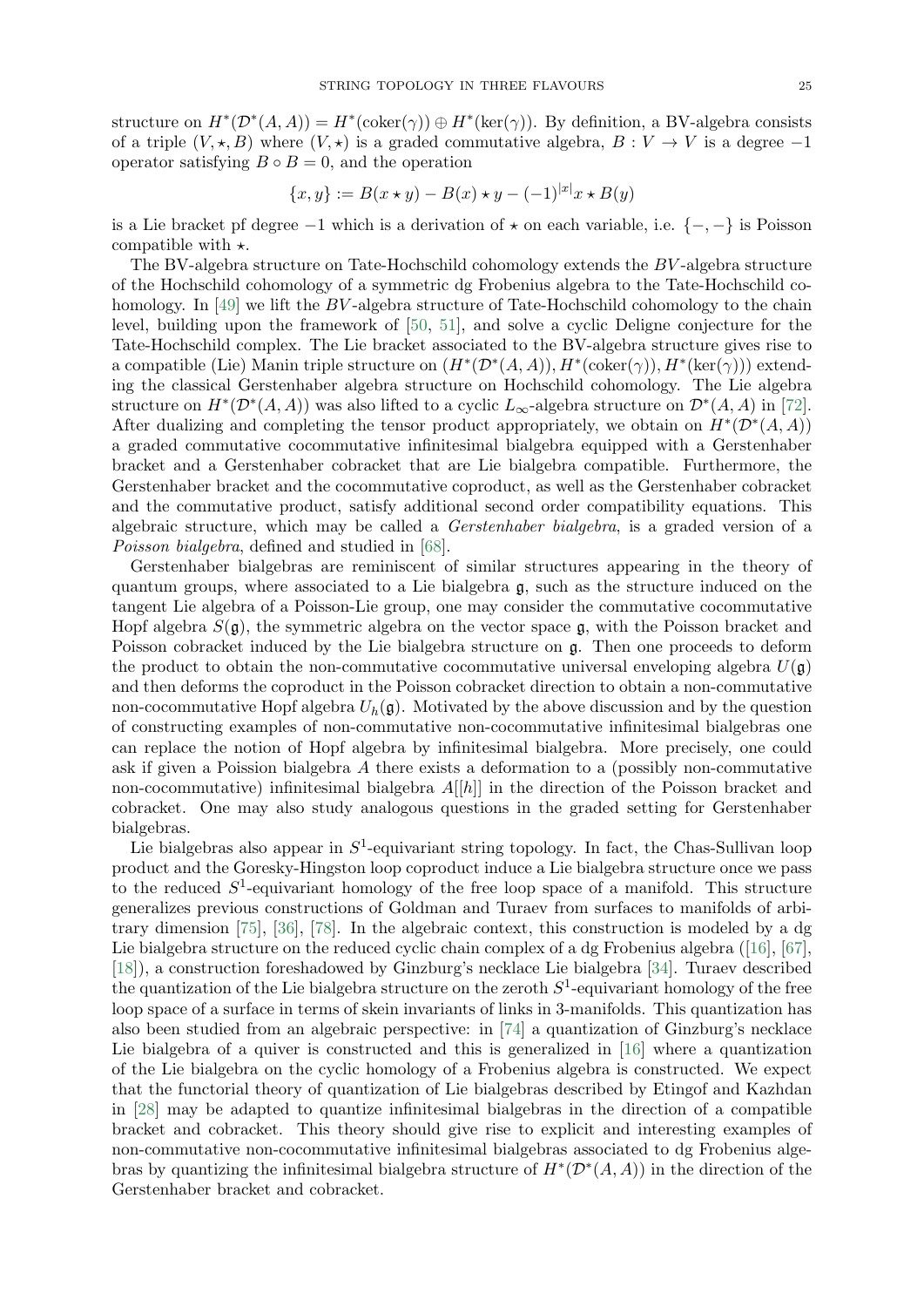structure on $H^*(\mathcal{D}^*(A,A)) = H^*(\mathrm{coker}(\gamma)) \oplus H^*(\ker(\gamma))$. By definition, a BV-algebra consists of a triple $(V, \star, B)$ where $(V, \star)$ is a graded commutative algebra, $B : V \to V$ is a degree $-1$ operator satisfying $B \circ B = 0$, and the operation

$$\{x, y\} := B(x \star y) - B(x) \star y - (-1)^{|x|} x \star B(y)$$

is a Lie bracket pf degree $-1$ which is a derivation of $\star$ on each variable, i.e. $\{-,-\}$ is Poisson compatible with $\star$.

The BV-algebra structure on Tate-Hochschild cohomology extends the $BV$-algebra structure of the Hochschild cohomology of a symmetric dg Frobenius algebra to the Tate-Hochschild cohomology. In [49] we lift the $BV$-algebra structure of Tate-Hochschild cohomology to the chain level, building upon the framework of [50, 51], and solve a cyclic Deligne conjecture for the Tate-Hochschild complex. The Lie bracket associated to the BV-algebra structure gives rise to a compatible (Lie) Manin triple structure on $(H^*(\mathcal{D}^*(A,A)), H^*(\mathrm{coker}(\gamma)), H^*(\ker(\gamma)))$ extending the classical Gerstenhaber algebra structure on Hochschild cohomology. The Lie algebra structure on $H^*(\mathcal{D}^*(A,A))$ was also lifted to a cyclic $L_\infty$-algebra structure on $\mathcal{D}^*(A,A)$ in [72]. After dualizing and completing the tensor product appropriately, we obtain on $H^*(\mathcal{D}^*(A,A))$ a graded commutative cocommutative infinitesimal bialgebra equipped with a Gerstenhaber bracket and a Gerstenhaber cobracket that are Lie bialgebra compatible. Furthermore, the Gerstenhaber bracket and the cocommutative coproduct, as well as the Gerstenhaber cobracket and the commutative product, satisfy additional second order compatibility equations. This algebraic structure, which may be called a *Gerstenhaber bialgebra*, is a graded version of a *Poisson bialgebra*, defined and studied in [68].

Gerstenhaber bialgebras are reminiscent of similar structures appearing in the theory of quantum groups, where associated to a Lie bialgebra $\mathfrak{g}$, such as the structure induced on the tangent Lie algebra of a Poisson-Lie group, one may consider the commutative cocommutative Hopf algebra $S(\mathfrak{g})$, the symmetric algebra on the vector space $\mathfrak{g}$, with the Poisson bracket and Poisson cobracket induced by the Lie bialgebra structure on $\mathfrak{g}$. Then one proceeds to deform the product to obtain the non-commutative cocommutative universal enveloping algebra $U(\mathfrak{g})$ and then deforms the coproduct in the Poisson cobracket direction to obtain a non-commutative non-cocommutative Hopf algebra $U_h(\mathfrak{g})$. Motivated by the above discussion and by the question of constructing examples of non-commutative non-cocommutative infinitesimal bialgebras one can replace the notion of Hopf algebra by infinitesimal bialgebra. More precisely, one could ask if given a Poission bialgebra $A$ there exists a deformation to a (possibly non-commutative non-cocommutative) infinitesimal bialgebra $A[[h]]$ in the direction of the Poisson bracket and cobracket. One may also study analogous questions in the graded setting for Gerstenhaber bialgebras.

Lie bialgebras also appear in $S^1$-equivariant string topology. In fact, the Chas-Sullivan loop product and the Goresky-Hingston loop coproduct induce a Lie bialgebra structure once we pass to the reduced $S^1$-equivariant homology of the free loop space of a manifold. This structure generalizes previous constructions of Goldman and Turaev from surfaces to manifolds of arbitrary dimension [75], [36], [78]. In the algebraic context, this construction is modeled by a dg Lie bialgebra structure on the reduced cyclic chain complex of a dg Frobenius algebra ([16], [67], [18]), a construction foreshadowed by Ginzburg's necklace Lie bialgebra [34]. Turaev described the quantization of the Lie bialgebra structure on the zeroth $S^1$-equivariant homology of the free loop space of a surface in terms of skein invariants of links in 3-manifolds. This quantization has also been studied from an algebraic perspective: in [74] a quantization of Ginzburg's necklace Lie bialgebra of a quiver is constructed and this is generalized in [16] where a quantization of the Lie bialgebra on the cyclic homology of a Frobenius algebra is constructed. We expect that the functorial theory of quantization of Lie bialgebras described by Etingof and Kazhdan in [28] may be adapted to quantize infinitesimal bialgebras in the direction of a compatible bracket and cobracket. This theory should give rise to explicit and interesting examples of non-commutative non-cocommutative infinitesimal bialgebras associated to dg Frobenius algebras by quantizing the infinitesimal bialgebra structure of $H^*(\mathcal{D}^*(A,A))$ in the direction of the Gerstenhaber bracket and cobracket.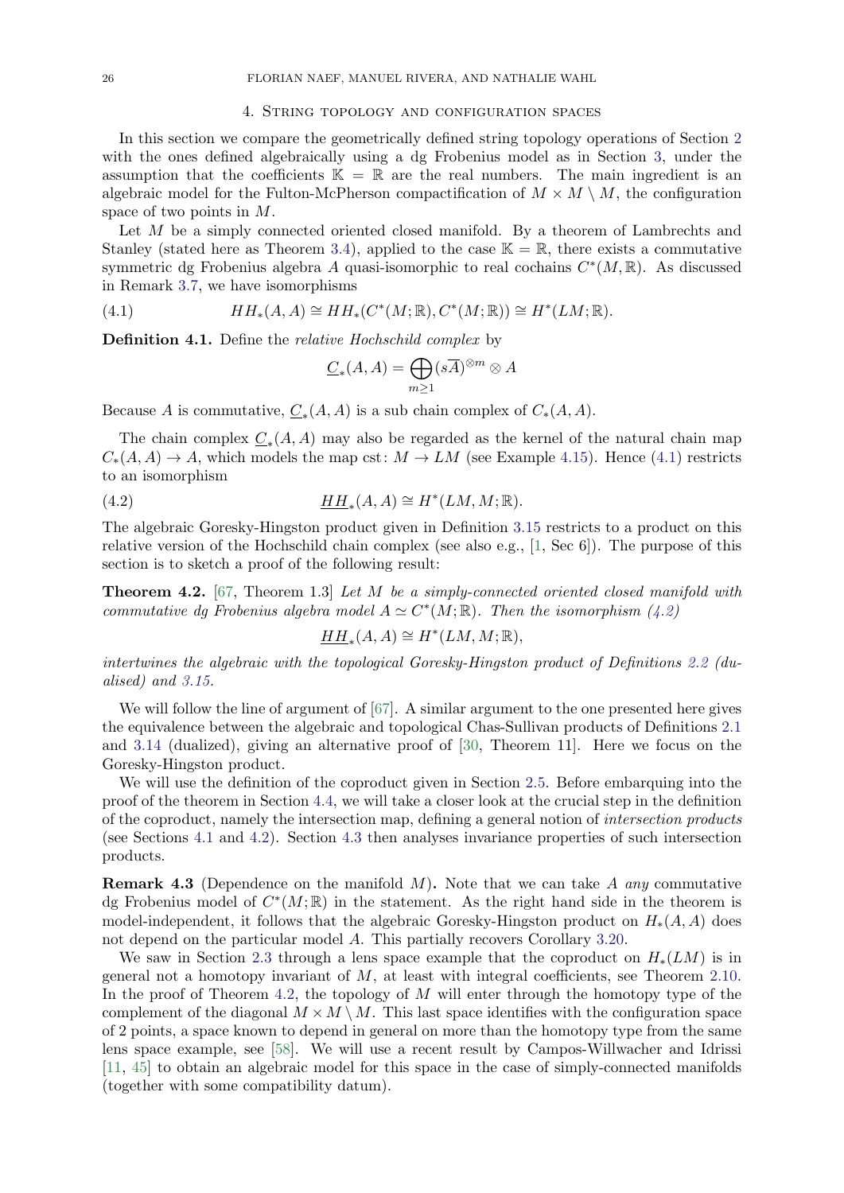## 4. String topology and configuration spaces

In this section we compare the geometrically defined string topology operations of Section 2 with the ones defined algebraically using a dg Frobenius model as in Section 3, under the assumption that the coefficients $\mathbb{K} = \mathbb{R}$ are the real numbers. The main ingredient is an algebraic model for the Fulton-McPherson compactification of $M \times M \setminus M$, the configuration space of two points in $M$.

Let $M$ be a simply connected oriented closed manifold. By a theorem of Lambrechts and Stanley (stated here as Theorem 3.4), applied to the case $\mathbb{K} = \mathbb{R}$, there exists a commutative symmetric dg Frobenius algebra $A$ quasi-isomorphic to real cochains $C^*(M, \mathbb{R})$. As discussed in Remark 3.7, we have isomorphisms

$$HH_*(A, A) \cong HH_*(C^*(M; \mathbb{R}), C^*(M; \mathbb{R})) \cong H^*(LM; \mathbb{R}). \tag{4.1}$$

**Definition 4.1.** Define the *relative Hochschild complex* by

$$\underline{C}_*(A, A) = \bigoplus_{m \geq 1} (s\overline{A})^{\otimes m} \otimes A$$

Because $A$ is commutative, $\underline{C}_*(A, A)$ is a sub chain complex of $C_*(A, A)$.

The chain complex $\underline{C}_*(A, A)$ may also be regarded as the kernel of the natural chain map $C_*(A, A) \to A$, which models the map $\mathrm{cst}\colon M \to LM$ (see Example 4.15). Hence (4.1) restricts to an isomorphism

$$\underline{HH}_*(A, A) \cong H^*(LM, M; \mathbb{R}). \tag{4.2}$$

The algebraic Goresky-Hingston product given in Definition 3.15 restricts to a product on this relative version of the Hochschild chain complex (see also e.g., [1, Sec 6]). The purpose of this section is to sketch a proof of the following result:

**Theorem 4.2.** [67, Theorem 1.3] *Let $M$ be a simply-connected oriented closed manifold with commutative dg Frobenius algebra model $A \simeq C^*(M; \mathbb{R})$. Then the isomorphism (4.2)*

$$\underline{HH}_*(A, A) \cong H^*(LM, M; \mathbb{R}),$$

*intertwines the algebraic with the topological Goresky-Hingston product of Definitions 2.2 (dualised) and 3.15.*

We will follow the line of argument of [67]. A similar argument to the one presented here gives the equivalence between the algebraic and topological Chas-Sullivan products of Definitions 2.1 and 3.14 (dualized), giving an alternative proof of [30, Theorem 11]. Here we focus on the Goresky-Hingston product.

We will use the definition of the coproduct given in Section 2.5. Before embarquing into the proof of the theorem in Section 4.4, we will take a closer look at the crucial step in the definition of the coproduct, namely the intersection map, defining a general notion of *intersection products* (see Sections 4.1 and 4.2). Section 4.3 then analyses invariance properties of such intersection products.

**Remark 4.3** (Dependence on the manifold $M$)**.** Note that we can take $A$ *any* commutative dg Frobenius model of $C^*(M; \mathbb{R})$ in the statement. As the right hand side in the theorem is model-independent, it follows that the algebraic Goresky-Hingston product on $H_*(A, A)$ does not depend on the particular model $A$. This partially recovers Corollary 3.20.

We saw in Section 2.3 through a lens space example that the coproduct on $H_*(LM)$ is in general not a homotopy invariant of $M$, at least with integral coefficients, see Theorem 2.10. In the proof of Theorem 4.2, the topology of $M$ will enter through the homotopy type of the complement of the diagonal $M \times M \setminus M$. This last space identifies with the configuration space of 2 points, a space known to depend in general on more than the homotopy type from the same lens space example, see [58]. We will use a recent result by Campos-Willwacher and Idrissi [11, 45] to obtain an algebraic model for this space in the case of simply-connected manifolds (together with some compatibility datum).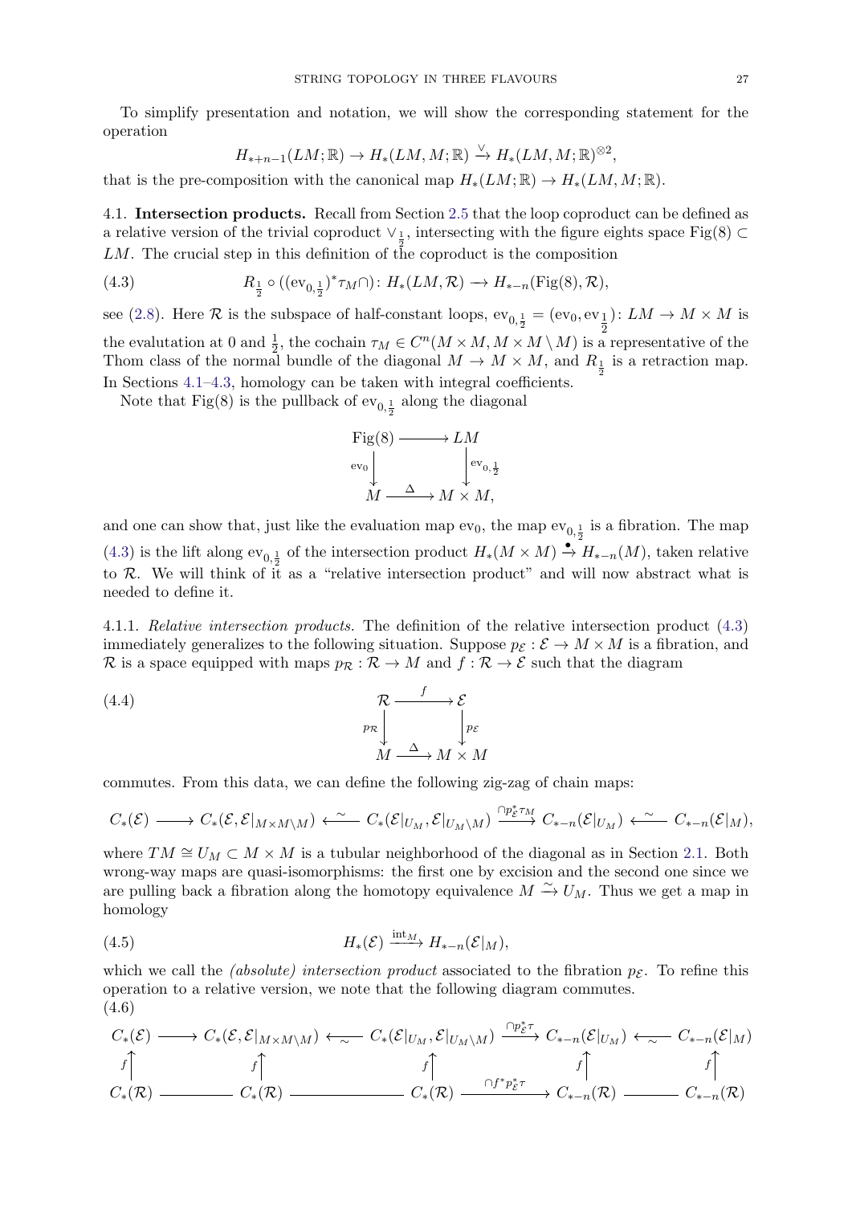To simplify presentation and notation, we will show the corresponding statement for the operation

$$H_{*+n-1}(LM;\mathbb{R}) \to H_*(LM,M;\mathbb{R}) \xrightarrow{\vee} H_*(LM,M;\mathbb{R})^{\otimes 2},$$

that is the pre-composition with the canonical map $H_*(LM;\mathbb{R}) \to H_*(LM,M;\mathbb{R})$.

4.1. **Intersection products.** Recall from Section 2.5 that the loop coproduct can be defined as a relative version of the trivial coproduct $\vee_{\frac{1}{2}}$, intersecting with the figure eights space $\mathrm{Fig}(8) \subset LM$. The crucial step in this definition of the coproduct is the composition

$$R_{\frac{1}{2}} \circ ((\mathrm{ev}_{0,\frac{1}{2}})^* \tau_M \cap)\colon H_*(LM,\mathcal{R}) \longrightarrow H_{*-n}(\mathrm{Fig}(8),\mathcal{R}), \tag{4.3}$$

see (2.8). Here $\mathcal{R}$ is the subspace of half-constant loops, $\mathrm{ev}_{0,\frac{1}{2}} = (\mathrm{ev}_0, \mathrm{ev}_{\frac{1}{2}})\colon LM \to M \times M$ is the evalutation at 0 and $\frac{1}{2}$, the cochain $\tau_M \in C^n(M\times M, M\times M\setminus M)$ is a representative of the Thom class of the normal bundle of the diagonal $M \to M\times M$, and $R_{\frac{1}{2}}$ is a retraction map. In Sections 4.1–4.3, homology can be taken with integral coefficients.

Note that $\mathrm{Fig}(8)$ is the pullback of $\mathrm{ev}_{0,\frac{1}{2}}$ along the diagonal

$$\begin{array}{ccc} \mathrm{Fig}(8) & \longrightarrow & LM \\ {\scriptstyle \mathrm{ev}_0}\downarrow & & \downarrow{\scriptstyle \mathrm{ev}_{0,\frac{1}{2}}} \\ M & \xrightarrow{\Delta} & M\times M, \end{array}$$

and one can show that, just like the evaluation map $\mathrm{ev}_0$, the map $\mathrm{ev}_{0,\frac{1}{2}}$ is a fibration. The map (4.3) is the lift along $\mathrm{ev}_{0,\frac{1}{2}}$ of the intersection product $H_*(M\times M) \xrightarrow{\bullet} H_{*-n}(M)$, taken relative to $\mathcal{R}$. We will think of it as a "relative intersection product" and will now abstract what is needed to define it.

4.1.1. *Relative intersection products.* The definition of the relative intersection product (4.3) immediately generalizes to the following situation. Suppose $p_{\mathcal{E}}\colon \mathcal{E} \to M\times M$ is a fibration, and $\mathcal{R}$ is a space equipped with maps $p_{\mathcal{R}}\colon \mathcal{R} \to M$ and $f\colon \mathcal{R} \to \mathcal{E}$ such that the diagram

$$\begin{array}{ccc} \mathcal{R} & \xrightarrow{f} & \mathcal{E} \\ {\scriptstyle p_{\mathcal{R}}}\downarrow & & \downarrow{\scriptstyle p_{\mathcal{E}}} \\ M & \xrightarrow{\Delta} & M\times M \end{array} \tag{4.4}$$

commutes. From this data, we can define the following zig-zag of chain maps:

$$C_*(\mathcal{E}) \longrightarrow C_*(\mathcal{E},\mathcal{E}|_{M\times M\setminus M}) \xleftarrow{\sim} C_*(\mathcal{E}|_{U_M},\mathcal{E}|_{U_M\setminus M}) \xrightarrow{\cap p_{\mathcal{E}}^*\tau_M} C_{*-n}(\mathcal{E}|_{U_M}) \xleftarrow{\sim} C_{*-n}(\mathcal{E}|_M),$$

where $TM \cong U_M \subset M\times M$ is a tubular neighborhood of the diagonal as in Section 2.1. Both wrong-way maps are quasi-isomorphisms: the first one by excision and the second one since we are pulling back a fibration along the homotopy equivalence $M \xrightarrow{\simeq} U_M$. Thus we get a map in homology

$$H_*(\mathcal{E}) \xrightarrow{\mathrm{int}_M} H_{*-n}(\mathcal{E}|_M), \tag{4.5}$$

which we call the *(absolute) intersection product* associated to the fibration $p_{\mathcal{E}}$. To refine this operation to a relative version, we note that the following diagram commutes.

$$\begin{array}{ccccccccc} C_*(\mathcal{E}) & \longrightarrow & C_*(\mathcal{E},\mathcal{E}|_{M\times M\setminus M}) & \xleftarrow{\sim} & C_*(\mathcal{E}|_{U_M},\mathcal{E}|_{U_M\setminus M}) & \xrightarrow{\cap p_{\mathcal{E}}^*\tau} & C_{*-n}(\mathcal{E}|_{U_M}) & \xleftarrow{\sim} & C_{*-n}(\mathcal{E}|_M) \\ {\scriptstyle f}\uparrow & & {\scriptstyle f}\uparrow & & {\scriptstyle f}\uparrow & & {\scriptstyle f}\uparrow & & {\scriptstyle f}\uparrow \\ C_*(\mathcal{R}) & \longrightarrow & C_*(\mathcal{R}) & \longrightarrow & C_*(\mathcal{R}) & \xrightarrow{\cap f^* p_{\mathcal{E}}^*\tau} & C_{*-n}(\mathcal{R}) & \longrightarrow & C_{*-n}(\mathcal{R}) \end{array} \tag{4.6}$$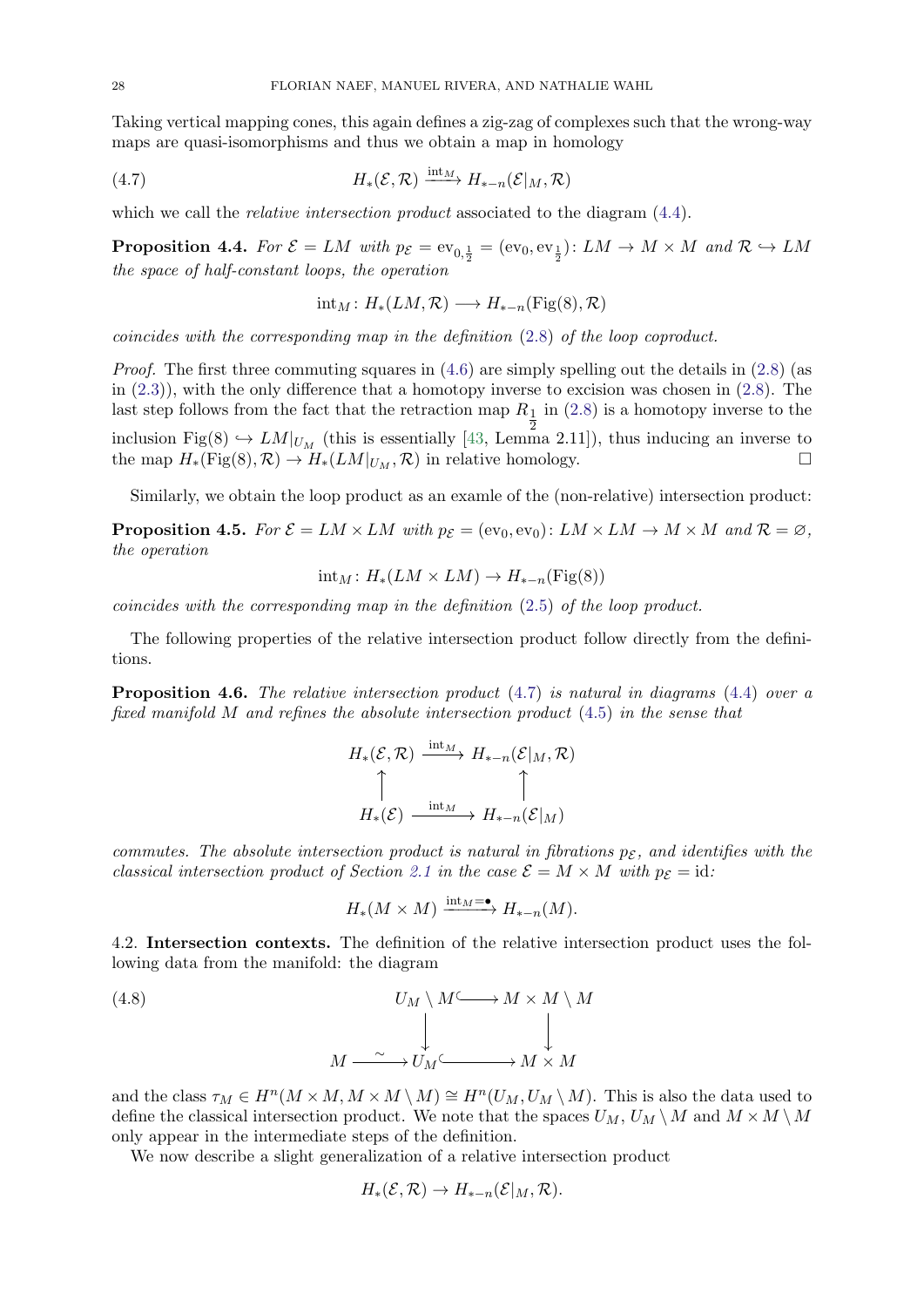Taking vertical mapping cones, this again defines a zig-zag of complexes such that the wrong-way maps are quasi-isomorphisms and thus we obtain a map in homology

$$H_*(\mathcal{E},\mathcal{R}) \xrightarrow{\mathrm{int}_M} H_{*-n}(\mathcal{E}|_M,\mathcal{R}) \tag{4.7}$$

which we call the *relative intersection product* associated to the diagram (4.4).

**Proposition 4.4.** *For $\mathcal{E} = LM$ with $p_{\mathcal{E}} = \mathrm{ev}_{0,\frac{1}{2}} = (\mathrm{ev}_0, \mathrm{ev}_{\frac{1}{2}}) \colon LM \to M \times M$ and $\mathcal{R} \hookrightarrow LM$ the space of half-constant loops, the operation*

$$\mathrm{int}_M \colon H_*(LM,\mathcal{R}) \longrightarrow H_{*-n}(\mathrm{Fig}(8),\mathcal{R})$$

*coincides with the corresponding map in the definition (2.8) of the loop coproduct.*

*Proof.* The first three commuting squares in (4.6) are simply spelling out the details in (2.8) (as in (2.3)), with the only difference that a homotopy inverse to excision was chosen in (2.8). The last step follows from the fact that the retraction map $R_{\frac{1}{2}}$ in (2.8) is a homotopy inverse to the inclusion $\mathrm{Fig}(8) \hookrightarrow LM|_{U_M}$ (this is essentially [43, Lemma 2.11]), thus inducing an inverse to the map $H_*(\mathrm{Fig}(8),\mathcal{R}) \to H_*(LM|_{U_M},\mathcal{R})$ in relative homology. □

Similarly, we obtain the loop product as an examle of the (non-relative) intersection product:

**Proposition 4.5.** *For $\mathcal{E} = LM \times LM$ with $p_{\mathcal{E}} = (\mathrm{ev}_0, \mathrm{ev}_0) \colon LM \times LM \to M \times M$ and $\mathcal{R} = \varnothing$, the operation*

$$\mathrm{int}_M \colon H_*(LM \times LM) \to H_{*-n}(\mathrm{Fig}(8))$$

*coincides with the corresponding map in the definition (2.5) of the loop product.*

The following properties of the relative intersection product follow directly from the definitions.

**Proposition 4.6.** *The relative intersection product (4.7) is natural in diagrams (4.4) over a fixed manifold $M$ and refines the absolute intersection product (4.5) in the sense that*

$$\begin{array}{ccc}
H_*(\mathcal{E},\mathcal{R}) & \xrightarrow{\mathrm{int}_M} & H_{*-n}(\mathcal{E}|_M,\mathcal{R}) \\
\uparrow & & \uparrow \\
H_*(\mathcal{E}) & \xrightarrow{\mathrm{int}_M} & H_{*-n}(\mathcal{E}|_M)
\end{array}$$

*commutes. The absolute intersection product is natural in fibrations $p_{\mathcal{E}}$, and identifies with the classical intersection product of Section 2.1 in the case $\mathcal{E} = M \times M$ with $p_{\mathcal{E}} = \mathrm{id}$:*

$$H_*(M \times M) \xrightarrow{\mathrm{int}_M = \bullet} H_{*-n}(M).$$

### 4.2. Intersection contexts.

The definition of the relative intersection product uses the following data from the manifold: the diagram

$$\begin{array}{ccccc}
 & & U_M \setminus M & \hookrightarrow & M \times M \setminus M \\
 & & \downarrow & & \downarrow \\
M & \xrightarrow{\sim} & U_M & \hookrightarrow & M \times M
\end{array} \tag{4.8}$$

and the class $\tau_M \in H^n(M \times M, M \times M \setminus M) \cong H^n(U_M, U_M \setminus M)$. This is also the data used to define the classical intersection product. We note that the spaces $U_M$, $U_M \setminus M$ and $M \times M \setminus M$ only appear in the intermediate steps of the definition.

We now describe a slight generalization of a relative intersection product

$$H_*(\mathcal{E},\mathcal{R}) \to H_{*-n}(\mathcal{E}|_M,\mathcal{R}).$$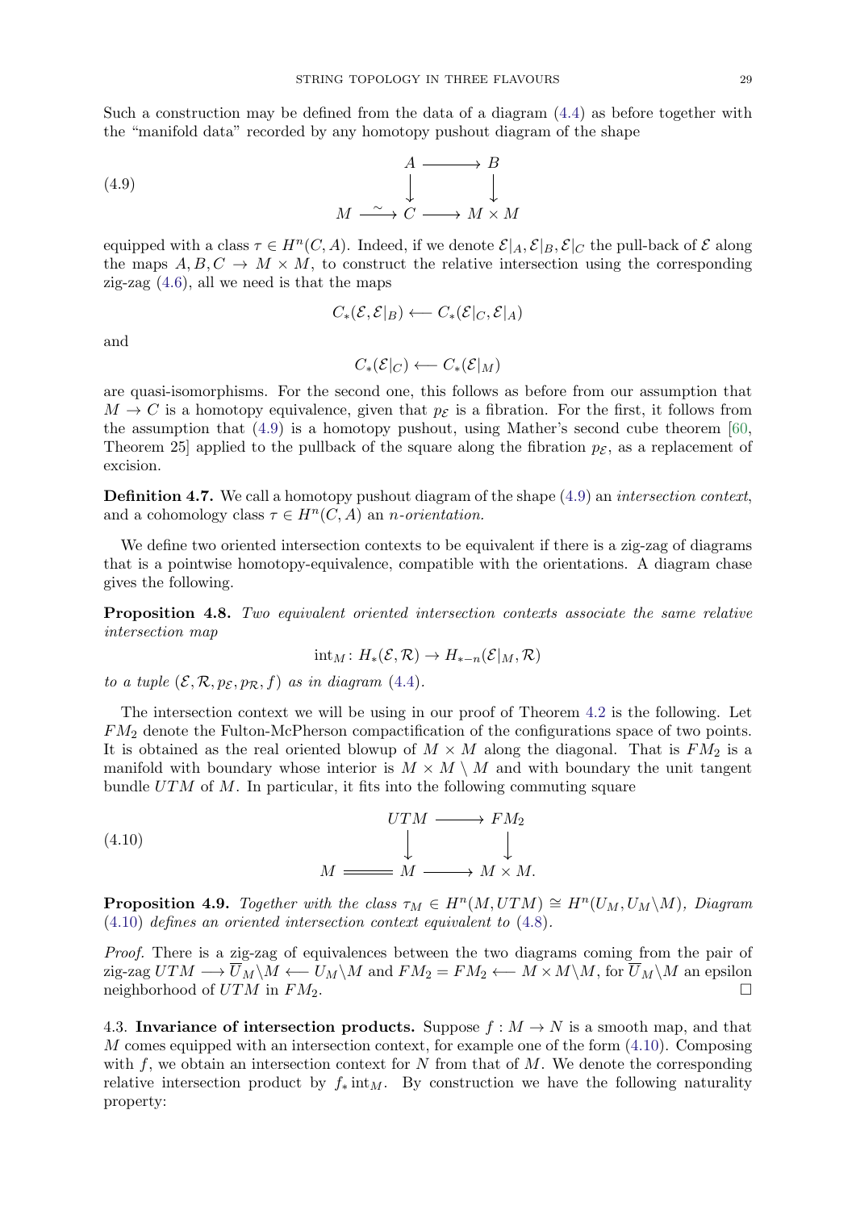Such a construction may be defined from the data of a diagram (4.4) as before together with the "manifold data" recorded by any homotopy pushout diagram of the shape

$$
\begin{array}{ccccc}
 & & A & \longrightarrow & B \\
 & & \downarrow & & \downarrow \\
M & \xrightarrow{\sim} & C & \longrightarrow & M \times M
\end{array}
\tag{4.9}
$$

equipped with a class $\tau \in H^n(C, A)$. Indeed, if we denote $\mathcal{E}|_A, \mathcal{E}|_B, \mathcal{E}|_C$ the pull-back of $\mathcal{E}$ along the maps $A, B, C \to M \times M$, to construct the relative intersection using the corresponding zig-zag (4.6), all we need is that the maps

$$C_*(\mathcal{E}, \mathcal{E}|_B) \longleftarrow C_*(\mathcal{E}|_C, \mathcal{E}|_A)$$

and

$$C_*(\mathcal{E}|_C) \longleftarrow C_*(\mathcal{E}|_M)$$

are quasi-isomorphisms. For the second one, this follows as before from our assumption that $M \to C$ is a homotopy equivalence, given that $p_{\mathcal{E}}$ is a fibration. For the first, it follows from the assumption that (4.9) is a homotopy pushout, using Mather's second cube theorem [60, Theorem 25] applied to the pullback of the square along the fibration $p_{\mathcal{E}}$, as a replacement of excision.

**Definition 4.7.** We call a homotopy pushout diagram of the shape (4.9) an *intersection context*, and a cohomology class $\tau \in H^n(C, A)$ an *n-orientation.*

We define two oriented intersection contexts to be equivalent if there is a zig-zag of diagrams that is a pointwise homotopy-equivalence, compatible with the orientations. A diagram chase gives the following.

**Proposition 4.8.** *Two equivalent oriented intersection contexts associate the same relative intersection map*

$$\mathrm{int}_M \colon H_*(\mathcal{E}, \mathcal{R}) \to H_{*-n}(\mathcal{E}|_M, \mathcal{R})$$

*to a tuple $(\mathcal{E}, \mathcal{R}, p_{\mathcal{E}}, p_{\mathcal{R}}, f)$ as in diagram (4.4).*

The intersection context we will be using in our proof of Theorem 4.2 is the following. Let $FM_2$ denote the Fulton-McPherson compactification of the configurations space of two points. It is obtained as the real oriented blowup of $M \times M$ along the diagonal. That is $FM_2$ is a manifold with boundary whose interior is $M \times M \setminus M$ and with boundary the unit tangent bundle $UTM$ of $M$. In particular, it fits into the following commuting square

$$
\begin{array}{ccccc}
 & & UTM & \longrightarrow & FM_2 \\
 & & \downarrow & & \downarrow \\
M & = & M & \longrightarrow & M \times M.
\end{array}
\tag{4.10}
$$

**Proposition 4.9.** *Together with the class $\tau_M \in H^n(M, UTM) \cong H^n(U_M, U_M \backslash M)$, Diagram (4.10) defines an oriented intersection context equivalent to (4.8).*

*Proof.* There is a zig-zag of equivalences between the two diagrams coming from the pair of zig-zag $UTM \longrightarrow \overline{U}_M \backslash M \longleftarrow U_M \backslash M$ and $FM_2 = FM_2 \longleftarrow M \times M \backslash M$, for $\overline{U}_M \backslash M$ an epsilon neighborhood of $UTM$ in $FM_2$. □

4.3. **Invariance of intersection products.** Suppose $f : M \to N$ is a smooth map, and that $M$ comes equipped with an intersection context, for example one of the form (4.10). Composing with $f$, we obtain an intersection context for $N$ from that of $M$. We denote the corresponding relative intersection product by $f_* \mathrm{int}_M$. By construction we have the following naturality property: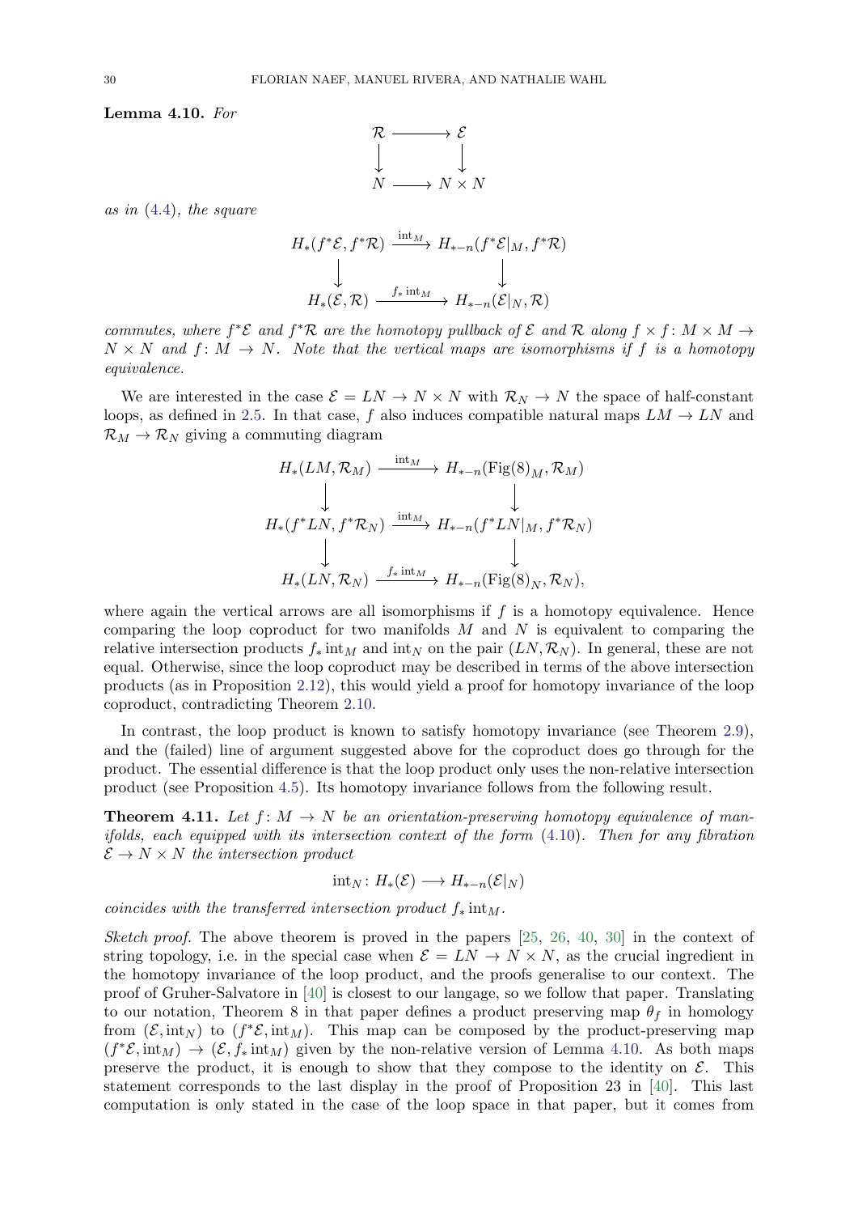**Lemma 4.10.** *For*

$$\begin{array}{ccc} \mathcal{R} & \longrightarrow & \mathcal{E} \\ \downarrow & & \downarrow \\ N & \longrightarrow & N \times N \end{array}$$

*as in* (4.4)*, the square*

$$\begin{array}{ccc} H_*(f^*\mathcal{E}, f^*\mathcal{R}) & \xrightarrow{\mathrm{int}_M} & H_{*-n}(f^*\mathcal{E}|_M, f^*\mathcal{R}) \\ \downarrow & & \downarrow \\ H_*(\mathcal{E}, \mathcal{R}) & \xrightarrow{f_* \mathrm{int}_M} & H_{*-n}(\mathcal{E}|_N, \mathcal{R}) \end{array}$$

*commutes, where $f^*\mathcal{E}$ and $f^*\mathcal{R}$ are the homotopy pullback of $\mathcal{E}$ and $\mathcal{R}$ along $f \times f\colon M \times M \to N \times N$ and $f\colon M \to N$. Note that the vertical maps are isomorphisms if $f$ is a homotopy equivalence.*

We are interested in the case $\mathcal{E} = LN \to N \times N$ with $\mathcal{R}_N \to N$ the space of half-constant loops, as defined in 2.5. In that case, $f$ also induces compatible natural maps $LM \to LN$ and $\mathcal{R}_M \to \mathcal{R}_N$ giving a commuting diagram

$$\begin{array}{ccc} H_*(LM, \mathcal{R}_M) & \xrightarrow{\mathrm{int}_M} & H_{*-n}(\mathrm{Fig}(8)_M, \mathcal{R}_M) \\ \downarrow & & \downarrow \\ H_*(f^*LN, f^*\mathcal{R}_N) & \xrightarrow{\mathrm{int}_M} & H_{*-n}(f^*LN|_M, f^*\mathcal{R}_N) \\ \downarrow & & \downarrow \\ H_*(LN, \mathcal{R}_N) & \xrightarrow{f_* \mathrm{int}_M} & H_{*-n}(\mathrm{Fig}(8)_N, \mathcal{R}_N), \end{array}$$

where again the vertical arrows are all isomorphisms if $f$ is a homotopy equivalence. Hence comparing the loop coproduct for two manifolds $M$ and $N$ is equivalent to comparing the relative intersection products $f_* \mathrm{int}_M$ and $\mathrm{int}_N$ on the pair $(LN, \mathcal{R}_N)$. In general, these are not equal. Otherwise, since the loop coproduct may be described in terms of the above intersection products (as in Proposition 2.12), this would yield a proof for homotopy invariance of the loop coproduct, contradicting Theorem 2.10.

In contrast, the loop product is known to satisfy homotopy invariance (see Theorem 2.9), and the (failed) line of argument suggested above for the coproduct does go through for the product. The essential difference is that the loop product only uses the non-relative intersection product (see Proposition 4.5). Its homotopy invariance follows from the following result.

**Theorem 4.11.** *Let $f\colon M \to N$ be an orientation-preserving homotopy equivalence of manifolds, each equipped with its intersection context of the form* (4.10)*. Then for any fibration $\mathcal{E} \to N \times N$ the intersection product*

$$\mathrm{int}_N \colon H_*(\mathcal{E}) \longrightarrow H_{*-n}(\mathcal{E}|_N)$$

*coincides with the transferred intersection product $f_* \mathrm{int}_M$.*

*Sketch proof.* The above theorem is proved in the papers [25, 26, 40, 30] in the context of string topology, i.e. in the special case when $\mathcal{E} = LN \to N \times N$, as the crucial ingredient in the homotopy invariance of the loop product, and the proofs generalise to our context. The proof of Gruher-Salvatore in [40] is closest to our langage, so we follow that paper. Translating to our notation, Theorem 8 in that paper defines a product preserving map $\theta_f$ in homology from $(\mathcal{E}, \mathrm{int}_N)$ to $(f^*\mathcal{E}, \mathrm{int}_M)$. This map can be composed by the product-preserving map $(f^*\mathcal{E}, \mathrm{int}_M) \to (\mathcal{E}, f_* \mathrm{int}_M)$ given by the non-relative version of Lemma 4.10. As both maps preserve the product, it is enough to show that they compose to the identity on $\mathcal{E}$. This statement corresponds to the last display in the proof of Proposition 23 in [40]. This last computation is only stated in the case of the loop space in that paper, but it comes from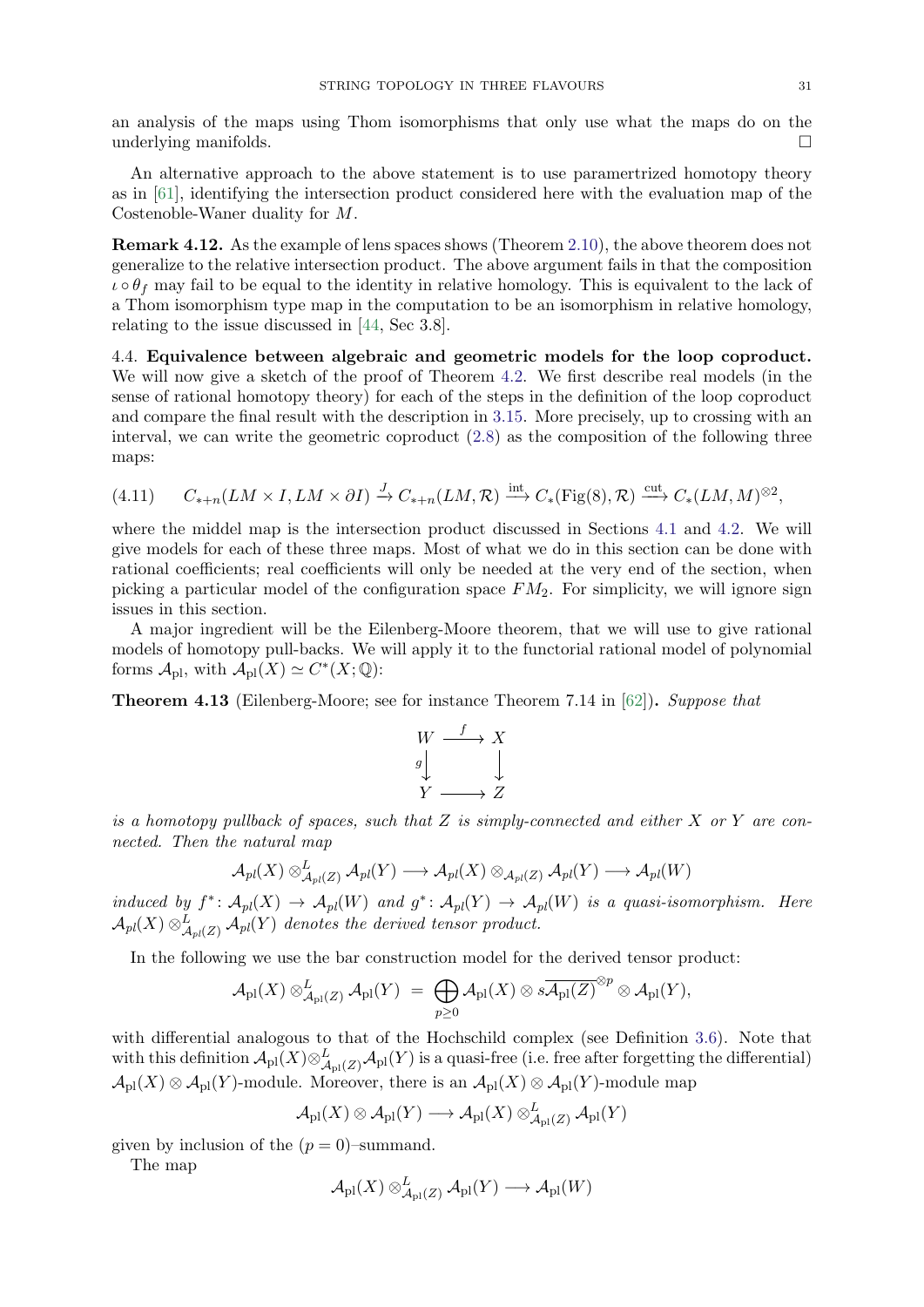an analysis of the maps using Thom isomorphisms that only use what the maps do on the underlying manifolds. □

An alternative approach to the above statement is to use paramertrized homotopy theory as in [61], identifying the intersection product considered here with the evaluation map of the Costenoble-Waner duality for $M$.

**Remark 4.12.** As the example of lens spaces shows (Theorem 2.10), the above theorem does not generalize to the relative intersection product. The above argument fails in that the composition $\iota \circ \theta_f$ may fail to be equal to the identity in relative homology. This is equivalent to the lack of a Thom isomorphism type map in the computation to be an isomorphism in relative homology, relating to the issue discussed in [44, Sec 3.8].

4.4. **Equivalence between algebraic and geometric models for the loop coproduct.** We will now give a sketch of the proof of Theorem 4.2. We first describe real models (in the sense of rational homotopy theory) for each of the steps in the definition of the loop coproduct and compare the final result with the description in 3.15. More precisely, up to crossing with an interval, we can write the geometric coproduct (2.8) as the composition of the following three maps:

$$C_{*+n}(LM\times I, LM\times \partial I) \xrightarrow{J} C_{*+n}(LM,\mathcal{R}) \xrightarrow{\text{int}} C_*(\text{Fig}(8),\mathcal{R}) \xrightarrow{\text{cut}} C_*(LM,M)^{\otimes 2}, \tag{4.11}$$

where the middel map is the intersection product discussed in Sections 4.1 and 4.2. We will give models for each of these three maps. Most of what we do in this section can be done with rational coefficients; real coefficients will only be needed at the very end of the section, when picking a particular model of the configuration space $FM_2$. For simplicity, we will ignore sign issues in this section.

A major ingredient will be the Eilenberg-Moore theorem, that we will use to give rational models of homotopy pull-backs. We will apply it to the functorial rational model of polynomial forms $\mathcal{A}_{\text{pl}}$, with $\mathcal{A}_{\text{pl}}(X) \simeq C^*(X;\mathbb{Q})$:

**Theorem 4.13** (Eilenberg-Moore; see for instance Theorem 7.14 in [62])**.** *Suppose that*

$$\begin{array}{ccc} W & \xrightarrow{f} & X \\ {\scriptstyle g}\downarrow & & \downarrow \\ Y & \longrightarrow & Z \end{array}$$

*is a homotopy pullback of spaces, such that $Z$ is simply-connected and either $X$ or $Y$ are connected. Then the natural map*

$$\mathcal{A}_{pl}(X)\otimes^L_{\mathcal{A}_{pl}(Z)}\mathcal{A}_{pl}(Y) \longrightarrow \mathcal{A}_{pl}(X)\otimes_{\mathcal{A}_{pl}(Z)}\mathcal{A}_{pl}(Y) \longrightarrow \mathcal{A}_{pl}(W)$$

*induced by $f^*\colon \mathcal{A}_{pl}(X)\to\mathcal{A}_{pl}(W)$ and $g^*\colon \mathcal{A}_{pl}(Y)\to\mathcal{A}_{pl}(W)$ is a quasi-isomorphism. Here $\mathcal{A}_{pl}(X)\otimes^L_{\mathcal{A}_{pl}(Z)}\mathcal{A}_{pl}(Y)$ denotes the derived tensor product.*

In the following we use the bar construction model for the derived tensor product:

$$\mathcal{A}_{\text{pl}}(X)\otimes^L_{\mathcal{A}_{\text{pl}}(Z)}\mathcal{A}_{\text{pl}}(Y) \;=\; \bigoplus_{p\geq 0}\mathcal{A}_{\text{pl}}(X)\otimes s\overline{\mathcal{A}_{\text{pl}}(Z)}^{\otimes p}\otimes\mathcal{A}_{\text{pl}}(Y),$$

with differential analogous to that of the Hochschild complex (see Definition 3.6). Note that with this definition $\mathcal{A}_{\text{pl}}(X)\otimes^L_{\mathcal{A}_{\text{pl}}(Z)}\mathcal{A}_{\text{pl}}(Y)$ is a quasi-free (i.e. free after forgetting the differential) $\mathcal{A}_{\text{pl}}(X)\otimes\mathcal{A}_{\text{pl}}(Y)$-module. Moreover, there is an $\mathcal{A}_{\text{pl}}(X)\otimes\mathcal{A}_{\text{pl}}(Y)$-module map

$$\mathcal{A}_{\text{pl}}(X)\otimes\mathcal{A}_{\text{pl}}(Y) \longrightarrow \mathcal{A}_{\text{pl}}(X)\otimes^L_{\mathcal{A}_{\text{pl}}(Z)}\mathcal{A}_{\text{pl}}(Y)$$

given by inclusion of the ($p=0$)–summand.

The map

$$\mathcal{A}_{\text{pl}}(X)\otimes^L_{\mathcal{A}_{\text{pl}}(Z)}\mathcal{A}_{\text{pl}}(Y) \longrightarrow \mathcal{A}_{\text{pl}}(W)$$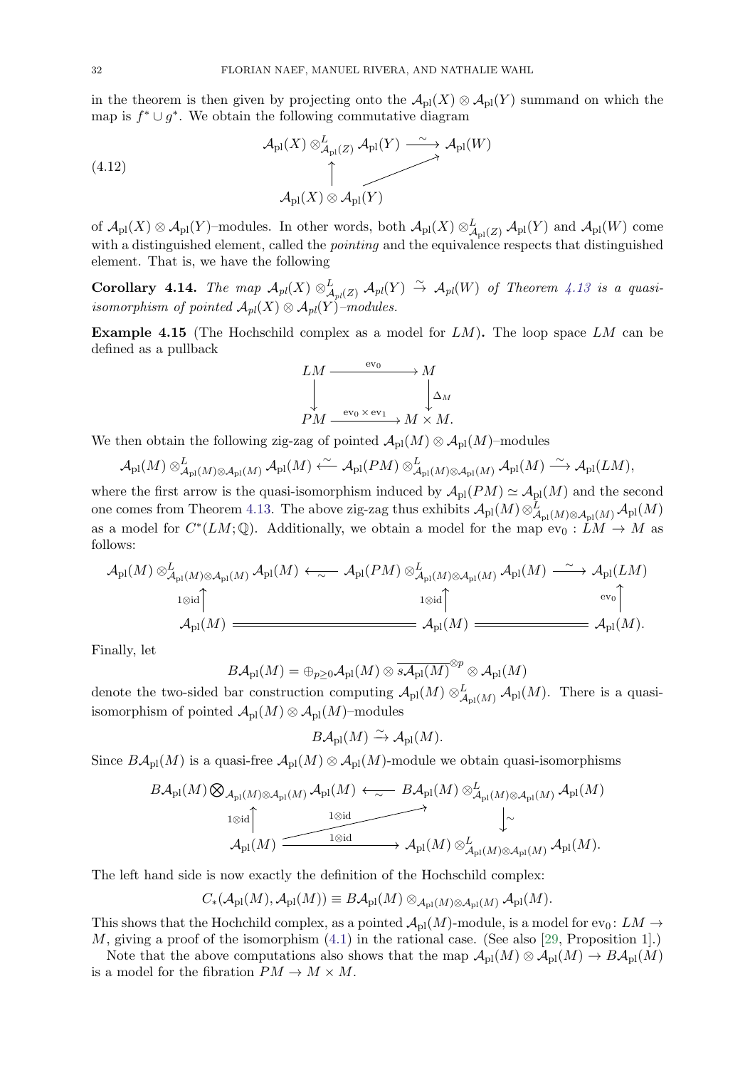in the theorem is then given by projecting onto the $\mathcal{A}_{\rm pl}(X)\otimes\mathcal{A}_{\rm pl}(Y)$ summand on which the map is $f^*\cup g^*$. We obtain the following commutative diagram

$$
\begin{array}{ccc}
\mathcal{A}_{\rm pl}(X)\otimes^L_{\mathcal{A}_{\rm pl}(Z)}\mathcal{A}_{\rm pl}(Y) & \xrightarrow{\sim} & \mathcal{A}_{\rm pl}(W) \\
\uparrow & \nearrow & \\
\mathcal{A}_{\rm pl}(X)\otimes\mathcal{A}_{\rm pl}(Y) & &
\end{array}
\tag{4.12}
$$

of $\mathcal{A}_{\rm pl}(X)\otimes\mathcal{A}_{\rm pl}(Y)$–modules. In other words, both $\mathcal{A}_{\rm pl}(X)\otimes^L_{\mathcal{A}_{\rm pl}(Z)}\mathcal{A}_{\rm pl}(Y)$ and $\mathcal{A}_{\rm pl}(W)$ come with a distinguished element, called the *pointing* and the equivalence respects that distinguished element. That is, we have the following

**Corollary 4.14.** *The map $\mathcal{A}_{pl}(X)\otimes^L_{\mathcal{A}_{pl}(Z)}\mathcal{A}_{pl}(Y)\xrightarrow{\sim}\mathcal{A}_{pl}(W)$ of Theorem 4.13 is a quasi-isomorphism of pointed $\mathcal{A}_{pl}(X)\otimes\mathcal{A}_{pl}(Y)$–modules.*

**Example 4.15** (The Hochschild complex as a model for $LM$)**.** The loop space $LM$ can be defined as a pullback

$$
\begin{array}{ccc}
LM & \xrightarrow{\ \mathrm{ev}_0\ } & M \\
\downarrow & & \downarrow{\scriptstyle \Delta_M} \\
PM & \xrightarrow{\ \mathrm{ev}_0\times\mathrm{ev}_1\ } & M\times M.
\end{array}
$$

We then obtain the following zig-zag of pointed $\mathcal{A}_{\rm pl}(M)\otimes\mathcal{A}_{\rm pl}(M)$–modules

$$
\mathcal{A}_{\rm pl}(M)\otimes^L_{\mathcal{A}_{\rm pl}(M)\otimes\mathcal{A}_{\rm pl}(M)}\mathcal{A}_{\rm pl}(M)\xleftarrow{\sim}\mathcal{A}_{\rm pl}(PM)\otimes^L_{\mathcal{A}_{\rm pl}(M)\otimes\mathcal{A}_{\rm pl}(M)}\mathcal{A}_{\rm pl}(M)\xrightarrow{\sim}\mathcal{A}_{\rm pl}(LM),
$$

where the first arrow is the quasi-isomorphism induced by $\mathcal{A}_{\rm pl}(PM)\simeq\mathcal{A}_{\rm pl}(M)$ and the second one comes from Theorem 4.13. The above zig-zag thus exhibits $\mathcal{A}_{\rm pl}(M)\otimes^L_{\mathcal{A}_{\rm pl}(M)\otimes\mathcal{A}_{\rm pl}(M)}\mathcal{A}_{\rm pl}(M)$ as a model for $C^*(LM;\mathbb{Q})$. Additionally, we obtain a model for the map $\mathrm{ev}_0: LM\to M$ as follows:

$$
\begin{array}{ccccc}
\mathcal{A}_{\rm pl}(M)\otimes^L_{\mathcal{A}_{\rm pl}(M)\otimes\mathcal{A}_{\rm pl}(M)}\mathcal{A}_{\rm pl}(M) & \xleftarrow{\sim} & \mathcal{A}_{\rm pl}(PM)\otimes^L_{\mathcal{A}_{\rm pl}(M)\otimes\mathcal{A}_{\rm pl}(M)}\mathcal{A}_{\rm pl}(M) & \xrightarrow{\sim} & \mathcal{A}_{\rm pl}(LM) \\
\uparrow{\scriptstyle 1\otimes\mathrm{id}} & & \uparrow{\scriptstyle 1\otimes\mathrm{id}} & & \uparrow{\scriptstyle \mathrm{ev}_0} \\
\mathcal{A}_{\rm pl}(M) & = & \mathcal{A}_{\rm pl}(M) & = & \mathcal{A}_{\rm pl}(M).
\end{array}
$$

Finally, let

$$
B\mathcal{A}_{\rm pl}(M)=\oplus_{p\geq 0}\mathcal{A}_{\rm pl}(M)\otimes\overline{s\mathcal{A}_{\rm pl}(M)}^{\otimes p}\otimes\mathcal{A}_{\rm pl}(M)
$$

denote the two-sided bar construction computing $\mathcal{A}_{\rm pl}(M)\otimes^L_{\mathcal{A}_{\rm pl}(M)}\mathcal{A}_{\rm pl}(M)$. There is a quasi-isomorphism of pointed $\mathcal{A}_{\rm pl}(M)\otimes\mathcal{A}_{\rm pl}(M)$–modules

$$
B\mathcal{A}_{\rm pl}(M)\xrightarrow{\sim}\mathcal{A}_{\rm pl}(M).
$$

Since $B\mathcal{A}_{\rm pl}(M)$ is a quasi-free $\mathcal{A}_{\rm pl}(M)\otimes\mathcal{A}_{\rm pl}(M)$-module we obtain quasi-isomorphisms

$$
\begin{array}{ccc}
B\mathcal{A}_{\rm pl}(M)\bigotimes_{\mathcal{A}_{\rm pl}(M)\otimes\mathcal{A}_{\rm pl}(M)}\mathcal{A}_{\rm pl}(M) & \xleftarrow{\sim} & B\mathcal{A}_{\rm pl}(M)\otimes^L_{\mathcal{A}_{\rm pl}(M)\otimes\mathcal{A}_{\rm pl}(M)}\mathcal{A}_{\rm pl}(M) \\
\uparrow{\scriptstyle 1\otimes\mathrm{id}} & \nearrow{\scriptstyle 1\otimes\mathrm{id}} & \downarrow{\scriptstyle\sim} \\
\mathcal{A}_{\rm pl}(M) & \xrightarrow{\ 1\otimes\mathrm{id}\ } & \mathcal{A}_{\rm pl}(M)\otimes^L_{\mathcal{A}_{\rm pl}(M)\otimes\mathcal{A}_{\rm pl}(M)}\mathcal{A}_{\rm pl}(M).
\end{array}
$$

The left hand side is now exactly the definition of the Hochschild complex:

$$
C_*(\mathcal{A}_{\rm pl}(M),\mathcal{A}_{\rm pl}(M))\equiv B\mathcal{A}_{\rm pl}(M)\otimes_{\mathcal{A}_{\rm pl}(M)\otimes\mathcal{A}_{\rm pl}(M)}\mathcal{A}_{\rm pl}(M).
$$

This shows that the Hochschild complex, as a pointed $\mathcal{A}_{\rm pl}(M)$-module, is a model for $\mathrm{ev}_0\colon LM\to M$, giving a proof of the isomorphism (4.1) in the rational case. (See also [29, Proposition 1].)

Note that the above computations also shows that the map $\mathcal{A}_{\rm pl}(M)\otimes\mathcal{A}_{\rm pl}(M)\to B\mathcal{A}_{\rm pl}(M)$ is a model for the fibration $PM\to M\times M$.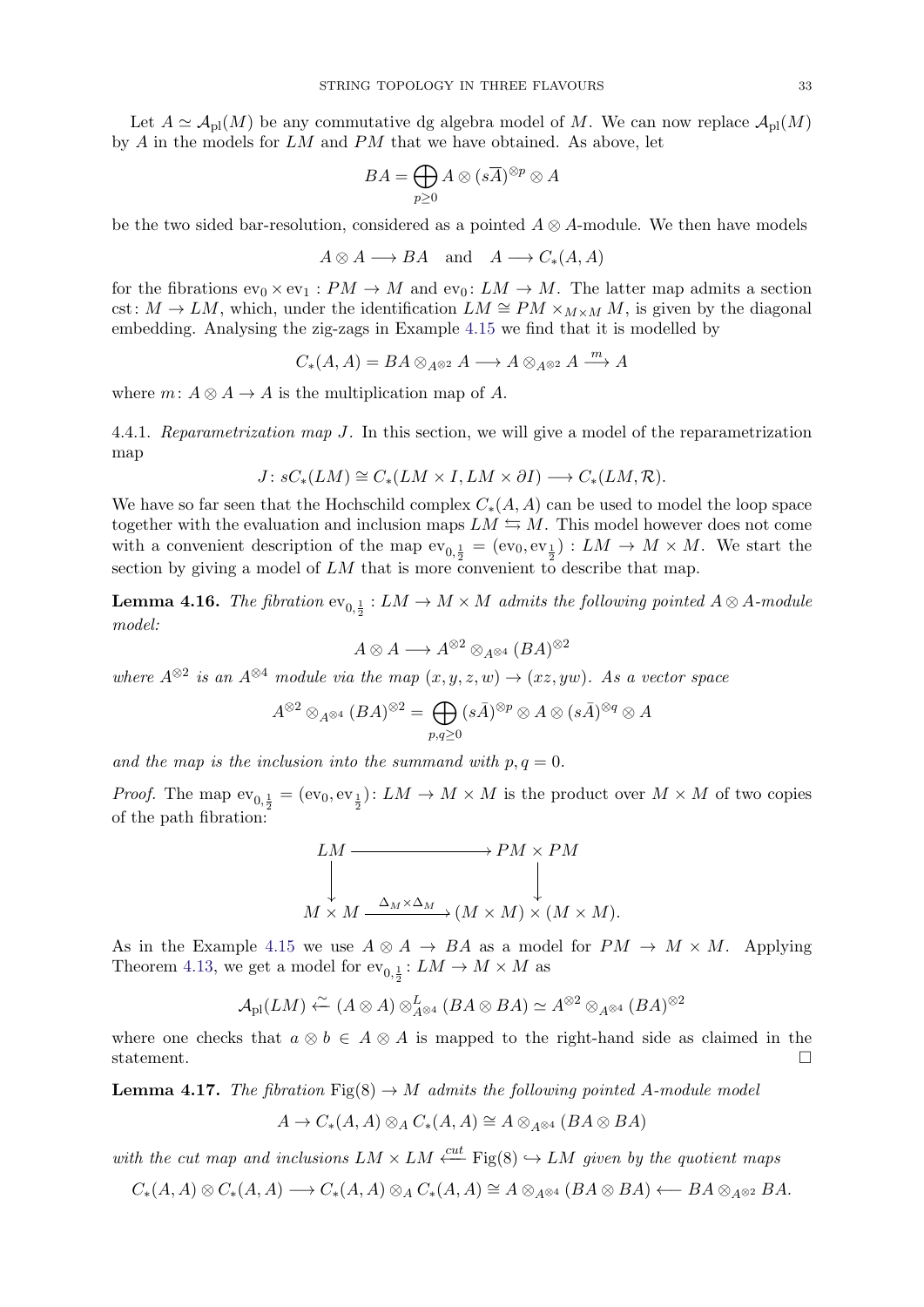Let $A \simeq \mathcal{A}_{\mathrm{pl}}(M)$ be any commutative dg algebra model of $M$. We can now replace $\mathcal{A}_{\mathrm{pl}}(M)$ by $A$ in the models for $LM$ and $PM$ that we have obtained. As above, let

$$BA = \bigoplus_{p \geq 0} A \otimes (s\overline{A})^{\otimes p} \otimes A$$

be the two sided bar-resolution, considered as a pointed $A \otimes A$-module. We then have models

$$A \otimes A \longrightarrow BA \quad \text{and} \quad A \longrightarrow C_*(A, A)$$

for the fibrations $\mathrm{ev}_0 \times \mathrm{ev}_1 : PM \to M$ and $\mathrm{ev}_0 \colon LM \to M$. The latter map admits a section $\mathrm{cst} \colon M \to LM$, which, under the identification $LM \cong PM \times_{M \times M} M$, is given by the diagonal embedding. Analysing the zig-zags in Example 4.15 we find that it is modelled by

$$C_*(A, A) = BA \otimes_{A^{\otimes 2}} A \longrightarrow A \otimes_{A^{\otimes 2}} A \xrightarrow{\ m\ } A$$

where $m \colon A \otimes A \to A$ is the multiplication map of $A$.

4.4.1. *Reparametrization map $J$.* In this section, we will give a model of the reparametrization map

$$J \colon sC_*(LM) \cong C_*(LM \times I, LM \times \partial I) \longrightarrow C_*(LM, \mathcal{R}).$$

We have so far seen that the Hochschild complex $C_*(A, A)$ can be used to model the loop space together with the evaluation and inclusion maps $LM \leftrightarrows M$. This model however does not come with a convenient description of the map $\mathrm{ev}_{0,\frac{1}{2}} = (\mathrm{ev}_0, \mathrm{ev}_{\frac{1}{2}}) : LM \to M \times M$. We start the section by giving a model of $LM$ that is more convenient to describe that map.

**Lemma 4.16.** *The fibration $\mathrm{ev}_{0,\frac{1}{2}} : LM \to M \times M$ admits the following pointed $A \otimes A$-module model:*

$$A \otimes A \longrightarrow A^{\otimes 2} \otimes_{A^{\otimes 4}} (BA)^{\otimes 2}$$

*where $A^{\otimes 2}$ is an $A^{\otimes 4}$ module via the map $(x, y, z, w) \to (xz, yw)$. As a vector space*

$$A^{\otimes 2} \otimes_{A^{\otimes 4}} (BA)^{\otimes 2} = \bigoplus_{p,q \geq 0} (s\bar{A})^{\otimes p} \otimes A \otimes (s\bar{A})^{\otimes q} \otimes A$$

*and the map is the inclusion into the summand with $p, q = 0$.*

*Proof.* The map $\mathrm{ev}_{0,\frac{1}{2}} = (\mathrm{ev}_0, \mathrm{ev}_{\frac{1}{2}}) \colon LM \to M \times M$ is the product over $M \times M$ of two copies of the path fibration:

$$\begin{array}{ccc} LM & \longrightarrow & PM \times PM \\ \downarrow & & \downarrow \\ M \times M & \xrightarrow{\ \Delta_M \times \Delta_M\ } & (M \times M) \times (M \times M). \end{array}$$

As in the Example 4.15 we use $A \otimes A \to BA$ as a model for $PM \to M \times M$. Applying Theorem 4.13, we get a model for $\mathrm{ev}_{0,\frac{1}{2}} \colon LM \to M \times M$ as

$$\mathcal{A}_{\mathrm{pl}}(LM) \xleftarrow{\ \sim\ } (A \otimes A) \otimes^L_{A^{\otimes 4}} (BA \otimes BA) \simeq A^{\otimes 2} \otimes_{A^{\otimes 4}} (BA)^{\otimes 2}$$

where one checks that $a \otimes b \in A \otimes A$ is mapped to the right-hand side as claimed in the statement. $\square$

**Lemma 4.17.** *The fibration $\mathrm{Fig}(8) \to M$ admits the following pointed $A$-module model*

$$A \to C_*(A, A) \otimes_A C_*(A, A) \cong A \otimes_{A^{\otimes 4}} (BA \otimes BA)$$

*with the cut map and inclusions $LM \times LM \xleftarrow{cut} \mathrm{Fig}(8) \hookrightarrow LM$ given by the quotient maps*

$$C_*(A, A) \otimes C_*(A, A) \longrightarrow C_*(A, A) \otimes_A C_*(A, A) \cong A \otimes_{A^{\otimes 4}} (BA \otimes BA) \longleftarrow BA \otimes_{A^{\otimes 2}} BA.$$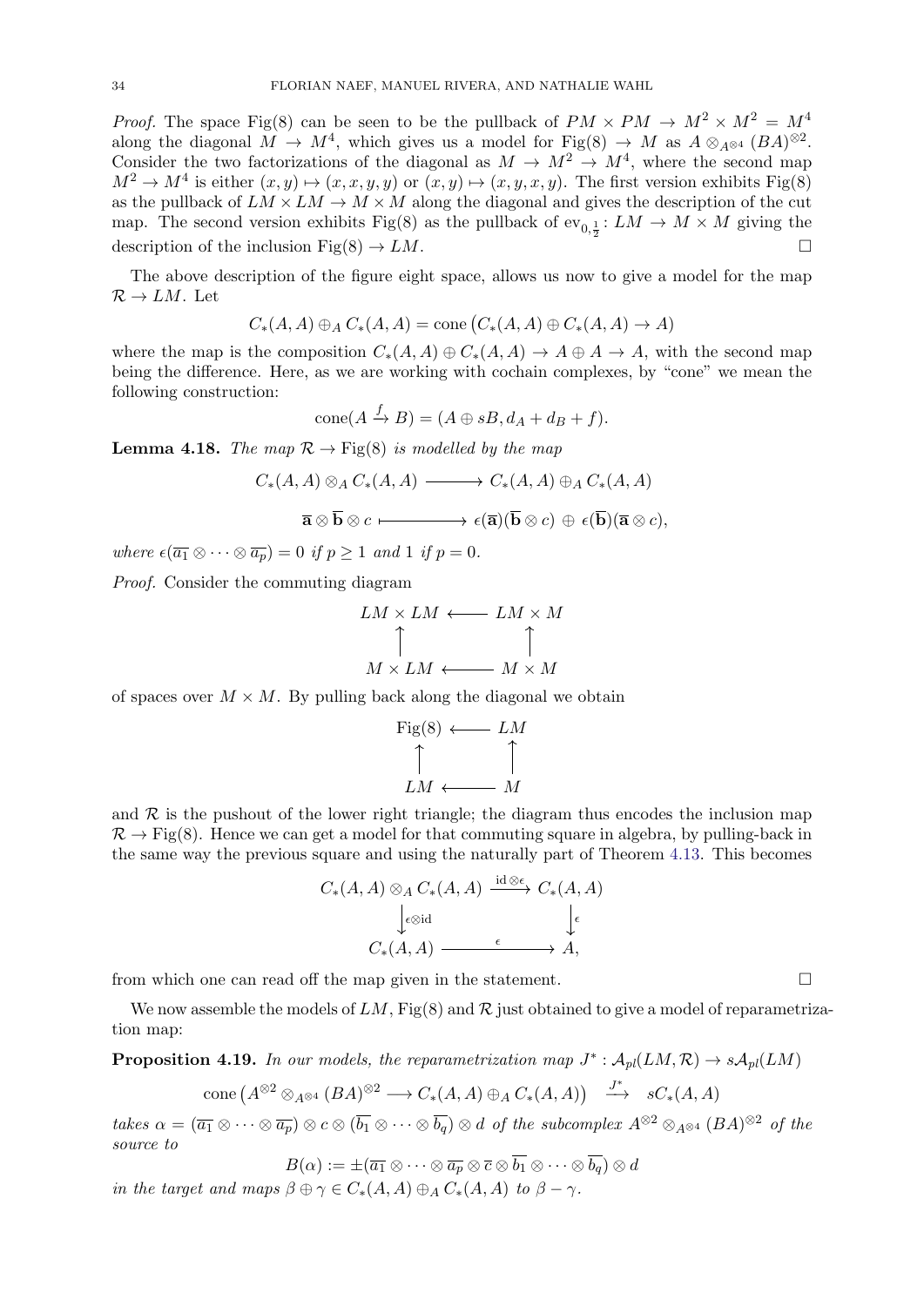*Proof.* The space Fig(8) can be seen to be the pullback of $PM \times PM \to M^2 \times M^2 = M^4$ along the diagonal $M \to M^4$, which gives us a model for $\mathrm{Fig}(8) \to M$ as $A \otimes_{A^{\otimes 4}} (BA)^{\otimes 2}$. Consider the two factorizations of the diagonal as $M \to M^2 \to M^4$, where the second map $M^2 \to M^4$ is either $(x,y) \mapsto (x,x,y,y)$ or $(x,y) \mapsto (x,y,x,y)$. The first version exhibits Fig(8) as the pullback of $LM \times LM \to M \times M$ along the diagonal and gives the description of the cut map. The second version exhibits Fig(8) as the pullback of $\mathrm{ev}_{0,\frac{1}{2}} \colon LM \to M \times M$ giving the description of the inclusion $\mathrm{Fig}(8) \to LM$. □

The above description of the figure eight space, allows us now to give a model for the map $\mathcal{R} \to LM$. Let

$$C_*(A,A) \oplus_A C_*(A,A) = \mathrm{cone}\left(C_*(A,A) \oplus C_*(A,A) \to A\right)$$

where the map is the composition $C_*(A,A) \oplus C_*(A,A) \to A \oplus A \to A$, with the second map being the difference. Here, as we are working with cochain complexes, by "cone" we mean the following construction:

$$\mathrm{cone}(A \xrightarrow{f} B) = (A \oplus sB, d_A + d_B + f).$$

**Lemma 4.18.** *The map $\mathcal{R} \to \mathrm{Fig}(8)$ is modelled by the map*

$$C_*(A,A) \otimes_A C_*(A,A) \longrightarrow C_*(A,A) \oplus_A C_*(A,A)$$

$$\overline{\mathbf{a}} \otimes \overline{\mathbf{b}} \otimes c \longmapsto \epsilon(\overline{\mathbf{a}})(\overline{\mathbf{b}} \otimes c) \,\oplus\, \epsilon(\overline{\mathbf{b}})(\overline{\mathbf{a}} \otimes c),$$

*where $\epsilon(\overline{a_1} \otimes \cdots \otimes \overline{a_p}) = 0$ if $p \geq 1$ and $1$ if $p = 0$.*

*Proof.* Consider the commuting diagram

$$\begin{array}{ccc} LM \times LM & \longleftarrow & LM \times M \\ \uparrow & & \uparrow \\ M \times LM & \longleftarrow & M \times M \end{array}$$

of spaces over $M \times M$. By pulling back along the diagonal we obtain

$$\begin{array}{ccc} \mathrm{Fig}(8) & \longleftarrow & LM \\ \uparrow & & \uparrow \\ LM & \longleftarrow & M \end{array}$$

and $\mathcal{R}$ is the pushout of the lower right triangle; the diagram thus encodes the inclusion map $\mathcal{R} \to \mathrm{Fig}(8)$. Hence we can get a model for that commuting square in algebra, by pulling-back in the same way the previous square and using the naturally part of Theorem 4.13. This becomes

$$\begin{array}{ccc} C_*(A,A) \otimes_A C_*(A,A) & \xrightarrow{\mathrm{id} \otimes \epsilon} & C_*(A,A) \\ \big\downarrow{\scriptstyle \epsilon \otimes \mathrm{id}} & & \big\downarrow{\scriptstyle \epsilon} \\ C_*(A,A) & \xrightarrow{\quad \epsilon \quad} & A, \end{array}$$

from which one can read off the map given in the statement. □

We now assemble the models of $LM$, Fig(8) and $\mathcal{R}$ just obtained to give a model of reparametrization map:

**Proposition 4.19.** *In our models, the reparametrization map $J^* : \mathcal{A}_{pl}(LM, \mathcal{R}) \to s\mathcal{A}_{pl}(LM)$*

$$\mathrm{cone}\left(A^{\otimes 2} \otimes_{A^{\otimes 4}} (BA)^{\otimes 2} \longrightarrow C_*(A,A) \oplus_A C_*(A,A)\right) \xrightarrow{J^*} sC_*(A,A)$$

*takes $\alpha = (\overline{a_1} \otimes \cdots \otimes \overline{a_p}) \otimes c \otimes (\overline{b_1} \otimes \cdots \otimes \overline{b_q}) \otimes d$ of the subcomplex $A^{\otimes 2} \otimes_{A^{\otimes 4}} (BA)^{\otimes 2}$ of the source to*

$$B(\alpha) := \pm(\overline{a_1} \otimes \cdots \otimes \overline{a_p} \otimes \overline{c} \otimes \overline{b_1} \otimes \cdots \otimes \overline{b_q}) \otimes d$$

*in the target and maps $\beta \oplus \gamma \in C_*(A,A) \oplus_A C_*(A,A)$ to $\beta - \gamma$.*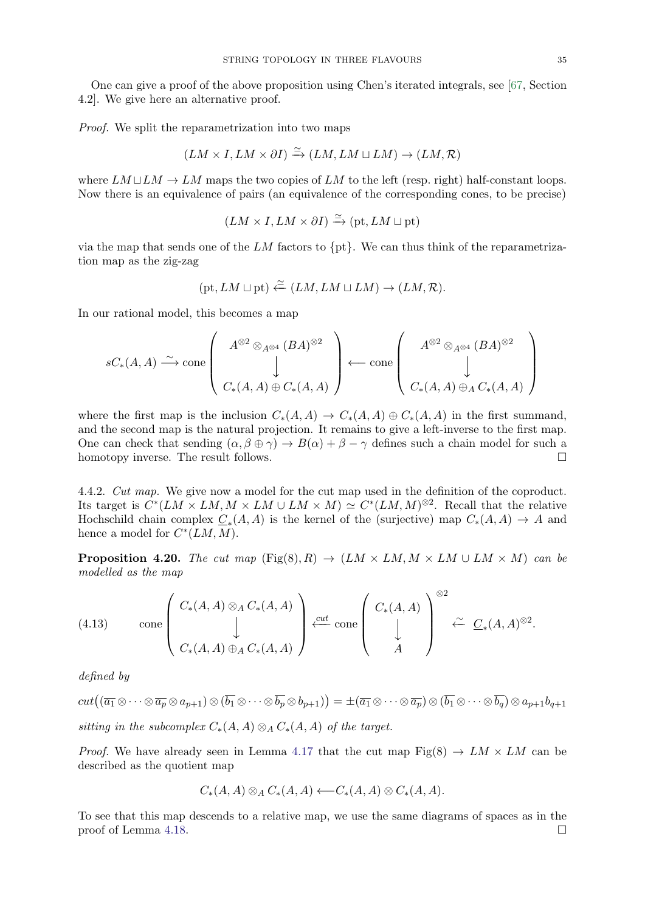One can give a proof of the above proposition using Chen's iterated integrals, see [67, Section 4.2]. We give here an alternative proof.

*Proof.* We split the reparametrization into two maps

$$(LM \times I, LM \times \partial I) \xrightarrow{\simeq} (LM, LM \sqcup LM) \to (LM, \mathcal{R})$$

where $LM \sqcup LM \to LM$ maps the two copies of $LM$ to the left (resp. right) half-constant loops. Now there is an equivalence of pairs (an equivalence of the corresponding cones, to be precise)

$$(LM \times I, LM \times \partial I) \xrightarrow{\simeq} (\mathrm{pt}, LM \sqcup \mathrm{pt})$$

via the map that sends one of the $LM$ factors to $\{\mathrm{pt}\}$. We can thus think of the reparametrization map as the zig-zag

$$(\mathrm{pt}, LM \sqcup \mathrm{pt}) \xleftarrow{\simeq} (LM, LM \sqcup LM) \to (LM, \mathcal{R}).$$

In our rational model, this becomes a map

$$sC_*(A,A) \xrightarrow{\sim} \mathrm{cone}\begin{pmatrix} A^{\otimes 2} \otimes_{A^{\otimes 4}} (BA)^{\otimes 2} \\ \big\downarrow \\ C_*(A,A) \oplus C_*(A,A) \end{pmatrix} \longleftarrow \mathrm{cone}\begin{pmatrix} A^{\otimes 2} \otimes_{A^{\otimes 4}} (BA)^{\otimes 2} \\ \big\downarrow \\ C_*(A,A) \oplus_A C_*(A,A) \end{pmatrix}$$

where the first map is the inclusion $C_*(A,A) \to C_*(A,A) \oplus C_*(A,A)$ in the first summand, and the second map is the natural projection. It remains to give a left-inverse to the first map. One can check that sending $(\alpha, \beta \oplus \gamma) \to B(\alpha) + \beta - \gamma$ defines such a chain model for such a homotopy inverse. The result follows. □

4.4.2. *Cut map.* We give now a model for the cut map used in the definition of the coproduct. Its target is $C^*(LM \times LM, M \times LM \cup LM \times M) \simeq C^*(LM, M)^{\otimes 2}$. Recall that the relative Hochschild chain complex $\underline{C}_*(A,A)$ is the kernel of the (surjective) map $C_*(A,A) \to A$ and hence a model for $C^*(LM, M)$.

**Proposition 4.20.** *The cut map* $(\mathrm{Fig}(8), R) \to (LM \times LM, M \times LM \cup LM \times M)$ *can be modelled as the map*

$$\mathrm{cone}\begin{pmatrix} C_*(A,A) \otimes_A C_*(A,A) \\ \big\downarrow \\ C_*(A,A) \oplus_A C_*(A,A) \end{pmatrix} \xleftarrow{cut} \mathrm{cone}\begin{pmatrix} C_*(A,A) \\ \big\downarrow \\ A \end{pmatrix}^{\otimes 2} \xleftarrow{\sim} \underline{C}_*(A,A)^{\otimes 2}. \tag{4.13}$$

*defined by*

$$cut\big((\overline{a_1} \otimes \cdots \otimes \overline{a_p} \otimes a_{p+1}) \otimes (\overline{b_1} \otimes \cdots \otimes \overline{b_p} \otimes b_{p+1})\big) = \pm(\overline{a_1} \otimes \cdots \otimes \overline{a_p}) \otimes (\overline{b_1} \otimes \cdots \otimes \overline{b_q}) \otimes a_{p+1} b_{q+1}$$

*sitting in the subcomplex* $C_*(A,A) \otimes_A C_*(A,A)$ *of the target.*

*Proof.* We have already seen in Lemma 4.17 that the cut map $\mathrm{Fig}(8) \to LM \times LM$ can be described as the quotient map

$$C_*(A,A) \otimes_A C_*(A,A) \longleftarrow C_*(A,A) \otimes C_*(A,A).$$

To see that this map descends to a relative map, we use the same diagrams of spaces as in the proof of Lemma 4.18. □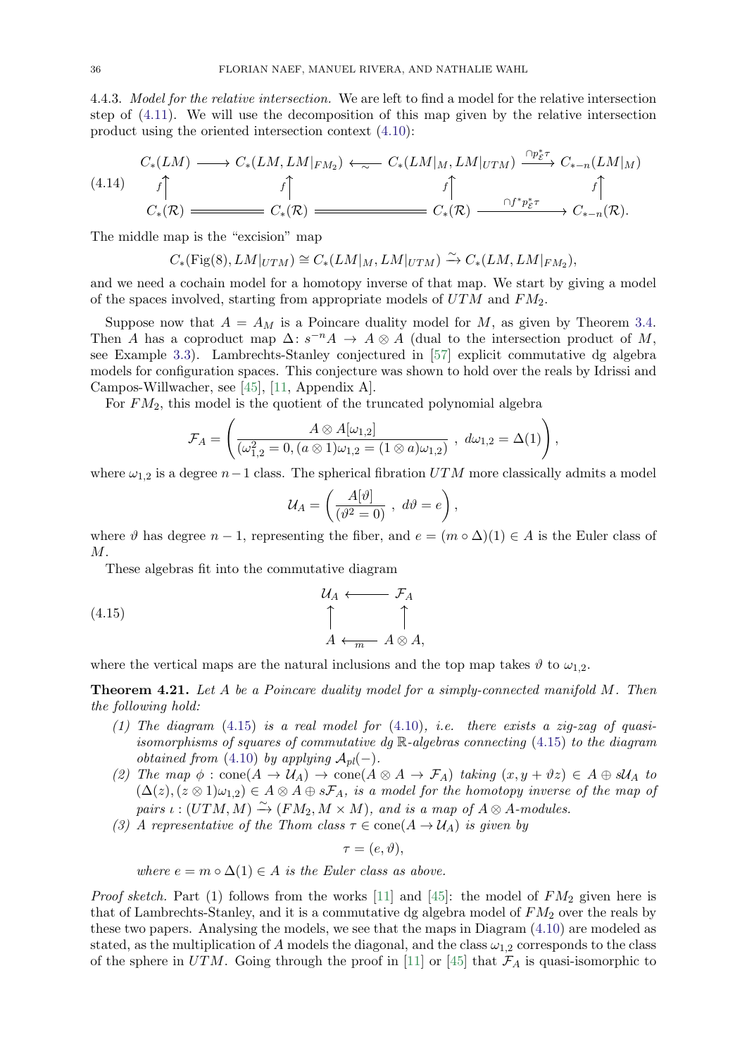4.4.3. *Model for the relative intersection.* We are left to find a model for the relative intersection step of (4.11). We will use the decomposition of this map given by the relative intersection product using the oriented intersection context (4.10):

$$
\begin{array}{ccccccc}
C_*(LM) & \longrightarrow & C_*(LM, LM|_{FM_2}) & \xleftarrow{\sim} & C_*(LM|_M, LM|_{UTM}) & \xrightarrow{\cap p_{\mathcal{E}}^*\tau} & C_{*-n}(LM|_M) \\
{\scriptstyle f}\uparrow & & {\scriptstyle f}\uparrow & & {\scriptstyle f}\uparrow & & {\scriptstyle f}\uparrow \\
C_*(\mathcal{R}) & = & C_*(\mathcal{R}) & = & C_*(\mathcal{R}) & \xrightarrow{\cap f^* p_{\mathcal{E}}^*\tau} & C_{*-n}(\mathcal{R}).
\end{array}
\tag{4.14}
$$

The middle map is the "excision" map

$$C_*(\mathrm{Fig}(8), LM|_{UTM}) \cong C_*(LM|_M, LM|_{UTM}) \xrightarrow{\sim} C_*(LM, LM|_{FM_2}),$$

and we need a cochain model for a homotopy inverse of that map. We start by giving a model of the spaces involved, starting from appropriate models of $UTM$ and $FM_2$.

Suppose now that $A = A_M$ is a Poincare duality model for $M$, as given by Theorem 3.4. Then $A$ has a coproduct map $\Delta\colon s^{-n}A \to A \otimes A$ (dual to the intersection product of $M$, see Example 3.3). Lambrechts-Stanley conjectured in [57] explicit commutative dg algebra models for configuration spaces. This conjecture was shown to hold over the reals by Idrissi and Campos-Willwacher, see [45], [11, Appendix A].

For $FM_2$, this model is the quotient of the truncated polynomial algebra

$$\mathcal{F}_A = \left( \frac{A \otimes A[\omega_{1,2}]}{(\omega_{1,2}^2 = 0, (a \otimes 1)\omega_{1,2} = (1 \otimes a)\omega_{1,2})}\ ,\ d\omega_{1,2} = \Delta(1) \right),$$

where $\omega_{1,2}$ is a degree $n-1$ class. The spherical fibration $UTM$ more classically admits a model

$$\mathcal{U}_A = \left( \frac{A[\vartheta]}{(\vartheta^2 = 0)}\ ,\ d\vartheta = e \right),$$

where $\vartheta$ has degree $n-1$, representing the fiber, and $e = (m \circ \Delta)(1) \in A$ is the Euler class of $M$.

These algebras fit into the commutative diagram

$$
\begin{array}{ccc}
\mathcal{U}_A & \longleftarrow & \mathcal{F}_A \\
\uparrow & & \uparrow \\
A & \xleftarrow{m} & A \otimes A,
\end{array}
\tag{4.15}
$$

where the vertical maps are the natural inclusions and the top map takes $\vartheta$ to $\omega_{1,2}$.

**Theorem 4.21.** *Let $A$ be a Poincare duality model for a simply-connected manifold $M$. Then the following hold:*

1. *The diagram (4.15) is a real model for (4.10), i.e. there exists a zig-zag of quasi-isomorphisms of squares of commutative dg $\mathbb{R}$-algebras connecting (4.15) to the diagram obtained from (4.10) by applying $\mathcal{A}_{pl}(-)$.*
2. *The map $\phi : \mathrm{cone}(A \to \mathcal{U}_A) \to \mathrm{cone}(A \otimes A \to \mathcal{F}_A)$ taking $(x, y + \vartheta z) \in A \oplus s\mathcal{U}_A$ to $(\Delta(z), (z \otimes 1)\omega_{1,2}) \in A \otimes A \oplus s\mathcal{F}_A$, is a model for the homotopy inverse of the map of pairs $\iota : (UTM, M) \xrightarrow{\sim} (FM_2, M \times M)$, and is a map of $A \otimes A$-modules.*
3. *A representative of the Thom class $\tau \in \mathrm{cone}(A \to \mathcal{U}_A)$ is given by*

$$\tau = (e, \vartheta),$$

*where $e = m \circ \Delta(1) \in A$ is the Euler class as above.*

*Proof sketch.* Part (1) follows from the works [11] and [45]: the model of $FM_2$ given here is that of Lambrechts-Stanley, and it is a commutative dg algebra model of $FM_2$ over the reals by these two papers. Analysing the models, we see that the maps in Diagram (4.10) are modeled as stated, as the multiplication of $A$ models the diagonal, and the class $\omega_{1,2}$ corresponds to the class of the sphere in $UTM$. Going through the proof in [11] or [45] that $\mathcal{F}_A$ is quasi-isomorphic to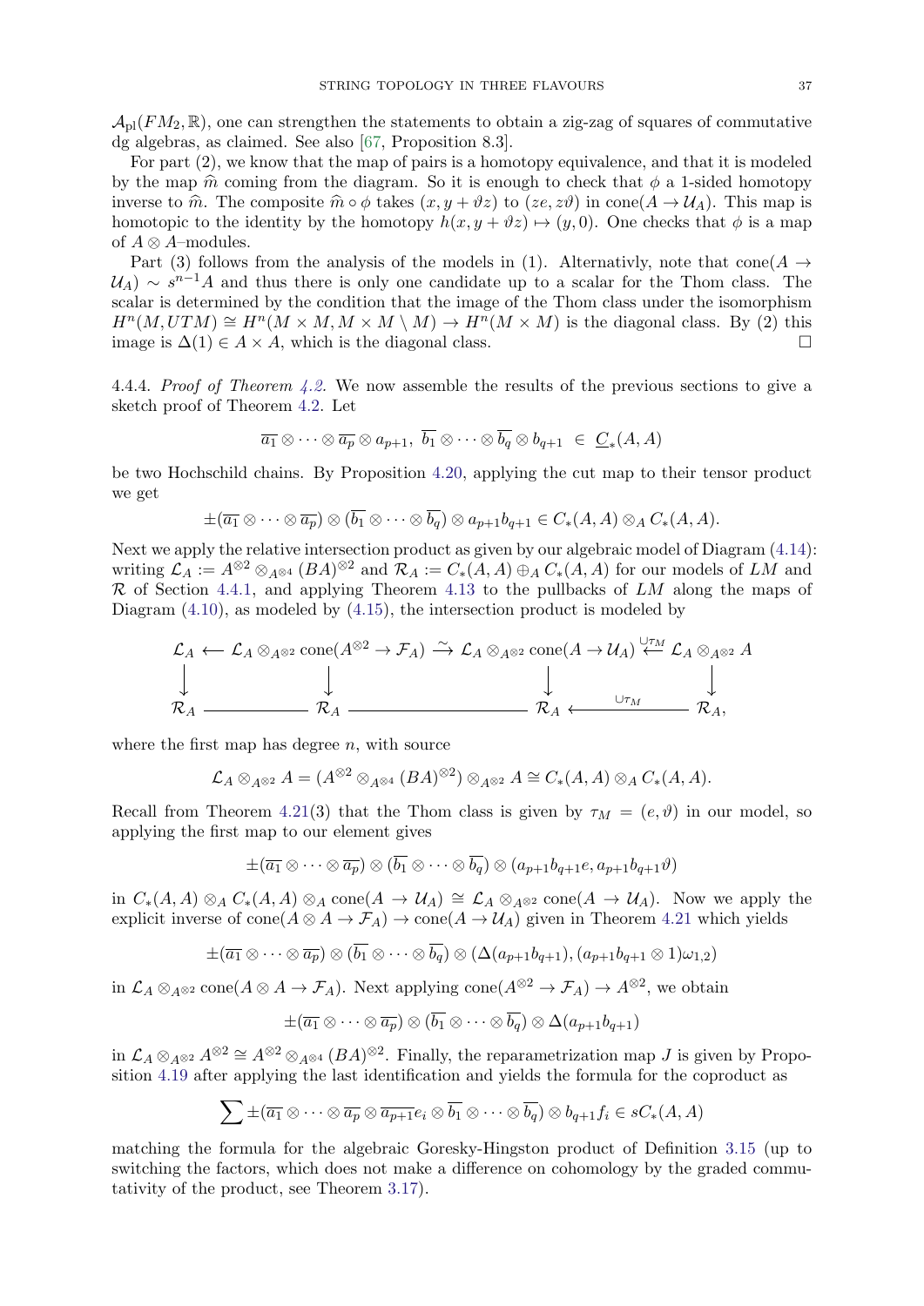$\mathcal{A}_{\rm pl}(FM_2, \mathbb{R})$, one can strengthen the statements to obtain a zig-zag of squares of commutative dg algebras, as claimed. See also [67, Proposition 8.3].

For part (2), we know that the map of pairs is a homotopy equivalence, and that it is modeled by the map $\widehat{m}$ coming from the diagram. So it is enough to check that $\phi$ a 1-sided homotopy inverse to $\widehat{m}$. The composite $\widehat{m} \circ \phi$ takes $(x, y + \vartheta z)$ to $(ze, z\vartheta)$ in $\mathrm{cone}(A \to \mathcal{U}_A)$. This map is homotopic to the identity by the homotopy $h(x, y + \vartheta z) \mapsto (y, 0)$. One checks that $\phi$ is a map of $A \otimes A$–modules.

Part (3) follows from the analysis of the models in (1). Alternativly, note that $\mathrm{cone}(A \to \mathcal{U}_A) \sim s^{n-1}A$ and thus there is only one candidate up to a scalar for the Thom class. The scalar is determined by the condition that the image of the Thom class under the isomorphism $H^n(M, UTM) \cong H^n(M \times M, M \times M \setminus M) \to H^n(M \times M)$ is the diagonal class. By (2) this image is $\Delta(1) \in A \times A$, which is the diagonal class. □

4.4.4. *Proof of Theorem 4.2.* We now assemble the results of the previous sections to give a sketch proof of Theorem 4.2. Let

$$\overline{a_1} \otimes \cdots \otimes \overline{a_p} \otimes a_{p+1},\ \overline{b_1} \otimes \cdots \otimes \overline{b_q} \otimes b_{q+1}\ \in\ \underline{C}_*(A, A)$$

be two Hochschild chains. By Proposition 4.20, applying the cut map to their tensor product we get

$$\pm(\overline{a_1} \otimes \cdots \otimes \overline{a_p}) \otimes (\overline{b_1} \otimes \cdots \otimes \overline{b_q}) \otimes a_{p+1}b_{q+1} \in C_*(A, A) \otimes_A C_*(A, A).$$

Next we apply the relative intersection product as given by our algebraic model of Diagram (4.14): writing $\mathcal{L}_A := A^{\otimes 2} \otimes_{A^{\otimes 4}} (BA)^{\otimes 2}$ and $\mathcal{R}_A := C_*(A, A) \oplus_A C_*(A, A)$ for our models of $LM$ and $\mathcal{R}$ of Section 4.4.1, and applying Theorem 4.13 to the pullbacks of $LM$ along the maps of Diagram (4.10), as modeled by (4.15), the intersection product is modeled by

$$\begin{array}{ccccccc}
\mathcal{L}_A & \longleftarrow & \mathcal{L}_A \otimes_{A^{\otimes 2}} \mathrm{cone}(A^{\otimes 2} \to \mathcal{F}_A) & \xrightarrow{\sim} & \mathcal{L}_A \otimes_{A^{\otimes 2}} \mathrm{cone}(A \to \mathcal{U}_A) & \overset{\cup \tau_M}{\longleftarrow} & \mathcal{L}_A \otimes_{A^{\otimes 2}} A \\
\downarrow & & \downarrow & & \downarrow & & \downarrow \\
\mathcal{R}_A & \text{———} & \mathcal{R}_A & \text{———} & \mathcal{R}_A & \xleftarrow{\cup \tau_M} & \mathcal{R}_A,
\end{array}$$

where the first map has degree $n$, with source

$$\mathcal{L}_A \otimes_{A^{\otimes 2}} A = (A^{\otimes 2} \otimes_{A^{\otimes 4}} (BA)^{\otimes 2}) \otimes_{A^{\otimes 2}} A \cong C_*(A, A) \otimes_A C_*(A, A).$$

Recall from Theorem 4.21(3) that the Thom class is given by $\tau_M = (e, \vartheta)$ in our model, so applying the first map to our element gives

$$\pm(\overline{a_1} \otimes \cdots \otimes \overline{a_p}) \otimes (\overline{b_1} \otimes \cdots \otimes \overline{b_q}) \otimes (a_{p+1}b_{q+1}e, a_{p+1}b_{q+1}\vartheta)$$

in $C_*(A, A) \otimes_A C_*(A, A) \otimes_A \mathrm{cone}(A \to \mathcal{U}_A) \cong \mathcal{L}_A \otimes_{A^{\otimes 2}} \mathrm{cone}(A \to \mathcal{U}_A)$. Now we apply the explicit inverse of $\mathrm{cone}(A \otimes A \to \mathcal{F}_A) \to \mathrm{cone}(A \to \mathcal{U}_A)$ given in Theorem 4.21 which yields

$$\pm(\overline{a_1} \otimes \cdots \otimes \overline{a_p}) \otimes (\overline{b_1} \otimes \cdots \otimes \overline{b_q}) \otimes (\Delta(a_{p+1}b_{q+1}), (a_{p+1}b_{q+1} \otimes 1)\omega_{1,2})$$

in $\mathcal{L}_A \otimes_{A^{\otimes 2}} \mathrm{cone}(A \otimes A \to \mathcal{F}_A)$. Next applying $\mathrm{cone}(A^{\otimes 2} \to \mathcal{F}_A) \to A^{\otimes 2}$, we obtain

$$\pm(\overline{a_1} \otimes \cdots \otimes \overline{a_p}) \otimes (\overline{b_1} \otimes \cdots \otimes \overline{b_q}) \otimes \Delta(a_{p+1}b_{q+1})$$

in $\mathcal{L}_A \otimes_{A^{\otimes 2}} A^{\otimes 2} \cong A^{\otimes 2} \otimes_{A^{\otimes 4}} (BA)^{\otimes 2}$. Finally, the reparametrization map $J$ is given by Proposition 4.19 after applying the last identification and yields the formula for the coproduct as

$$\sum \pm(\overline{a_1} \otimes \cdots \otimes \overline{a_p} \otimes \overline{a_{p+1}e_i} \otimes \overline{b_1} \otimes \cdots \otimes \overline{b_q}) \otimes b_{q+1}f_i \in sC_*(A, A)$$

matching the formula for the algebraic Goresky-Hingston product of Definition 3.15 (up to switching the factors, which does not make a difference on cohomology by the graded commutativity of the product, see Theorem 3.17).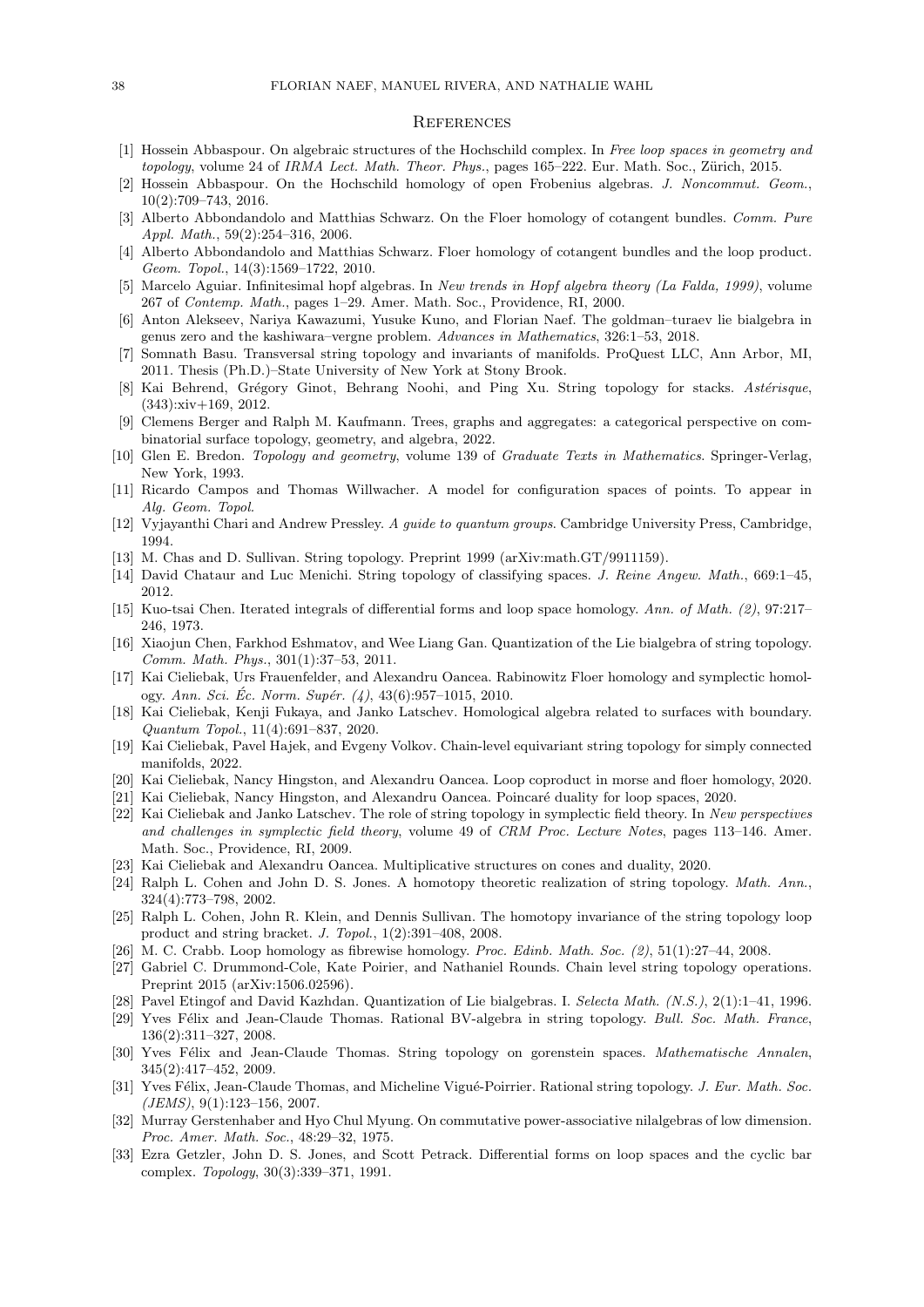## References

[1] Hossein Abbaspour. On algebraic structures of the Hochschild complex. In *Free loop spaces in geometry and topology*, volume 24 of *IRMA Lect. Math. Theor. Phys.*, pages 165–222. Eur. Math. Soc., Zürich, 2015.

[2] Hossein Abbaspour. On the Hochschild homology of open Frobenius algebras. *J. Noncommut. Geom.*, 10(2):709–743, 2016.

[3] Alberto Abbondandolo and Matthias Schwarz. On the Floer homology of cotangent bundles. *Comm. Pure Appl. Math.*, 59(2):254–316, 2006.

[4] Alberto Abbondandolo and Matthias Schwarz. Floer homology of cotangent bundles and the loop product. *Geom. Topol.*, 14(3):1569–1722, 2010.

[5] Marcelo Aguiar. Infinitesimal hopf algebras. In *New trends in Hopf algebra theory (La Falda, 1999)*, volume 267 of *Contemp. Math.*, pages 1–29. Amer. Math. Soc., Providence, RI, 2000.

[6] Anton Alekseev, Nariya Kawazumi, Yusuke Kuno, and Florian Naef. The goldman–turaev lie bialgebra in genus zero and the kashiwara–vergne problem. *Advances in Mathematics*, 326:1–53, 2018.

[7] Somnath Basu. Transversal string topology and invariants of manifolds. ProQuest LLC, Ann Arbor, MI, 2011. Thesis (Ph.D.)–State University of New York at Stony Brook.

[8] Kai Behrend, Grégory Ginot, Behrang Noohi, and Ping Xu. String topology for stacks. *Astérisque*, (343):xiv+169, 2012.

[9] Clemens Berger and Ralph M. Kaufmann. Trees, graphs and aggregates: a categorical perspective on combinatorial surface topology, geometry, and algebra, 2022.

[10] Glen E. Bredon. *Topology and geometry*, volume 139 of *Graduate Texts in Mathematics*. Springer-Verlag, New York, 1993.

[11] Ricardo Campos and Thomas Willwacher. A model for configuration spaces of points. To appear in *Alg. Geom. Topol.*

[12] Vyjayanthi Chari and Andrew Pressley. *A guide to quantum groups*. Cambridge University Press, Cambridge, 1994.

[13] M. Chas and D. Sullivan. String topology. Preprint 1999 (arXiv:math.GT/9911159).

[14] David Chataur and Luc Menichi. String topology of classifying spaces. *J. Reine Angew. Math.*, 669:1–45, 2012.

[15] Kuo-tsai Chen. Iterated integrals of differential forms and loop space homology. *Ann. of Math. (2)*, 97:217–246, 1973.

[16] Xiaojun Chen, Farkhod Eshmatov, and Wee Liang Gan. Quantization of the Lie bialgebra of string topology. *Comm. Math. Phys.*, 301(1):37–53, 2011.

[17] Kai Cieliebak, Urs Frauenfelder, and Alexandru Oancea. Rabinowitz Floer homology and symplectic homology. *Ann. Sci. Éc. Norm. Supér. (4)*, 43(6):957–1015, 2010.

[18] Kai Cieliebak, Kenji Fukaya, and Janko Latschev. Homological algebra related to surfaces with boundary. *Quantum Topol.*, 11(4):691–837, 2020.

[19] Kai Cieliebak, Pavel Hajek, and Evgeny Volkov. Chain-level equivariant string topology for simply connected manifolds, 2022.

[20] Kai Cieliebak, Nancy Hingston, and Alexandru Oancea. Loop coproduct in morse and floer homology, 2020.

[21] Kai Cieliebak, Nancy Hingston, and Alexandru Oancea. Poincaré duality for loop spaces, 2020.

[22] Kai Cieliebak and Janko Latschev. The role of string topology in symplectic field theory. In *New perspectives and challenges in symplectic field theory*, volume 49 of *CRM Proc. Lecture Notes*, pages 113–146. Amer. Math. Soc., Providence, RI, 2009.

[23] Kai Cieliebak and Alexandru Oancea. Multiplicative structures on cones and duality, 2020.

[24] Ralph L. Cohen and John D. S. Jones. A homotopy theoretic realization of string topology. *Math. Ann.*, 324(4):773–798, 2002.

[25] Ralph L. Cohen, John R. Klein, and Dennis Sullivan. The homotopy invariance of the string topology loop product and string bracket. *J. Topol.*, 1(2):391–408, 2008.

[26] M. C. Crabb. Loop homology as fibrewise homology. *Proc. Edinb. Math. Soc. (2)*, 51(1):27–44, 2008.

[27] Gabriel C. Drummond-Cole, Kate Poirier, and Nathaniel Rounds. Chain level string topology operations. Preprint 2015 (arXiv:1506.02596).

[28] Pavel Etingof and David Kazhdan. Quantization of Lie bialgebras. I. *Selecta Math. (N.S.)*, 2(1):1–41, 1996.

[29] Yves Félix and Jean-Claude Thomas. Rational BV-algebra in string topology. *Bull. Soc. Math. France*, 136(2):311–327, 2008.

[30] Yves Félix and Jean-Claude Thomas. String topology on gorenstein spaces. *Mathematische Annalen*, 345(2):417–452, 2009.

[31] Yves Félix, Jean-Claude Thomas, and Micheline Vigué-Poirrier. Rational string topology. *J. Eur. Math. Soc. (JEMS)*, 9(1):123–156, 2007.

[32] Murray Gerstenhaber and Hyo Chul Myung. On commutative power-associative nilalgebras of low dimension. *Proc. Amer. Math. Soc.*, 48:29–32, 1975.

[33] Ezra Getzler, John D. S. Jones, and Scott Petrack. Differential forms on loop spaces and the cyclic bar complex. *Topology*, 30(3):339–371, 1991.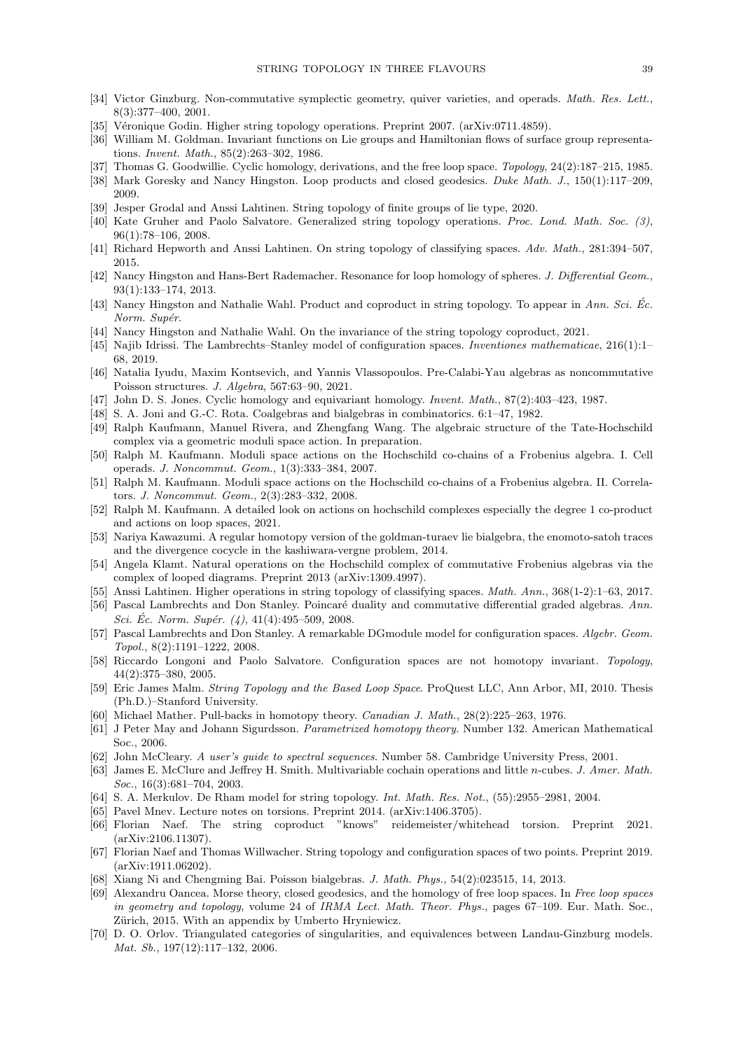[34] Victor Ginzburg. Non-commutative symplectic geometry, quiver varieties, and operads. *Math. Res. Lett.*, 8(3):377–400, 2001.

[35] Véronique Godin. Higher string topology operations. Preprint 2007. (arXiv:0711.4859).

[36] William M. Goldman. Invariant functions on Lie groups and Hamiltonian flows of surface group representations. *Invent. Math.*, 85(2):263–302, 1986.

[37] Thomas G. Goodwillie. Cyclic homology, derivations, and the free loop space. *Topology*, 24(2):187–215, 1985.

[38] Mark Goresky and Nancy Hingston. Loop products and closed geodesics. *Duke Math. J.*, 150(1):117–209, 2009.

[39] Jesper Grodal and Anssi Lahtinen. String topology of finite groups of lie type, 2020.

[40] Kate Gruher and Paolo Salvatore. Generalized string topology operations. *Proc. Lond. Math. Soc. (3)*, 96(1):78–106, 2008.

[41] Richard Hepworth and Anssi Lahtinen. On string topology of classifying spaces. *Adv. Math.*, 281:394–507, 2015.

[42] Nancy Hingston and Hans-Bert Rademacher. Resonance for loop homology of spheres. *J. Differential Geom.*, 93(1):133–174, 2013.

[43] Nancy Hingston and Nathalie Wahl. Product and coproduct in string topology. To appear in *Ann. Sci. Éc. Norm. Supér.*

[44] Nancy Hingston and Nathalie Wahl. On the invariance of the string topology coproduct, 2021.

[45] Najib Idrissi. The Lambrechts–Stanley model of configuration spaces. *Inventiones mathematicae*, 216(1):1–68, 2019.

[46] Natalia Iyudu, Maxim Kontsevich, and Yannis Vlassopoulos. Pre-Calabi-Yau algebras as noncommutative Poisson structures. *J. Algebra*, 567:63–90, 2021.

[47] John D. S. Jones. Cyclic homology and equivariant homology. *Invent. Math.*, 87(2):403–423, 1987.

[48] S. A. Joni and G.-C. Rota. Coalgebras and bialgebras in combinatorics. 6:1–47, 1982.

[49] Ralph Kaufmann, Manuel Rivera, and Zhengfang Wang. The algebraic structure of the Tate-Hochschild complex via a geometric moduli space action. In preparation.

[50] Ralph M. Kaufmann. Moduli space actions on the Hochschild co-chains of a Frobenius algebra. I. Cell operads. *J. Noncommut. Geom.*, 1(3):333–384, 2007.

[51] Ralph M. Kaufmann. Moduli space actions on the Hochschild co-chains of a Frobenius algebra. II. Correlators. *J. Noncommut. Geom.*, 2(3):283–332, 2008.

[52] Ralph M. Kaufmann. A detailed look on actions on hochschild complexes especially the degree 1 co-product and actions on loop spaces, 2021.

[53] Nariya Kawazumi. A regular homotopy version of the goldman-turaev lie bialgebra, the enomoto-satoh traces and the divergence cocycle in the kashiwara-vergne problem, 2014.

[54] Angela Klamt. Natural operations on the Hochschild complex of commutative Frobenius algebras via the complex of looped diagrams. Preprint 2013 (arXiv:1309.4997).

[55] Anssi Lahtinen. Higher operations in string topology of classifying spaces. *Math. Ann.*, 368(1-2):1–63, 2017.

[56] Pascal Lambrechts and Don Stanley. Poincaré duality and commutative differential graded algebras. *Ann. Sci. Éc. Norm. Supér. (4)*, 41(4):495–509, 2008.

[57] Pascal Lambrechts and Don Stanley. A remarkable DGmodule model for configuration spaces. *Algebr. Geom. Topol.*, 8(2):1191–1222, 2008.

[58] Riccardo Longoni and Paolo Salvatore. Configuration spaces are not homotopy invariant. *Topology*, 44(2):375–380, 2005.

[59] Eric James Malm. *String Topology and the Based Loop Space*. ProQuest LLC, Ann Arbor, MI, 2010. Thesis (Ph.D.)–Stanford University.

[60] Michael Mather. Pull-backs in homotopy theory. *Canadian J. Math.*, 28(2):225–263, 1976.

[61] J Peter May and Johann Sigurdsson. *Parametrized homotopy theory*. Number 132. American Mathematical Soc., 2006.

[62] John McCleary. *A user's guide to spectral sequences*. Number 58. Cambridge University Press, 2001.

[63] James E. McClure and Jeffrey H. Smith. Multivariable cochain operations and little $n$-cubes. *J. Amer. Math. Soc.*, 16(3):681–704, 2003.

[64] S. A. Merkulov. De Rham model for string topology. *Int. Math. Res. Not.*, (55):2955–2981, 2004.

[65] Pavel Mnev. Lecture notes on torsions. Preprint 2014. (arXiv:1406.3705).

[66] Florian Naef. The string coproduct "knows" reidemeister/whitehead torsion. Preprint 2021. (arXiv:2106.11307).

[67] Florian Naef and Thomas Willwacher. String topology and configuration spaces of two points. Preprint 2019. (arXiv:1911.06202).

[68] Xiang Ni and Chengming Bai. Poisson bialgebras. *J. Math. Phys.*, 54(2):023515, 14, 2013.

[69] Alexandru Oancea. Morse theory, closed geodesics, and the homology of free loop spaces. In *Free loop spaces in geometry and topology*, volume 24 of *IRMA Lect. Math. Theor. Phys.*, pages 67–109. Eur. Math. Soc., Zürich, 2015. With an appendix by Umberto Hryniewicz.

[70] D. O. Orlov. Triangulated categories of singularities, and equivalences between Landau-Ginzburg models. *Mat. Sb.*, 197(12):117–132, 2006.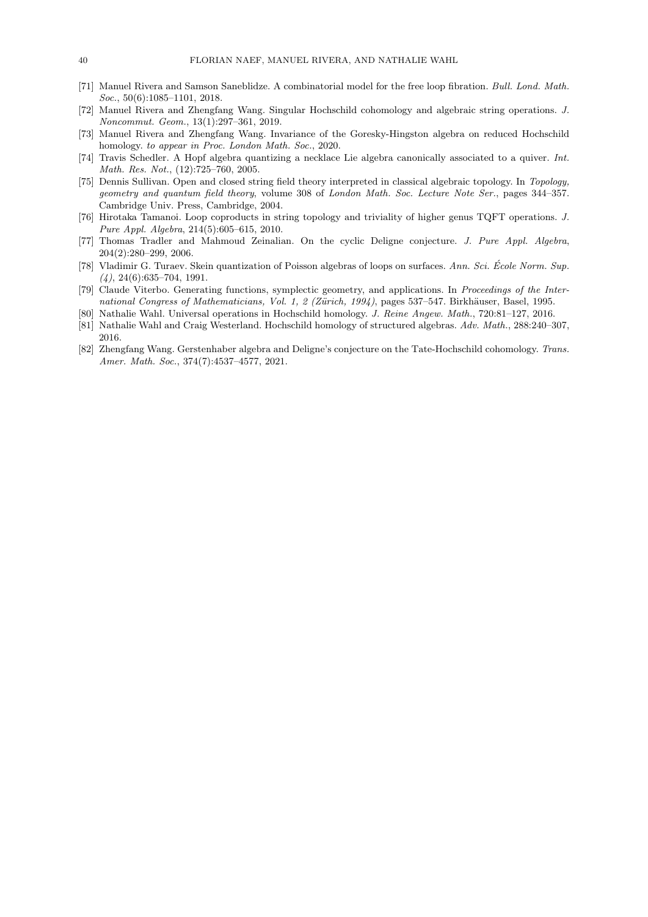- [71] Manuel Rivera and Samson Saneblidze. A combinatorial model for the free loop fibration. *Bull. Lond. Math. Soc.*, 50(6):1085–1101, 2018.
- [72] Manuel Rivera and Zhengfang Wang. Singular Hochschild cohomology and algebraic string operations. *J. Noncommut. Geom.*, 13(1):297–361, 2019.
- [73] Manuel Rivera and Zhengfang Wang. Invariance of the Goresky-Hingston algebra on reduced Hochschild homology. *to appear in Proc. London Math. Soc.*, 2020.
- [74] Travis Schedler. A Hopf algebra quantizing a necklace Lie algebra canonically associated to a quiver. *Int. Math. Res. Not.*, (12):725–760, 2005.
- [75] Dennis Sullivan. Open and closed string field theory interpreted in classical algebraic topology. In *Topology, geometry and quantum field theory*, volume 308 of *London Math. Soc. Lecture Note Ser.*, pages 344–357. Cambridge Univ. Press, Cambridge, 2004.
- [76] Hirotaka Tamanoi. Loop coproducts in string topology and triviality of higher genus TQFT operations. *J. Pure Appl. Algebra*, 214(5):605–615, 2010.
- [77] Thomas Tradler and Mahmoud Zeinalian. On the cyclic Deligne conjecture. *J. Pure Appl. Algebra*, 204(2):280–299, 2006.
- [78] Vladimir G. Turaev. Skein quantization of Poisson algebras of loops on surfaces. *Ann. Sci. École Norm. Sup. (4)*, 24(6):635–704, 1991.
- [79] Claude Viterbo. Generating functions, symplectic geometry, and applications. In *Proceedings of the International Congress of Mathematicians, Vol. 1, 2 (Zürich, 1994)*, pages 537–547. Birkhäuser, Basel, 1995.
- [80] Nathalie Wahl. Universal operations in Hochschild homology. *J. Reine Angew. Math.*, 720:81–127, 2016.
- [81] Nathalie Wahl and Craig Westerland. Hochschild homology of structured algebras. *Adv. Math.*, 288:240–307, 2016.
- [82] Zhengfang Wang. Gerstenhaber algebra and Deligne's conjecture on the Tate-Hochschild cohomology. *Trans. Amer. Math. Soc.*, 374(7):4537–4577, 2021.